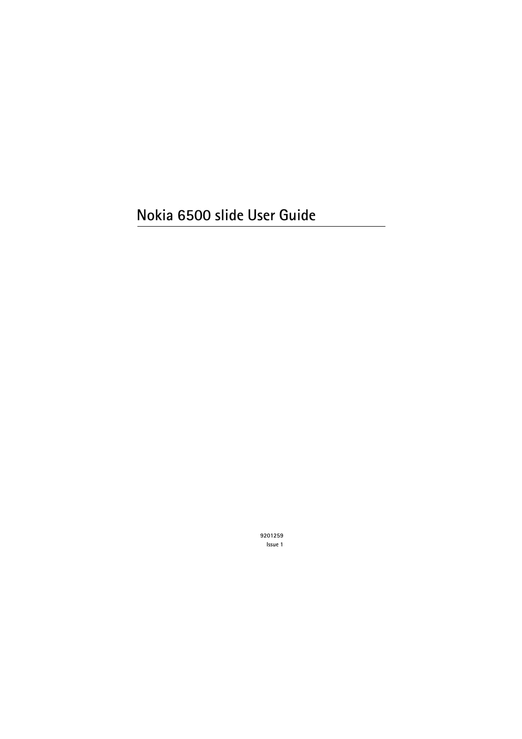# Nokia 6500 slide User Guide

9201259
Issue 1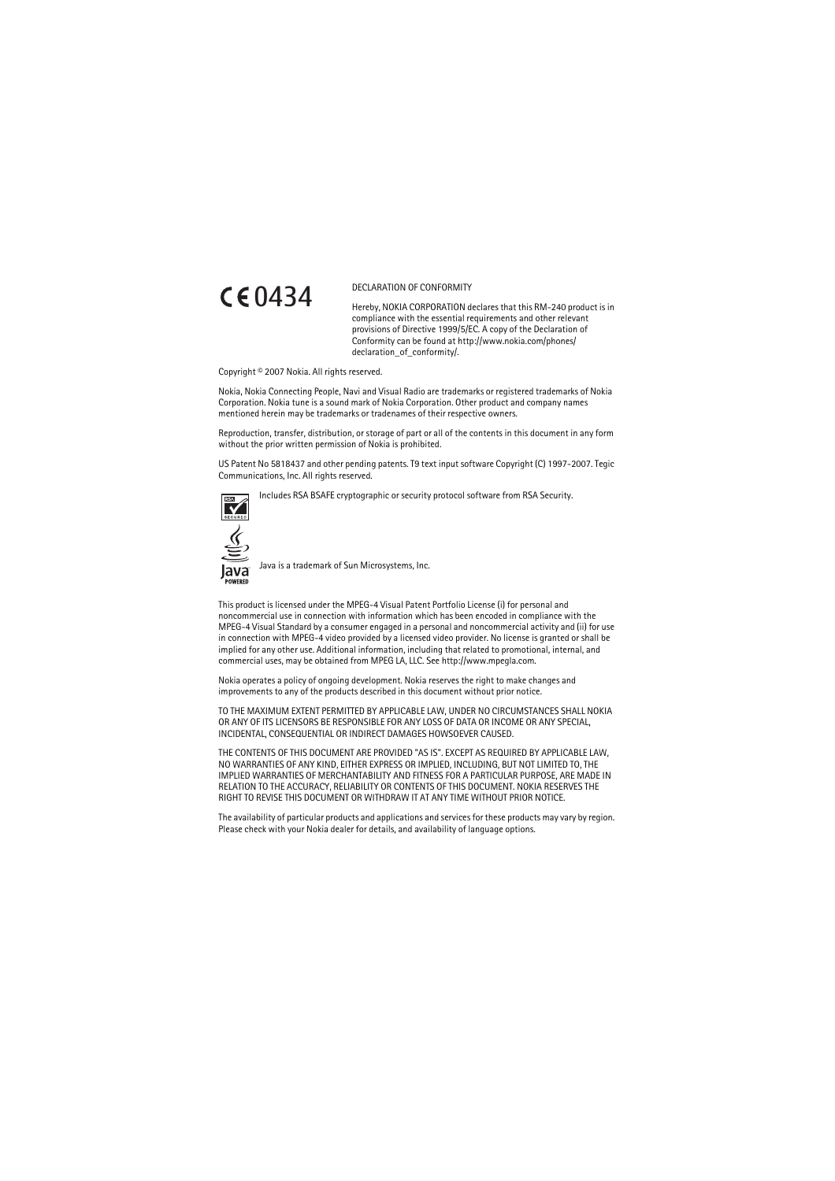CE 0434

DECLARATION OF CONFORMITY

Hereby, NOKIA CORPORATION declares that this RM-240 product is in compliance with the essential requirements and other relevant provisions of Directive 1999/5/EC. A copy of the Declaration of Conformity can be found at http://www.nokia.com/phones/declaration_of_conformity/.

Copyright © 2007 Nokia. All rights reserved.

Nokia, Nokia Connecting People, Navi and Visual Radio are trademarks or registered trademarks of Nokia Corporation. Nokia tune is a sound mark of Nokia Corporation. Other product and company names mentioned herein may be trademarks or tradenames of their respective owners.

Reproduction, transfer, distribution, or storage of part or all of the contents in this document in any form without the prior written permission of Nokia is prohibited.

US Patent No 5818437 and other pending patents. T9 text input software Copyright (C) 1997-2007. Tegic Communications, Inc. All rights reserved.

Includes RSA BSAFE cryptographic or security protocol software from RSA Security.

Java is a trademark of Sun Microsystems, Inc.

This product is licensed under the MPEG-4 Visual Patent Portfolio License (i) for personal and noncommercial use in connection with information which has been encoded in compliance with the MPEG-4 Visual Standard by a consumer engaged in a personal and noncommercial activity and (ii) for use in connection with MPEG-4 video provided by a licensed video provider. No license is granted or shall be implied for any other use. Additional information, including that related to promotional, internal, and commercial uses, may be obtained from MPEG LA, LLC. See http://www.mpegla.com.

Nokia operates a policy of ongoing development. Nokia reserves the right to make changes and improvements to any of the products described in this document without prior notice.

TO THE MAXIMUM EXTENT PERMITTED BY APPLICABLE LAW, UNDER NO CIRCUMSTANCES SHALL NOKIA OR ANY OF ITS LICENSORS BE RESPONSIBLE FOR ANY LOSS OF DATA OR INCOME OR ANY SPECIAL, INCIDENTAL, CONSEQUENTIAL OR INDIRECT DAMAGES HOWSOEVER CAUSED.

THE CONTENTS OF THIS DOCUMENT ARE PROVIDED "AS IS". EXCEPT AS REQUIRED BY APPLICABLE LAW, NO WARRANTIES OF ANY KIND, EITHER EXPRESS OR IMPLIED, INCLUDING, BUT NOT LIMITED TO, THE IMPLIED WARRANTIES OF MERCHANTABILITY AND FITNESS FOR A PARTICULAR PURPOSE, ARE MADE IN RELATION TO THE ACCURACY, RELIABILITY OR CONTENTS OF THIS DOCUMENT. NOKIA RESERVES THE RIGHT TO REVISE THIS DOCUMENT OR WITHDRAW IT AT ANY TIME WITHOUT PRIOR NOTICE.

The availability of particular products and applications and services for these products may vary by region. Please check with your Nokia dealer for details, and availability of language options.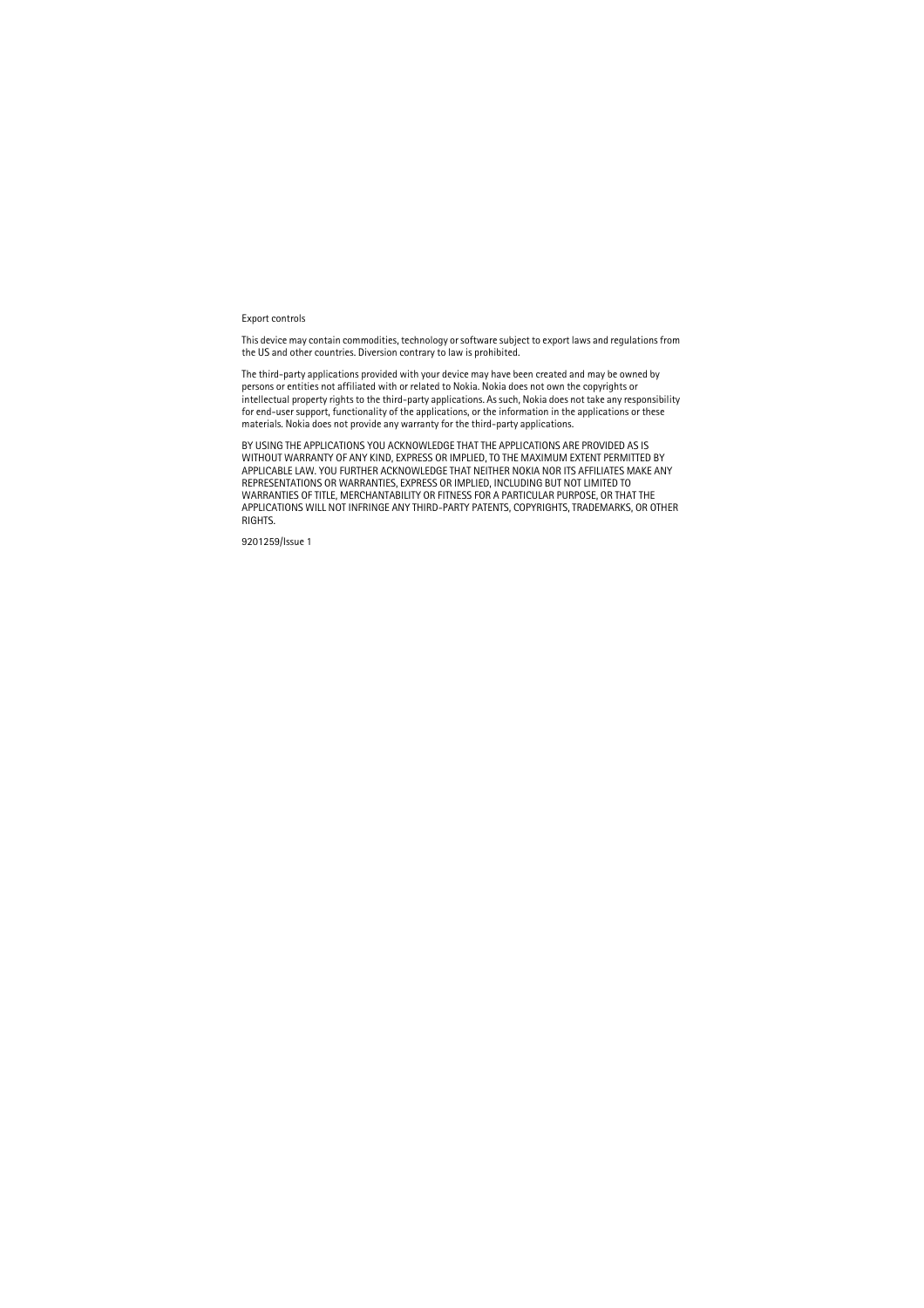Export controls

This device may contain commodities, technology or software subject to export laws and regulations from the US and other countries. Diversion contrary to law is prohibited.

The third-party applications provided with your device may have been created and may be owned by persons or entities not affiliated with or related to Nokia. Nokia does not own the copyrights or intellectual property rights to the third-party applications. As such, Nokia does not take any responsibility for end-user support, functionality of the applications, or the information in the applications or these materials. Nokia does not provide any warranty for the third-party applications.

BY USING THE APPLICATIONS YOU ACKNOWLEDGE THAT THE APPLICATIONS ARE PROVIDED AS IS WITHOUT WARRANTY OF ANY KIND, EXPRESS OR IMPLIED, TO THE MAXIMUM EXTENT PERMITTED BY APPLICABLE LAW. YOU FURTHER ACKNOWLEDGE THAT NEITHER NOKIA NOR ITS AFFILIATES MAKE ANY REPRESENTATIONS OR WARRANTIES, EXPRESS OR IMPLIED, INCLUDING BUT NOT LIMITED TO WARRANTIES OF TITLE, MERCHANTABILITY OR FITNESS FOR A PARTICULAR PURPOSE, OR THAT THE APPLICATIONS WILL NOT INFRINGE ANY THIRD-PARTY PATENTS, COPYRIGHTS, TRADEMARKS, OR OTHER RIGHTS.

9201259/Issue 1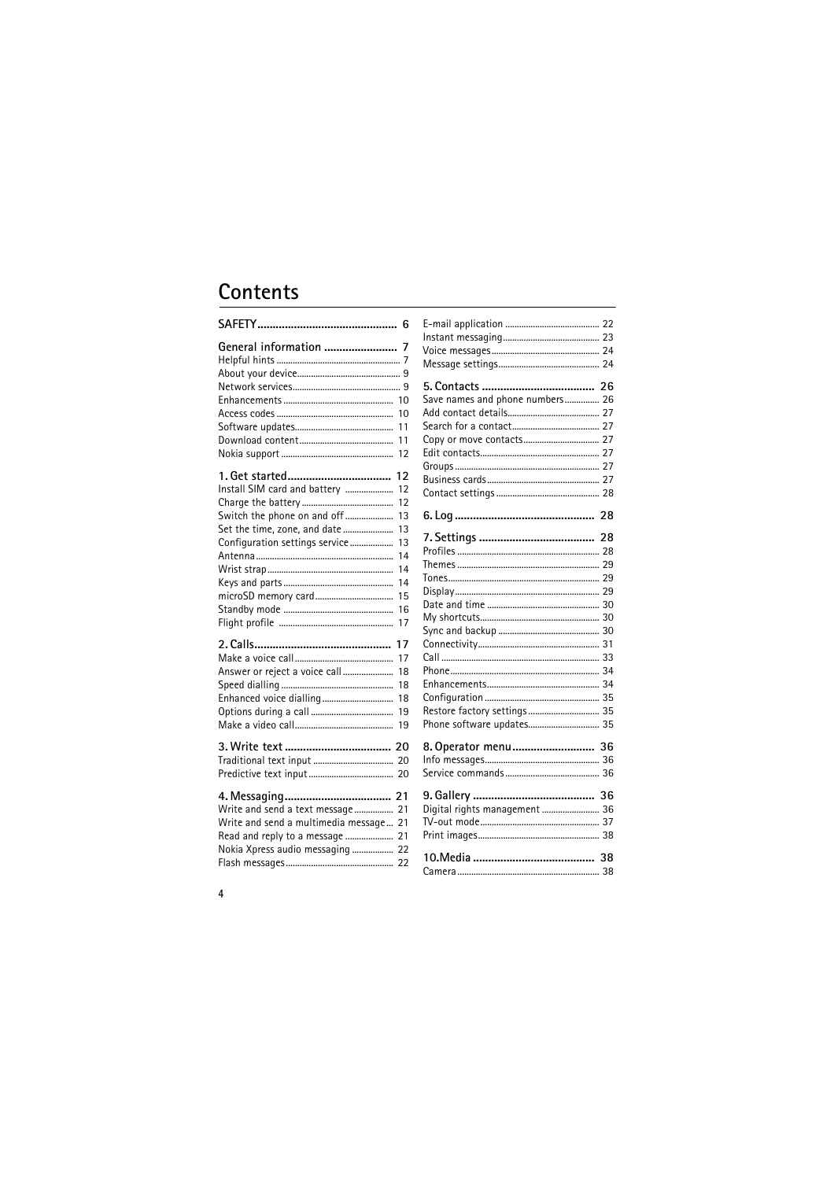# Contents

**SAFETY** ............................................. **6**

**General information** ........................ **7**
Helpful hints ............................................... 7
About your device........................................ 9
Network services.......................................... 9
Enhancements ............................................ 10
Access codes .............................................. 10
Software updates........................................ 11
Download content ...................................... 11
Nokia support ............................................. 12

**1. Get started** ................................. **12**
Install SIM card and battery ..................... 12
Charge the battery ..................................... 12
Switch the phone on and off ..................... 13
Set the time, zone, and date ..................... 13
Configuration settings service .................. 13
Antenna ....................................................... 14
Wrist strap .................................................. 14
Keys and parts ............................................ 14
microSD memory card ............................... 15
Standby mode ............................................. 16
Flight profile ............................................... 17

**2. Calls** ............................................. **17**
Make a voice call ........................................ 17
Answer or reject a voice call ..................... 18
Speed dialling ............................................. 18
Enhanced voice dialling ............................. 18
Options during a call ................................. 19
Make a video call ........................................ 19

**3. Write text** ................................... **20**
Traditional text input ................................ 20
Predictive text input .................................. 20

**4. Messaging** ................................... **21**
Write and send a text message ................ 21
Write and send a multimedia message ... 21
Read and reply to a message .................... 21
Nokia Xpress audio messaging ................. 22
Flash messages ........................................... 22
E-mail application ...................................... 22
Instant messaging ....................................... 23
Voice messages ........................................... 24
Message settings ........................................ 24

**5. Contacts** ..................................... **26**
Save names and phone numbers .............. 26
Add contact details .................................... 27
Search for a contact ................................... 27
Copy or move contacts .............................. 27
Edit contacts ................................................ 27
Groups .......................................................... 27
Business cards ............................................. 27
Contact settings .......................................... 28

**6. Log** .............................................. **28**

**7. Settings** ...................................... **28**
Profiles ......................................................... 28
Themes ......................................................... 29
Tones ............................................................ 29
Display .......................................................... 29
Date and time ............................................. 30
My shortcuts ................................................ 30
Sync and backup ......................................... 30
Connectivity ................................................. 31
Call ................................................................ 33
Phone ............................................................ 34
Enhancements ............................................. 34
Configuration .............................................. 35
Restore factory settings ............................. 35
Phone software updates ............................. 35

**8. Operator menu** ........................... **36**
Info messages .............................................. 36
Service commands ...................................... 36

**9. Gallery** ........................................ **36**
Digital rights management ........................ 36
TV-out mode ................................................ 37
Print images ................................................. 38

**10.Media** ........................................ **38**
Camera ......................................................... 38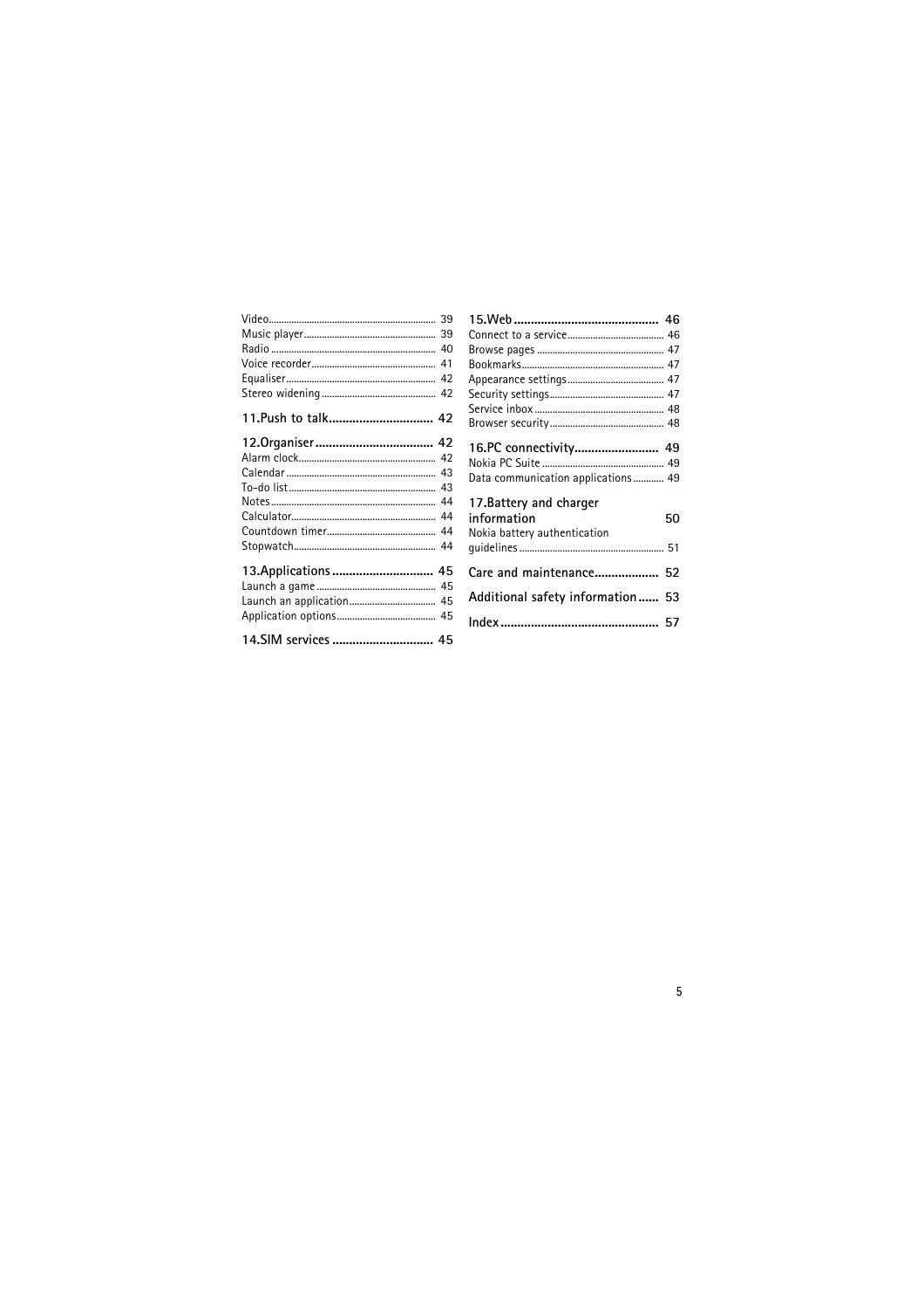Video .......... 39
Music player .......... 39
Radio .......... 40
Voice recorder .......... 41
Equaliser .......... 42
Stereo widening .......... 42

**11.Push to talk .......... 42**

**12.Organiser .......... 42**

Alarm clock .......... 42
Calendar .......... 43
To-do list .......... 43
Notes .......... 44
Calculator .......... 44
Countdown timer .......... 44
Stopwatch .......... 44

**13.Applications .......... 45**

Launch a game .......... 45
Launch an application .......... 45
Application options .......... 45

**14.SIM services .......... 45**

**15.Web .......... 46**

Connect to a service .......... 46
Browse pages .......... 47
Bookmarks .......... 47
Appearance settings .......... 47
Security settings .......... 47
Service inbox .......... 48
Browser security .......... 48

**16.PC connectivity .......... 49**

Nokia PC Suite .......... 49
Data communication applications .......... 49

**17.Battery and charger information .......... 50**

Nokia battery authentication guidelines .......... 51

**Care and maintenance .......... 52**

**Additional safety information .......... 53**

**Index .......... 57**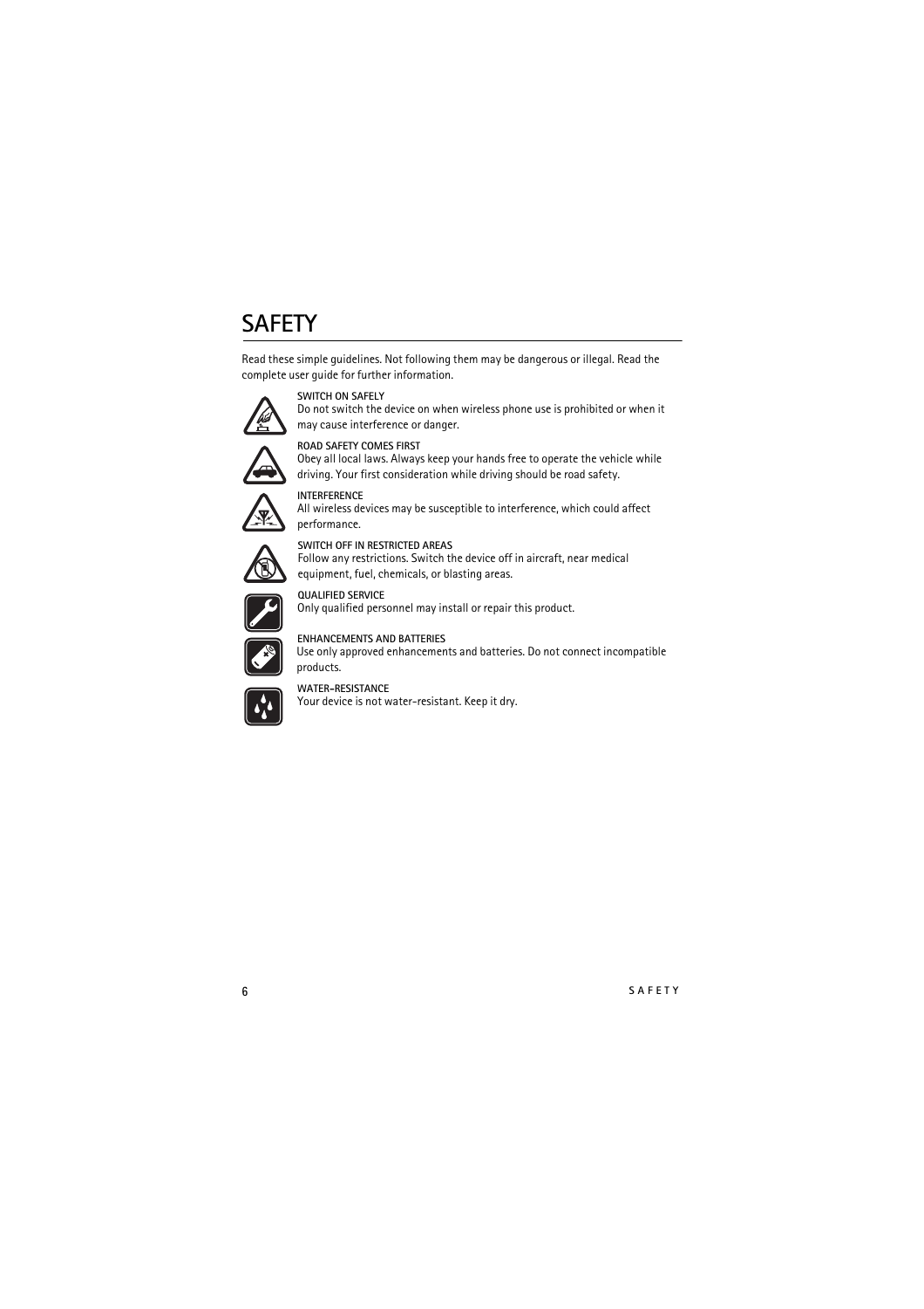# SAFETY

Read these simple guidelines. Not following them may be dangerous or illegal. Read the complete user guide for further information.

**SWITCH ON SAFELY**
Do not switch the device on when wireless phone use is prohibited or when it may cause interference or danger.

**ROAD SAFETY COMES FIRST**
Obey all local laws. Always keep your hands free to operate the vehicle while driving. Your first consideration while driving should be road safety.

**INTERFERENCE**
All wireless devices may be susceptible to interference, which could affect performance.

**SWITCH OFF IN RESTRICTED AREAS**
Follow any restrictions. Switch the device off in aircraft, near medical equipment, fuel, chemicals, or blasting areas.

**QUALIFIED SERVICE**
Only qualified personnel may install or repair this product.

**ENHANCEMENTS AND BATTERIES**
Use only approved enhancements and batteries. Do not connect incompatible products.

**WATER-RESISTANCE**
Your device is not water-resistant. Keep it dry.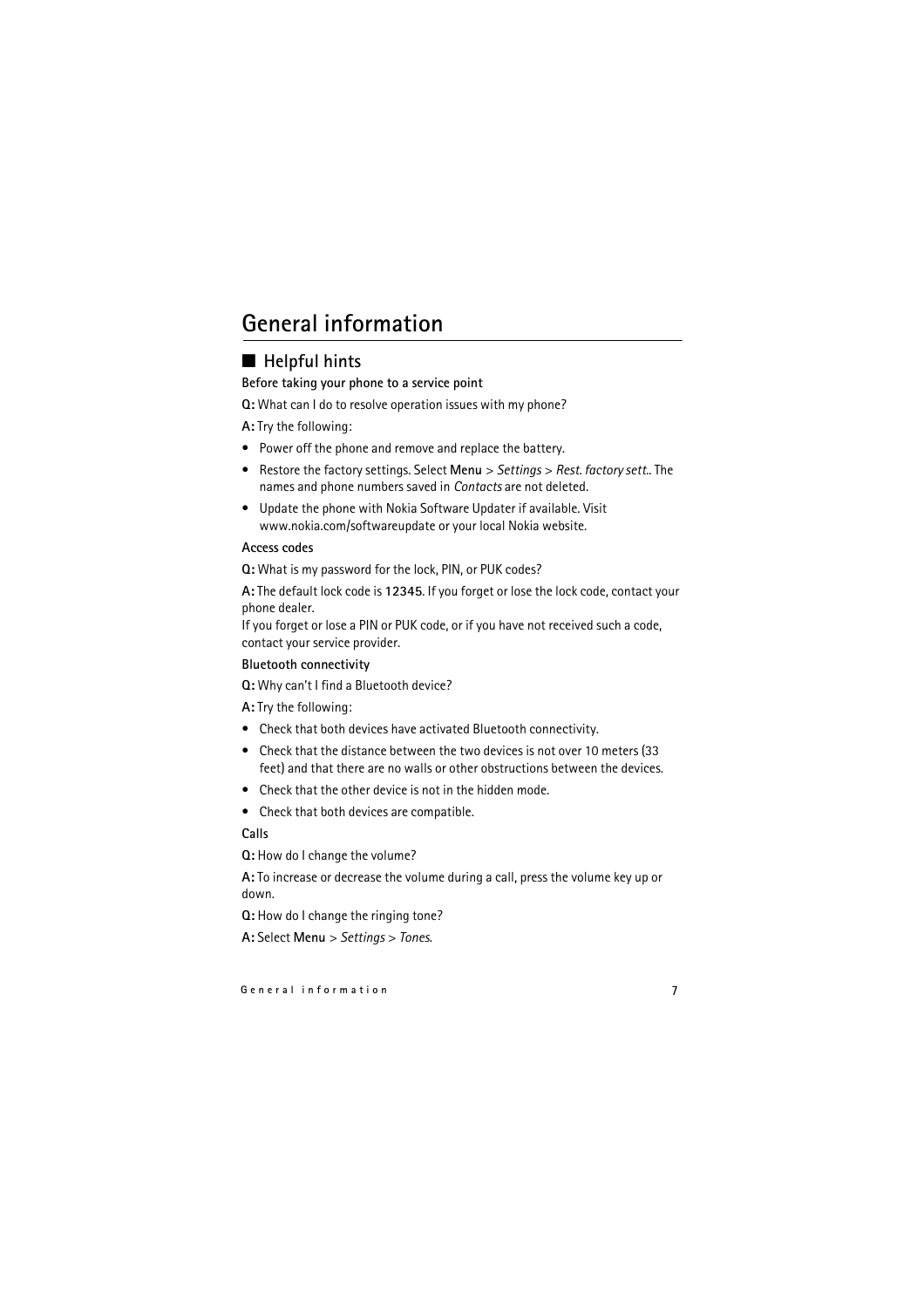# General information

## Helpful hints

**Before taking your phone to a service point**

**Q:** What can I do to resolve operation issues with my phone?

**A:** Try the following:

- Power off the phone and remove and replace the battery.
- Restore the factory settings. Select **Menu** > *Settings* > *Rest. factory sett.*. The names and phone numbers saved in *Contacts* are not deleted.
- Update the phone with Nokia Software Updater if available. Visit www.nokia.com/softwareupdate or your local Nokia website.

**Access codes**

**Q:** What is my password for the lock, PIN, or PUK codes?

**A:** The default lock code is **12345**. If you forget or lose the lock code, contact your phone dealer.
If you forget or lose a PIN or PUK code, or if you have not received such a code, contact your service provider.

**Bluetooth connectivity**

**Q:** Why can't I find a Bluetooth device?

**A:** Try the following:

- Check that both devices have activated Bluetooth connectivity.
- Check that the distance between the two devices is not over 10 meters (33 feet) and that there are no walls or other obstructions between the devices.
- Check that the other device is not in the hidden mode.
- Check that both devices are compatible.

**Calls**

**Q:** How do I change the volume?

**A:** To increase or decrease the volume during a call, press the volume key up or down.

**Q:** How do I change the ringing tone?

**A:** Select **Menu** > *Settings* > *Tones*.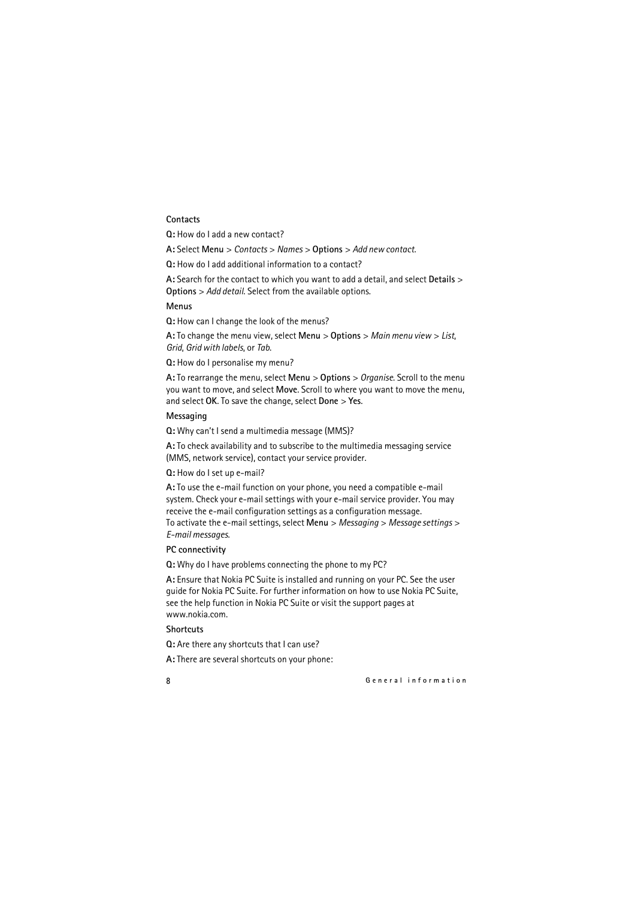#### Contacts

**Q:** How do I add a new contact?

**A:** Select **Menu** > *Contacts* > *Names* > **Options** > *Add new contact*.

**Q:** How do I add additional information to a contact?

**A:** Search for the contact to which you want to add a detail, and select **Details** > **Options** > *Add detail*. Select from the available options.

#### Menus

**Q:** How can I change the look of the menus?

**A:** To change the menu view, select **Menu** > **Options** > *Main menu view* > *List*, *Grid*, *Grid with labels*, or *Tab*.

**Q:** How do I personalise my menu?

**A:** To rearrange the menu, select **Menu** > **Options** > *Organise*. Scroll to the menu you want to move, and select **Move**. Scroll to where you want to move the menu, and select **OK**. To save the change, select **Done** > **Yes**.

#### Messaging

**Q:** Why can't I send a multimedia message (MMS)?

**A:** To check availability and to subscribe to the multimedia messaging service (MMS, network service), contact your service provider.

**Q:** How do I set up e-mail?

**A:** To use the e-mail function on your phone, you need a compatible e-mail system. Check your e-mail settings with your e-mail service provider. You may receive the e-mail configuration settings as a configuration message.
To activate the e-mail settings, select **Menu** > *Messaging* > *Message settings* > *E-mail messages*.

#### PC connectivity

**Q:** Why do I have problems connecting the phone to my PC?

**A:** Ensure that Nokia PC Suite is installed and running on your PC. See the user guide for Nokia PC Suite. For further information on how to use Nokia PC Suite, see the help function in Nokia PC Suite or visit the support pages at www.nokia.com.

#### Shortcuts

**Q:** Are there any shortcuts that I can use?

**A:** There are several shortcuts on your phone: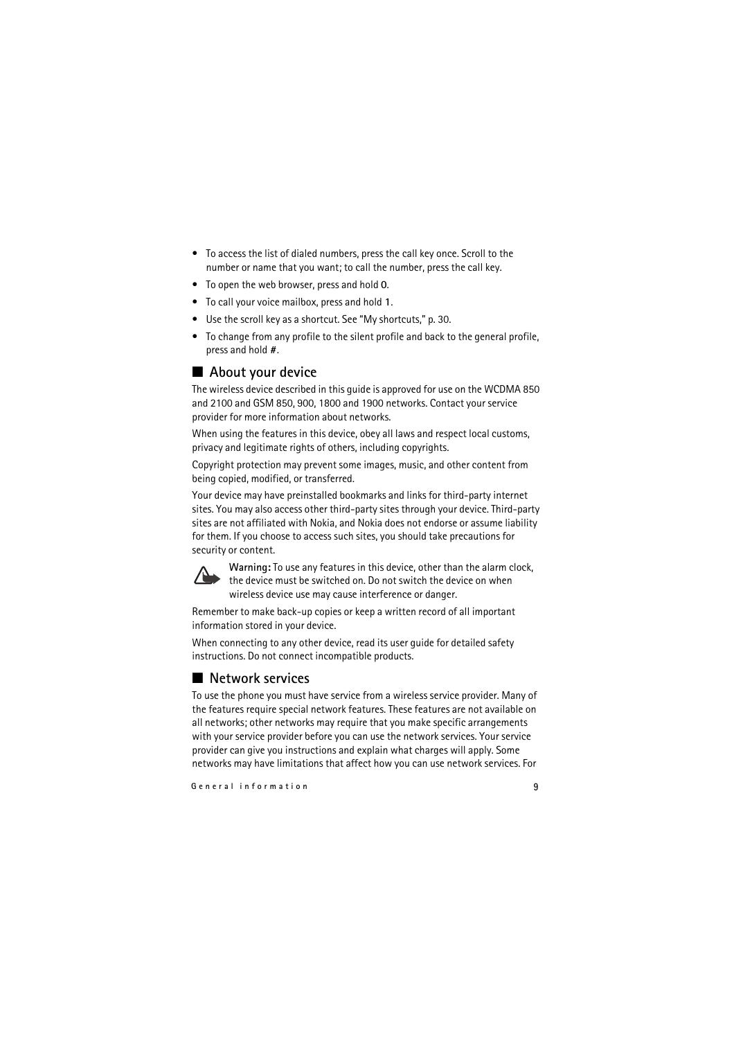- To access the list of dialed numbers, press the call key once. Scroll to the number or name that you want; to call the number, press the call key.
- To open the web browser, press and hold **0**.
- To call your voice mailbox, press and hold **1**.
- Use the scroll key as a shortcut. See "My shortcuts," p. 30.
- To change from any profile to the silent profile and back to the general profile, press and hold **#**.

## About your device

The wireless device described in this guide is approved for use on the WCDMA 850 and 2100 and GSM 850, 900, 1800 and 1900 networks. Contact your service provider for more information about networks.

When using the features in this device, obey all laws and respect local customs, privacy and legitimate rights of others, including copyrights.

Copyright protection may prevent some images, music, and other content from being copied, modified, or transferred.

Your device may have preinstalled bookmarks and links for third-party internet sites. You may also access other third-party sites through your device. Third-party sites are not affiliated with Nokia, and Nokia does not endorse or assume liability for them. If you choose to access such sites, you should take precautions for security or content.

**Warning:** To use any features in this device, other than the alarm clock, the device must be switched on. Do not switch the device on when wireless device use may cause interference or danger.

Remember to make back-up copies or keep a written record of all important information stored in your device.

When connecting to any other device, read its user guide for detailed safety instructions. Do not connect incompatible products.

## Network services

To use the phone you must have service from a wireless service provider. Many of the features require special network features. These features are not available on all networks; other networks may require that you make specific arrangements with your service provider before you can use the network services. Your service provider can give you instructions and explain what charges will apply. Some networks may have limitations that affect how you can use network services. For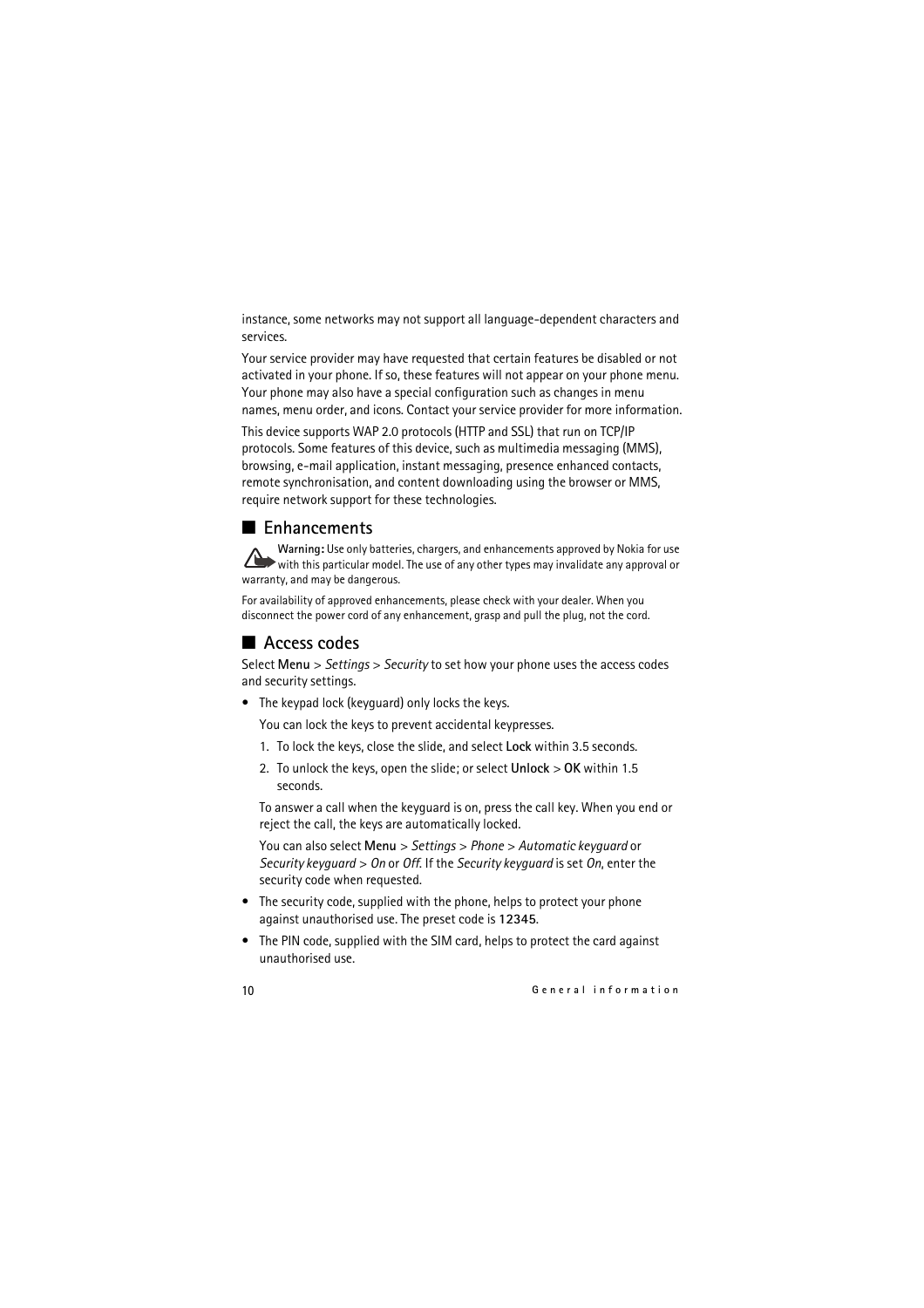instance, some networks may not support all language-dependent characters and services.

Your service provider may have requested that certain features be disabled or not activated in your phone. If so, these features will not appear on your phone menu. Your phone may also have a special configuration such as changes in menu names, menu order, and icons. Contact your service provider for more information.

This device supports WAP 2.0 protocols (HTTP and SSL) that run on TCP/IP protocols. Some features of this device, such as multimedia messaging (MMS), browsing, e-mail application, instant messaging, presence enhanced contacts, remote synchronisation, and content downloading using the browser or MMS, require network support for these technologies.

## Enhancements

**Warning:** Use only batteries, chargers, and enhancements approved by Nokia for use with this particular model. The use of any other types may invalidate any approval or warranty, and may be dangerous.

For availability of approved enhancements, please check with your dealer. When you disconnect the power cord of any enhancement, grasp and pull the plug, not the cord.

## Access codes

Select **Menu** > *Settings* > *Security* to set how your phone uses the access codes and security settings.

- The keypad lock (keyguard) only locks the keys.

  You can lock the keys to prevent accidental keypresses.

  1. To lock the keys, close the slide, and select **Lock** within 3.5 seconds.
  2. To unlock the keys, open the slide; or select **Unlock** > **OK** within 1.5 seconds.

  To answer a call when the keyguard is on, press the call key. When you end or reject the call, the keys are automatically locked.

  You can also select **Menu** > *Settings* > *Phone* > *Automatic keyguard* or *Security keyguard* > *On* or *Off*. If the *Security keyguard* is set *On*, enter the security code when requested.

- The security code, supplied with the phone, helps to protect your phone against unauthorised use. The preset code is **12345**.
- The PIN code, supplied with the SIM card, helps to protect the card against unauthorised use.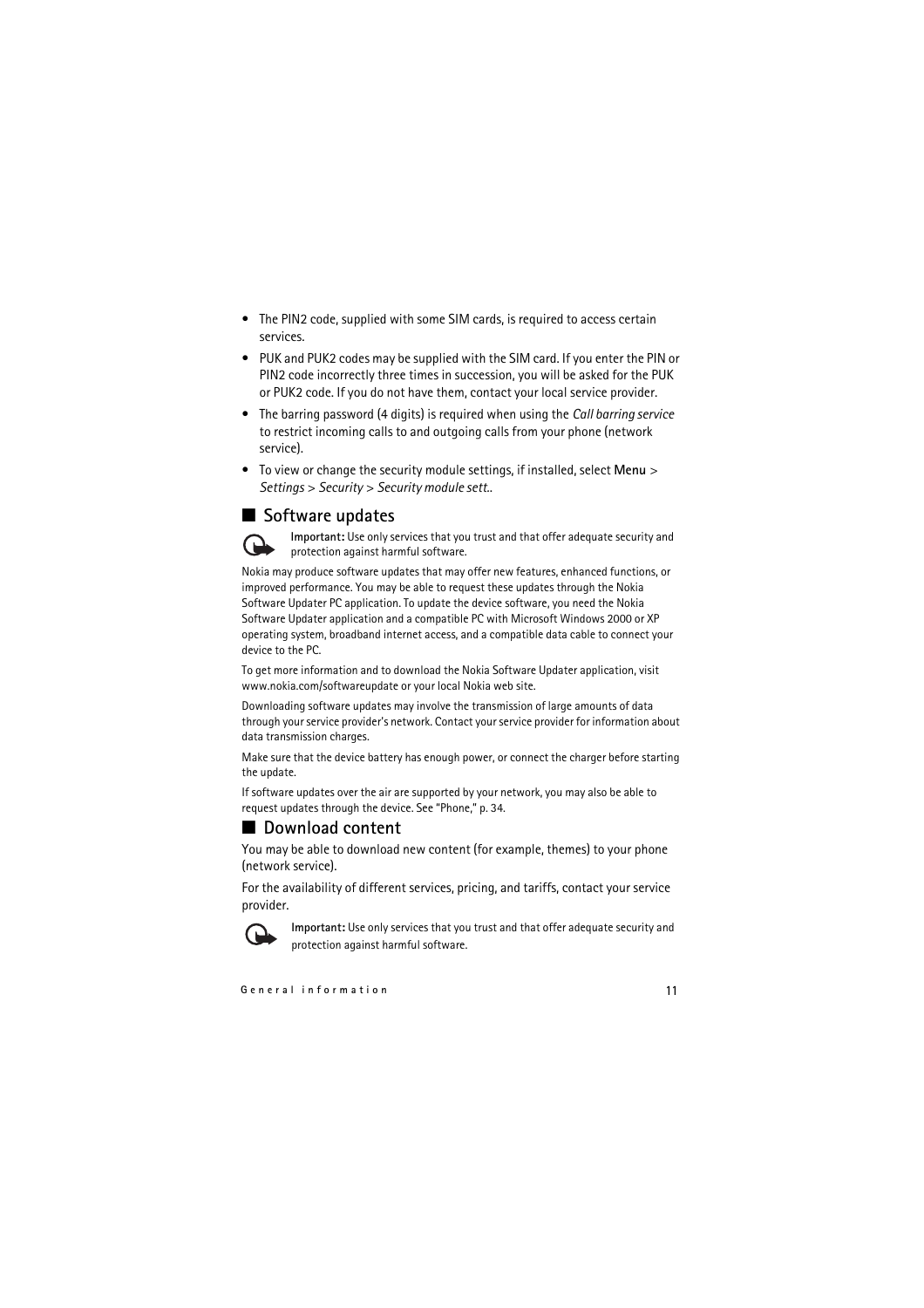- The PIN2 code, supplied with some SIM cards, is required to access certain services.
- PUK and PUK2 codes may be supplied with the SIM card. If you enter the PIN or PIN2 code incorrectly three times in succession, you will be asked for the PUK or PUK2 code. If you do not have them, contact your local service provider.
- The barring password (4 digits) is required when using the *Call barring service* to restrict incoming calls to and outgoing calls from your phone (network service).
- To view or change the security module settings, if installed, select **Menu** > *Settings* > *Security* > *Security module sett.*.

## Software updates

**Important:** Use only services that you trust and that offer adequate security and protection against harmful software.

Nokia may produce software updates that may offer new features, enhanced functions, or improved performance. You may be able to request these updates through the Nokia Software Updater PC application. To update the device software, you need the Nokia Software Updater application and a compatible PC with Microsoft Windows 2000 or XP operating system, broadband internet access, and a compatible data cable to connect your device to the PC.

To get more information and to download the Nokia Software Updater application, visit www.nokia.com/softwareupdate or your local Nokia web site.

Downloading software updates may involve the transmission of large amounts of data through your service provider's network. Contact your service provider for information about data transmission charges.

Make sure that the device battery has enough power, or connect the charger before starting the update.

If software updates over the air are supported by your network, you may also be able to request updates through the device. See "Phone," p. 34.

## Download content

You may be able to download new content (for example, themes) to your phone (network service).

For the availability of different services, pricing, and tariffs, contact your service provider.

**Important:** Use only services that you trust and that offer adequate security and protection against harmful software.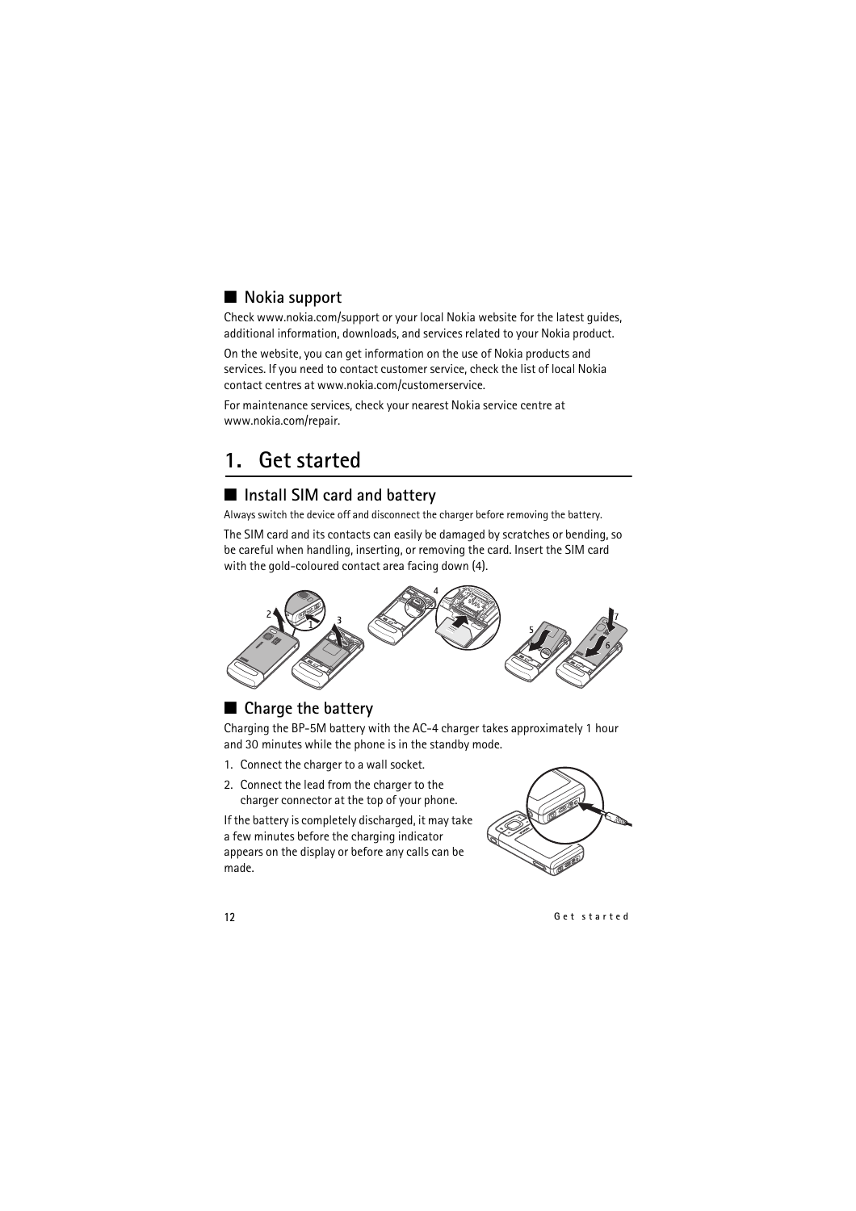## Nokia support

Check www.nokia.com/support or your local Nokia website for the latest guides, additional information, downloads, and services related to your Nokia product.

On the website, you can get information on the use of Nokia products and services. If you need to contact customer service, check the list of local Nokia contact centres at www.nokia.com/customerservice.

For maintenance services, check your nearest Nokia service centre at www.nokia.com/repair.

# 1. Get started

## Install SIM card and battery

Always switch the device off and disconnect the charger before removing the battery.

The SIM card and its contacts can easily be damaged by scratches or bending, so be careful when handling, inserting, or removing the card. Insert the SIM card with the gold-coloured contact area facing down (4).

## Charge the battery

Charging the BP-5M battery with the AC-4 charger takes approximately 1 hour and 30 minutes while the phone is in the standby mode.

1. Connect the charger to a wall socket.
2. Connect the lead from the charger to the charger connector at the top of your phone.

If the battery is completely discharged, it may take a few minutes before the charging indicator appears on the display or before any calls can be made.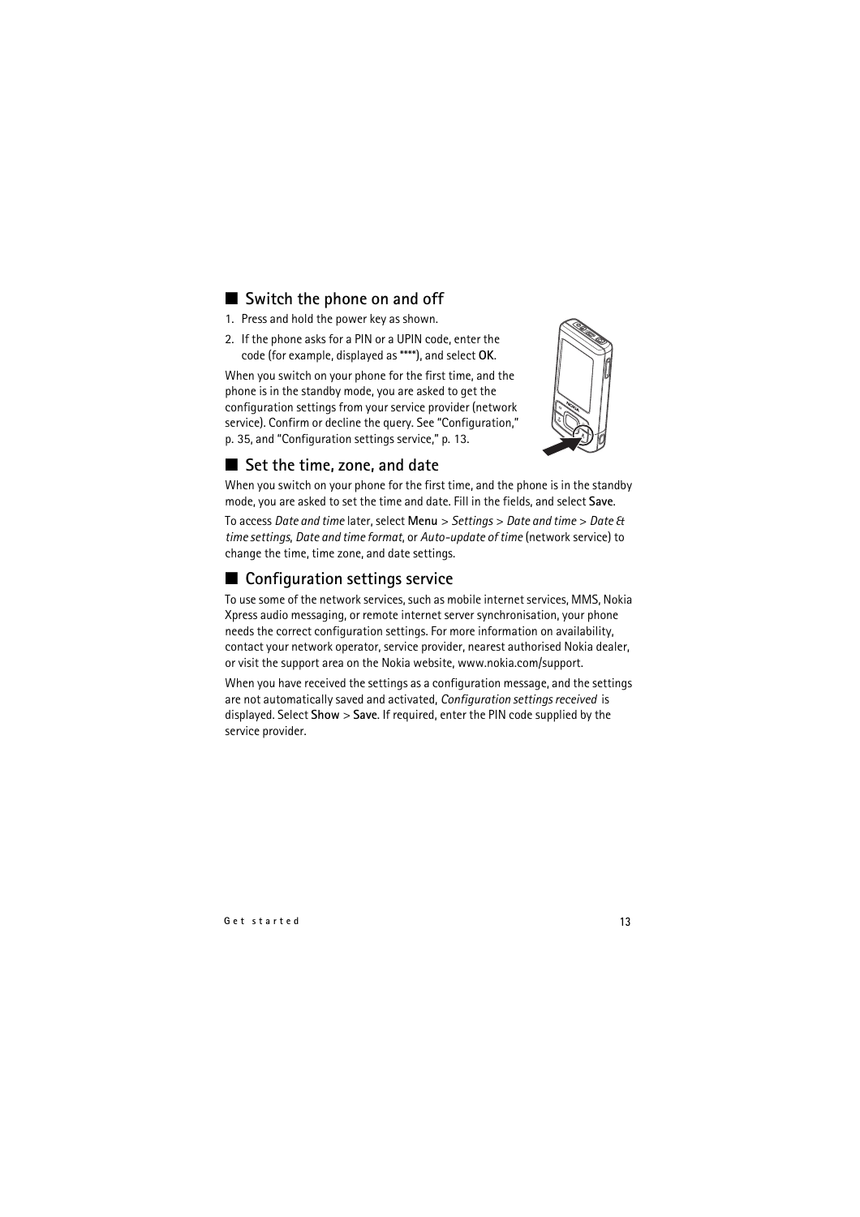## Switch the phone on and off

1. Press and hold the power key as shown.
2. If the phone asks for a PIN or a UPIN code, enter the code (for example, displayed as ****), and select **OK**.

When you switch on your phone for the first time, and the phone is in the standby mode, you are asked to get the configuration settings from your service provider (network service). Confirm or decline the query. See "Configuration," p. 35, and "Configuration settings service," p. 13.

## Set the time, zone, and date

When you switch on your phone for the first time, and the phone is in the standby mode, you are asked to set the time and date. Fill in the fields, and select **Save**.

To access *Date and time* later, select **Menu** > *Settings* > *Date and time* > *Date & time settings*, *Date and time format*, or *Auto-update of time* (network service) to change the time, time zone, and date settings.

## Configuration settings service

To use some of the network services, such as mobile internet services, MMS, Nokia Xpress audio messaging, or remote internet server synchronisation, your phone needs the correct configuration settings. For more information on availability, contact your network operator, service provider, nearest authorised Nokia dealer, or visit the support area on the Nokia website, www.nokia.com/support.

When you have received the settings as a configuration message, and the settings are not automatically saved and activated, *Configuration settings received* is displayed. Select **Show** > **Save**. If required, enter the PIN code supplied by the service provider.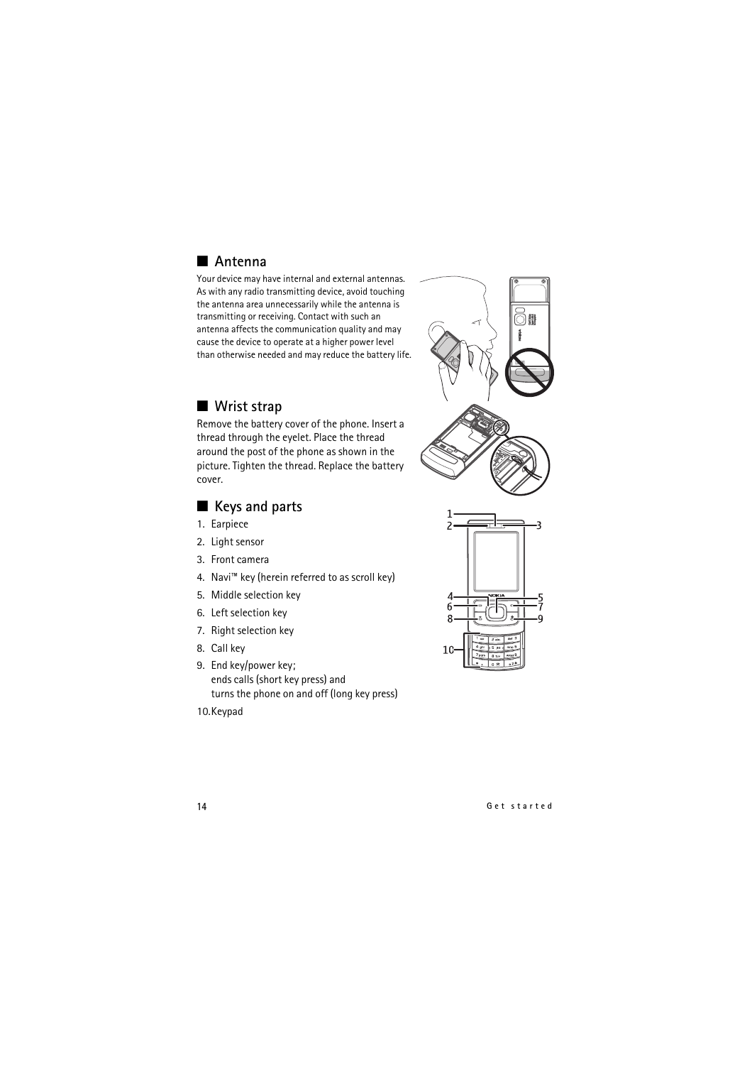## Antenna

Your device may have internal and external antennas. As with any radio transmitting device, avoid touching the antenna area unnecessarily while the antenna is transmitting or receiving. Contact with such an antenna affects the communication quality and may cause the device to operate at a higher power level than otherwise needed and may reduce the battery life.

## Wrist strap

Remove the battery cover of the phone. Insert a thread through the eyelet. Place the thread around the post of the phone as shown in the picture. Tighten the thread. Replace the battery cover.

## Keys and parts

1. Earpiece
2. Light sensor
3. Front camera
4. Navi™ key (herein referred to as scroll key)
5. Middle selection key
6. Left selection key
7. Right selection key
8. Call key
9. End key/power key;
   ends calls (short key press) and
   turns the phone on and off (long key press)
10. Keypad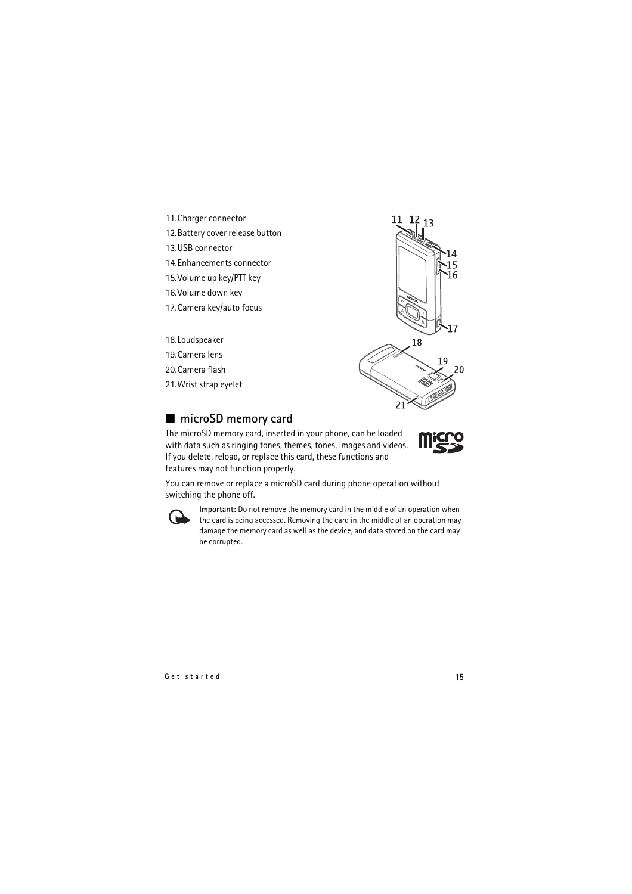11. Charger connector
12. Battery cover release button
13. USB connector
14. Enhancements connector
15. Volume up key/PTT key
16. Volume down key
17. Camera key/auto focus

18. Loudspeaker
19. Camera lens
20. Camera flash
21. Wrist strap eyelet

## ■ microSD memory card

The microSD memory card, inserted in your phone, can be loaded with data such as ringing tones, themes, tones, images and videos. If you delete, reload, or replace this card, these functions and features may not function properly.

You can remove or replace a microSD card during phone operation without switching the phone off.

**Important:** Do not remove the memory card in the middle of an operation when the card is being accessed. Removing the card in the middle of an operation may damage the memory card as well as the device, and data stored on the card may be corrupted.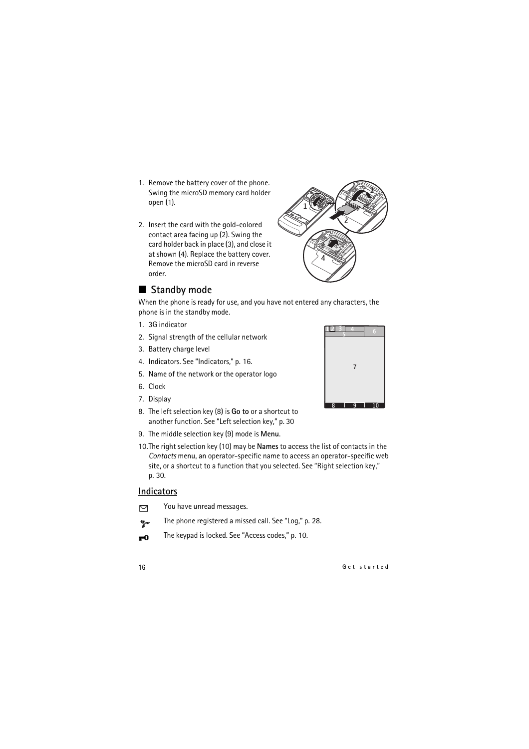1. Remove the battery cover of the phone. Swing the microSD memory card holder open (1).
2. Insert the card with the gold-colored contact area facing up (2). Swing the card holder back in place (3), and close it at shown (4). Replace the battery cover. Remove the microSD card in reverse order.

## Standby mode

When the phone is ready for use, and you have not entered any characters, the phone is in the standby mode.

1. 3G indicator
2. Signal strength of the cellular network
3. Battery charge level
4. Indicators. See "Indicators," p. 16.
5. Name of the network or the operator logo
6. Clock
7. Display
8. The left selection key (8) is **Go to** or a shortcut to another function. See "Left selection key," p. 30
9. The middle selection key (9) mode is **Menu**.
10. The right selection key (10) may be **Names** to access the list of contacts in the *Contacts* menu, an operator-specific name to access an operator-specific web site, or a shortcut to a function that you selected. See "Right selection key," p. 30.

### Indicators

You have unread messages.

The phone registered a missed call. See "Log," p. 28.

The keypad is locked. See "Access codes," p. 10.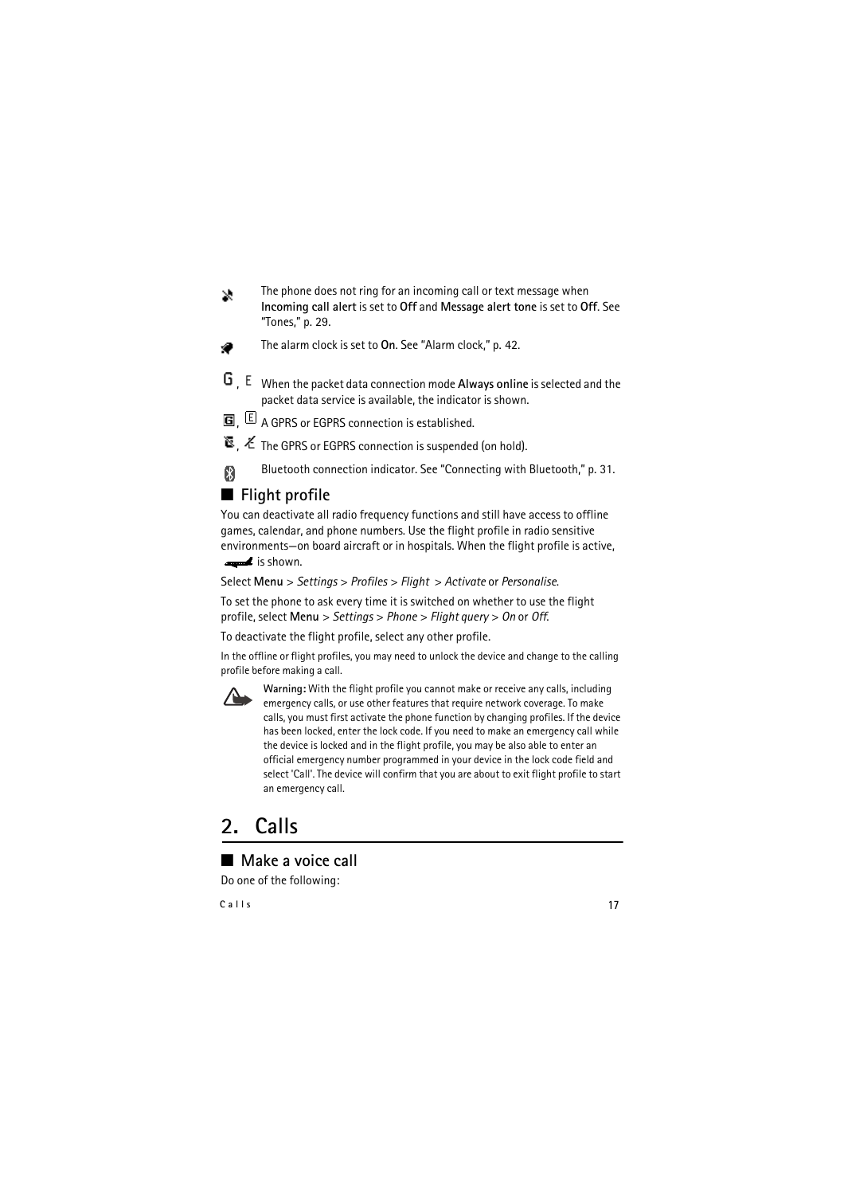The phone does not ring for an incoming call or text message when **Incoming call alert** is set to **Off** and **Message alert tone** is set to **Off**. See "Tones," p. 29.

The alarm clock is set to **On**. See "Alarm clock," p. 42.

G, E When the packet data connection mode **Always online** is selected and the packet data service is available, the indicator is shown.

A GPRS or EGPRS connection is established.

The GPRS or EGPRS connection is suspended (on hold).

Bluetooth connection indicator. See "Connecting with Bluetooth," p. 31.

## Flight profile

You can deactivate all radio frequency functions and still have access to offline games, calendar, and phone numbers. Use the flight profile in radio sensitive environments—on board aircraft or in hospitals. When the flight profile is active, is shown.

Select **Menu** > *Settings* > *Profiles* > *Flight* > *Activate* or *Personalise*.

To set the phone to ask every time it is switched on whether to use the flight profile, select **Menu** > *Settings* > *Phone* > *Flight query* > *On* or *Off*.

To deactivate the flight profile, select any other profile.

In the offline or flight profiles, you may need to unlock the device and change to the calling profile before making a call.

**Warning:** With the flight profile you cannot make or receive any calls, including emergency calls, or use other features that require network coverage. To make calls, you must first activate the phone function by changing profiles. If the device has been locked, enter the lock code. If you need to make an emergency call while the device is locked and in the flight profile, you may be also able to enter an official emergency number programmed in your device in the lock code field and select 'Call'. The device will confirm that you are about to exit flight profile to start an emergency call.

# 2. Calls

## Make a voice call

Do one of the following: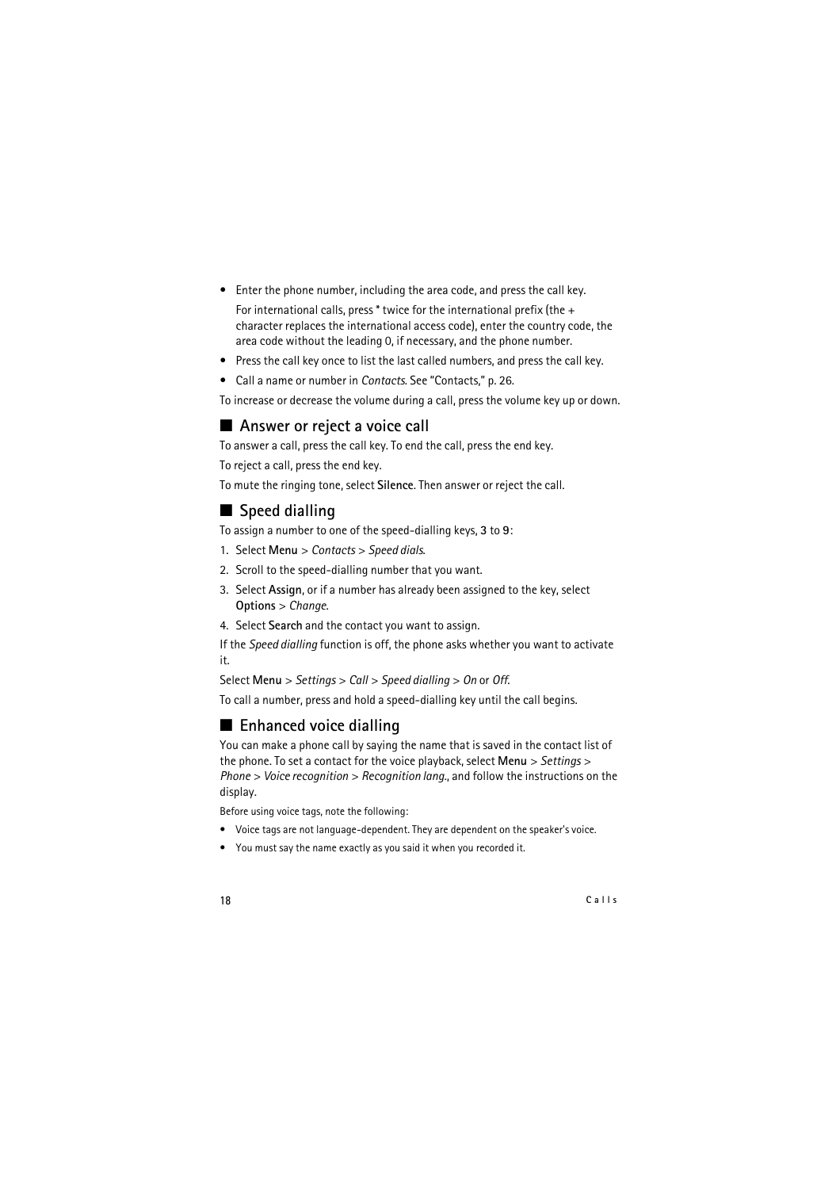- Enter the phone number, including the area code, and press the call key.

  For international calls, press * twice for the international prefix (the + character replaces the international access code), enter the country code, the area code without the leading 0, if necessary, and the phone number.

- Press the call key once to list the last called numbers, and press the call key.
- Call a name or number in *Contacts*. See "Contacts," p. 26.

To increase or decrease the volume during a call, press the volume key up or down.

## Answer or reject a voice call

To answer a call, press the call key. To end the call, press the end key.

To reject a call, press the end key.

To mute the ringing tone, select **Silence**. Then answer or reject the call.

## Speed dialling

To assign a number to one of the speed-dialling keys, **3** to **9**:

1. Select **Menu** > *Contacts* > *Speed dials*.
2. Scroll to the speed-dialling number that you want.
3. Select **Assign**, or if a number has already been assigned to the key, select **Options** > *Change*.
4. Select **Search** and the contact you want to assign.

If the *Speed dialling* function is off, the phone asks whether you want to activate it.

Select **Menu** > *Settings* > *Call* > *Speed dialling* > *On* or *Off*.

To call a number, press and hold a speed-dialling key until the call begins.

## Enhanced voice dialling

You can make a phone call by saying the name that is saved in the contact list of the phone. To set a contact for the voice playback, select **Menu** > *Settings* > *Phone* > *Voice recognition* > *Recognition lang.*, and follow the instructions on the display.

Before using voice tags, note the following:

- Voice tags are not language-dependent. They are dependent on the speaker's voice.
- You must say the name exactly as you said it when you recorded it.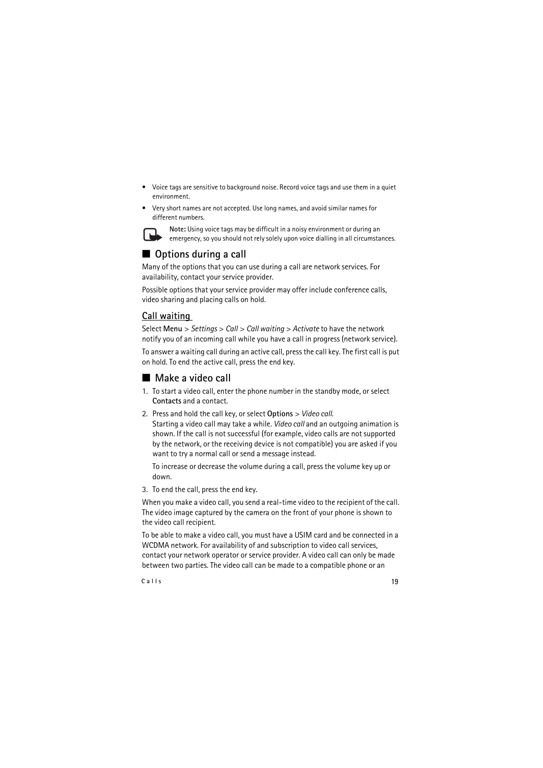- Voice tags are sensitive to background noise. Record voice tags and use them in a quiet environment.
- Very short names are not accepted. Use long names, and avoid similar names for different numbers.

**Note:** Using voice tags may be difficult in a noisy environment or during an emergency, so you should not rely solely upon voice dialling in all circumstances.

## Options during a call

Many of the options that you can use during a call are network services. For availability, contact your service provider.

Possible options that your service provider may offer include conference calls, video sharing and placing calls on hold.

### Call waiting

Select **Menu** > *Settings* > *Call* > *Call waiting* > *Activate* to have the network notify you of an incoming call while you have a call in progress (network service).

To answer a waiting call during an active call, press the call key. The first call is put on hold. To end the active call, press the end key.

## Make a video call

1. To start a video call, enter the phone number in the standby mode, or select **Contacts** and a contact.
2. Press and hold the call key, or select **Options** > *Video call*.
   Starting a video call may take a while. *Video call* and an outgoing animation is shown. If the call is not successful (for example, video calls are not supported by the network, or the receiving device is not compatible) you are asked if you want to try a normal call or send a message instead.

   To increase or decrease the volume during a call, press the volume key up or down.
3. To end the call, press the end key.

When you make a video call, you send a real-time video to the recipient of the call. The video image captured by the camera on the front of your phone is shown to the video call recipient.

To be able to make a video call, you must have a USIM card and be connected in a WCDMA network. For availability of and subscription to video call services, contact your network operator or service provider. A video call can only be made between two parties. The video call can be made to a compatible phone or an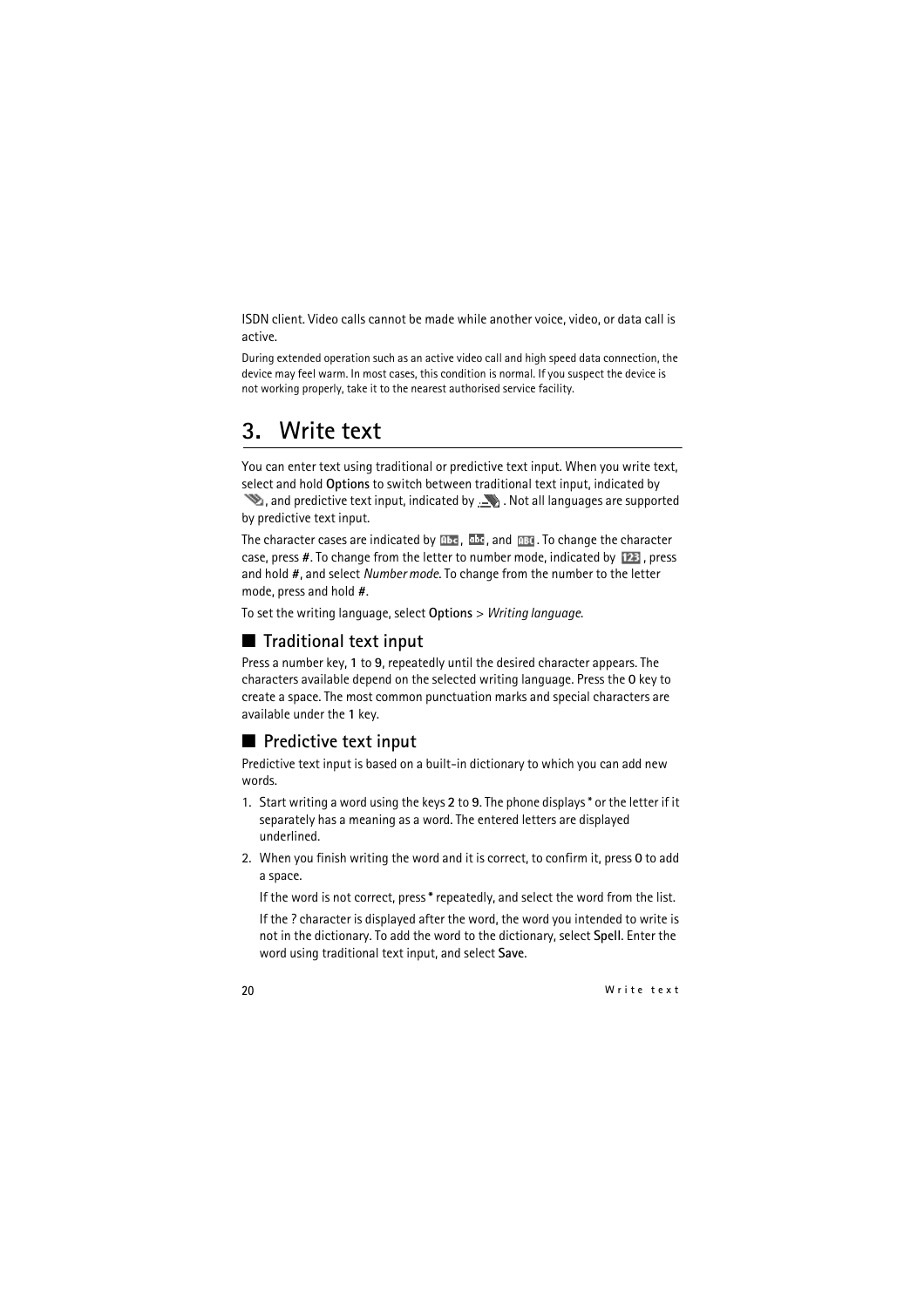ISDN client. Video calls cannot be made while another voice, video, or data call is active.

During extended operation such as an active video call and high speed data connection, the device may feel warm. In most cases, this condition is normal. If you suspect the device is not working properly, take it to the nearest authorised service facility.

# 3. Write text

You can enter text using traditional or predictive text input. When you write text, select and hold **Options** to switch between traditional text input, indicated by , and predictive text input, indicated by . Not all languages are supported by predictive text input.

The character cases are indicated by , , and . To change the character case, press **#**. To change from the letter to number mode, indicated by , press and hold **#**, and select *Number mode*. To change from the number to the letter mode, press and hold **#**.

To set the writing language, select **Options** > *Writing language*.

## Traditional text input

Press a number key, **1** to **9**, repeatedly until the desired character appears. The characters available depend on the selected writing language. Press the **0** key to create a space. The most common punctuation marks and special characters are available under the **1** key.

## Predictive text input

Predictive text input is based on a built-in dictionary to which you can add new words.

1. Start writing a word using the keys **2** to **9**. The phone displays * or the letter if it separately has a meaning as a word. The entered letters are displayed underlined.
2. When you finish writing the word and it is correct, to confirm it, press **0** to add a space.

   If the word is not correct, press * repeatedly, and select the word from the list.

   If the ? character is displayed after the word, the word you intended to write is not in the dictionary. To add the word to the dictionary, select **Spell**. Enter the word using traditional text input, and select **Save**.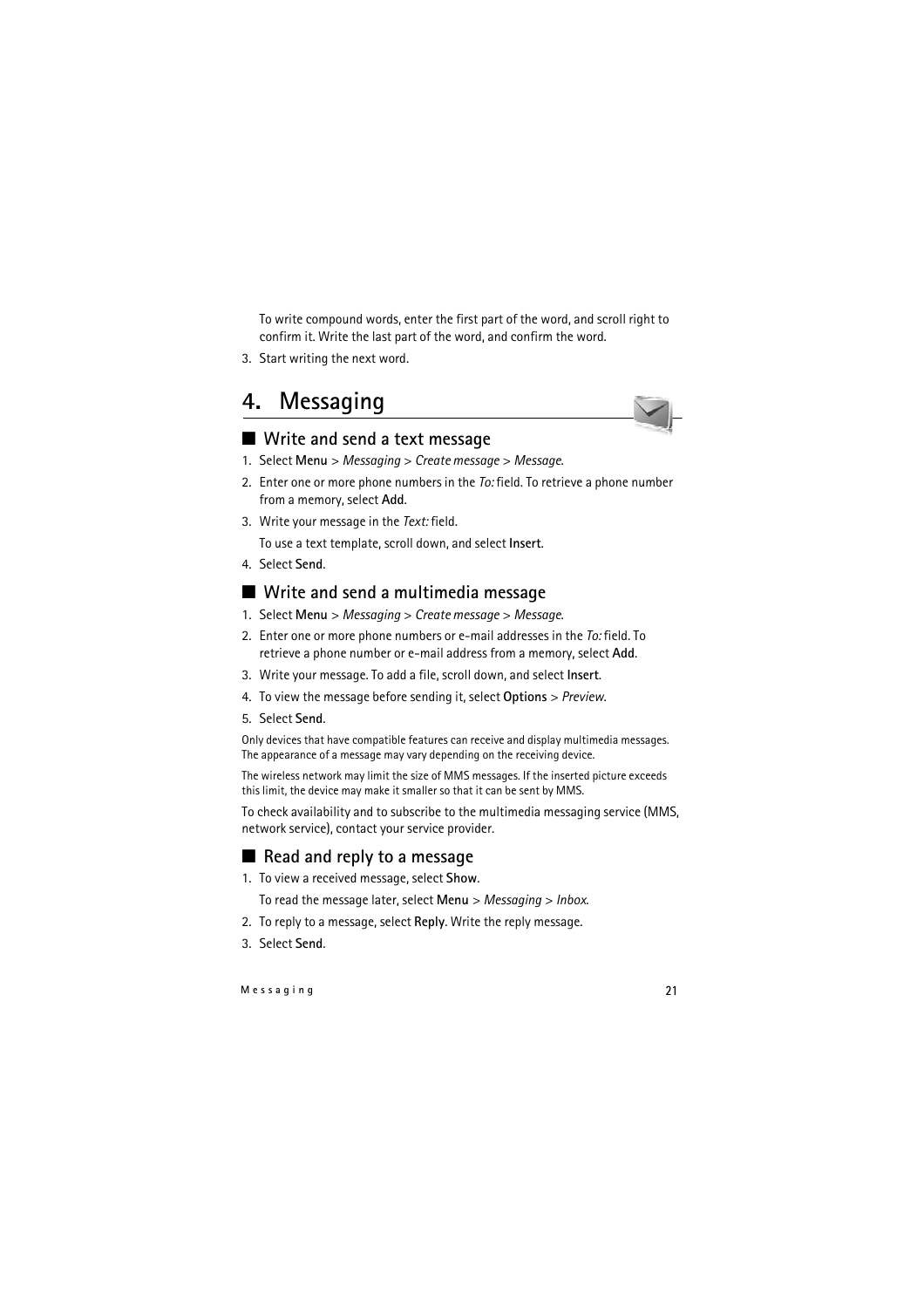To write compound words, enter the first part of the word, and scroll right to confirm it. Write the last part of the word, and confirm the word.

3. Start writing the next word.

# 4. Messaging

## Write and send a text message

1. Select **Menu** > *Messaging* > *Create message* > *Message*.
2. Enter one or more phone numbers in the *To:* field. To retrieve a phone number from a memory, select **Add**.
3. Write your message in the *Text:* field.

   To use a text template, scroll down, and select **Insert**.
4. Select **Send**.

## Write and send a multimedia message

1. Select **Menu** > *Messaging* > *Create message* > *Message*.
2. Enter one or more phone numbers or e-mail addresses in the *To:* field. To retrieve a phone number or e-mail address from a memory, select **Add**.
3. Write your message. To add a file, scroll down, and select **Insert**.
4. To view the message before sending it, select **Options** > *Preview*.
5. Select **Send**.

Only devices that have compatible features can receive and display multimedia messages. The appearance of a message may vary depending on the receiving device.

The wireless network may limit the size of MMS messages. If the inserted picture exceeds this limit, the device may make it smaller so that it can be sent by MMS.

To check availability and to subscribe to the multimedia messaging service (MMS, network service), contact your service provider.

## Read and reply to a message

1. To view a received message, select **Show**.

   To read the message later, select **Menu** > *Messaging* > *Inbox*.
2. To reply to a message, select **Reply**. Write the reply message.
3. Select **Send**.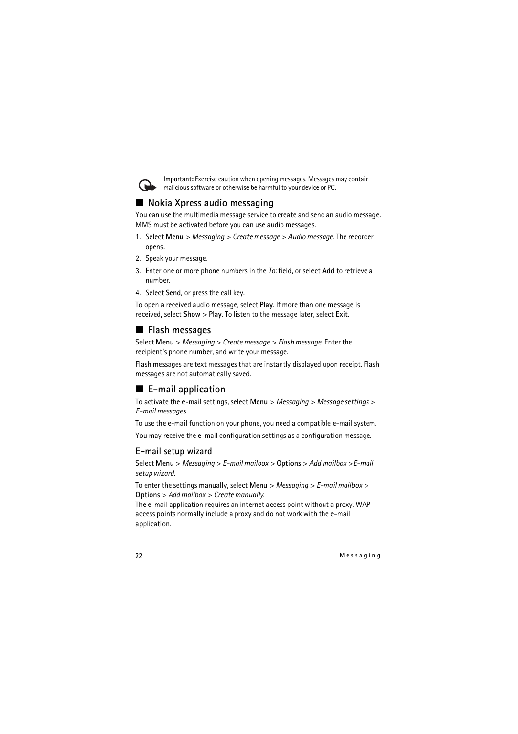**Important:** Exercise caution when opening messages. Messages may contain malicious software or otherwise be harmful to your device or PC.

## Nokia Xpress audio messaging

You can use the multimedia message service to create and send an audio message. MMS must be activated before you can use audio messages.

1. Select **Menu** > *Messaging* > *Create message* > *Audio message*. The recorder opens.
2. Speak your message.
3. Enter one or more phone numbers in the *To:* field, or select **Add** to retrieve a number.
4. Select **Send**, or press the call key.

To open a received audio message, select **Play**. If more than one message is received, select **Show** > **Play**. To listen to the message later, select **Exit**.

## Flash messages

Select **Menu** > *Messaging* > *Create message* > *Flash message*. Enter the recipient's phone number, and write your message.

Flash messages are text messages that are instantly displayed upon receipt. Flash messages are not automatically saved.

## E-mail application

To activate the e-mail settings, select **Menu** > *Messaging* > *Message settings* > *E-mail messages*.

To use the e-mail function on your phone, you need a compatible e-mail system.

You may receive the e-mail configuration settings as a configuration message.

### E-mail setup wizard

Select **Menu** > *Messaging* > *E-mail mailbox* > **Options** > *Add mailbox* >*E-mail setup wizard.*

To enter the settings manually, select **Menu** > *Messaging* > *E-mail mailbox* > **Options** > *Add mailbox* > *Create manually.*
The e-mail application requires an internet access point without a proxy. WAP access points normally include a proxy and do not work with the e-mail application.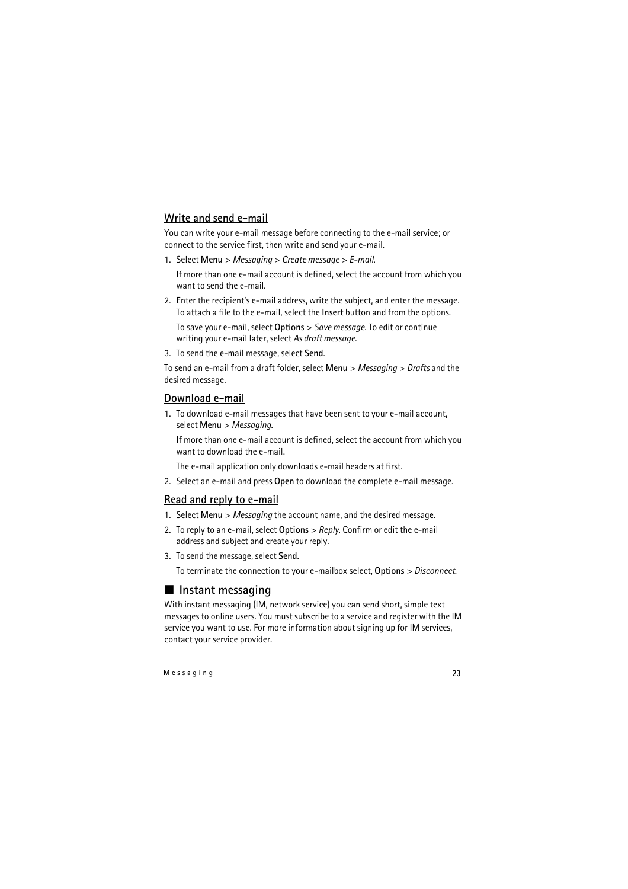### Write and send e-mail

You can write your e-mail message before connecting to the e-mail service; or connect to the service first, then write and send your e-mail.

1. Select **Menu** > *Messaging* > *Create message* > *E-mail*.

   If more than one e-mail account is defined, select the account from which you want to send the e-mail.

2. Enter the recipient's e-mail address, write the subject, and enter the message. To attach a file to the e-mail, select the **Insert** button and from the options.

   To save your e-mail, select **Options** > *Save message*. To edit or continue writing your e-mail later, select *As draft message*.

3. To send the e-mail message, select **Send**.

To send an e-mail from a draft folder, select **Menu** > *Messaging* > *Drafts* and the desired message.

### Download e-mail

1. To download e-mail messages that have been sent to your e-mail account, select **Menu** > *Messaging*.

   If more than one e-mail account is defined, select the account from which you want to download the e-mail.

   The e-mail application only downloads e-mail headers at first.

2. Select an e-mail and press **Open** to download the complete e-mail message.

### Read and reply to e-mail

1. Select **Menu** > *Messaging* the account name, and the desired message.
2. To reply to an e-mail, select **Options** > *Reply*. Confirm or edit the e-mail address and subject and create your reply.
3. To send the message, select **Send**.

   To terminate the connection to your e-mailbox select, **Options** > *Disconnect*.

## Instant messaging

With instant messaging (IM, network service) you can send short, simple text messages to online users. You must subscribe to a service and register with the IM service you want to use. For more information about signing up for IM services, contact your service provider.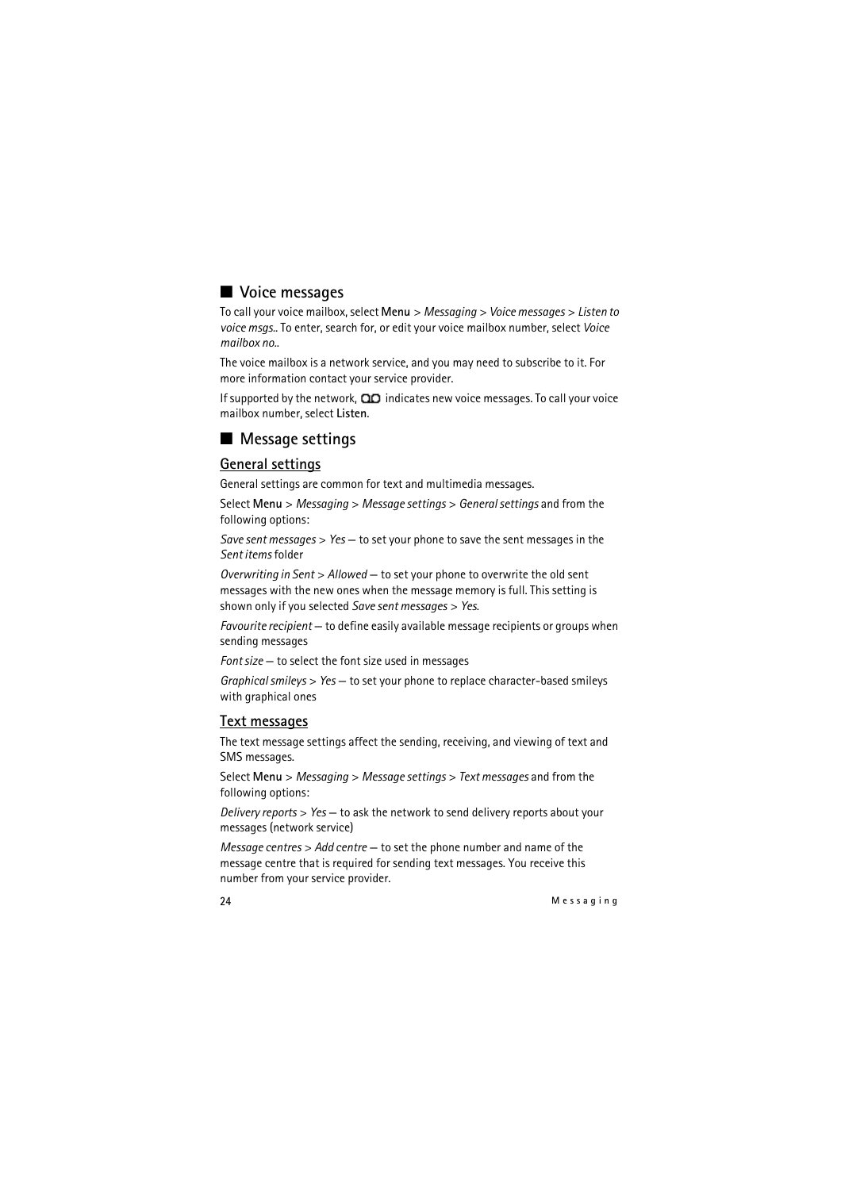## Voice messages

To call your voice mailbox, select **Menu** > *Messaging* > *Voice messages* > *Listen to voice msgs.*. To enter, search for, or edit your voice mailbox number, select *Voice mailbox no.*.

The voice mailbox is a network service, and you may need to subscribe to it. For more information contact your service provider.

If supported by the network, QO indicates new voice messages. To call your voice mailbox number, select **Listen**.

## Message settings

### General settings

General settings are common for text and multimedia messages.

Select **Menu** > *Messaging* > *Message settings* > *General settings* and from the following options:

*Save sent messages* > *Yes* — to set your phone to save the sent messages in the *Sent items* folder

*Overwriting in Sent* > *Allowed* — to set your phone to overwrite the old sent messages with the new ones when the message memory is full. This setting is shown only if you selected *Save sent messages* > *Yes*.

*Favourite recipient* — to define easily available message recipients or groups when sending messages

*Font size* — to select the font size used in messages

*Graphical smileys* > *Yes* — to set your phone to replace character-based smileys with graphical ones

### Text messages

The text message settings affect the sending, receiving, and viewing of text and SMS messages.

Select **Menu** > *Messaging* > *Message settings* > *Text messages* and from the following options:

*Delivery reports* > *Yes* — to ask the network to send delivery reports about your messages (network service)

*Message centres* > *Add centre* — to set the phone number and name of the message centre that is required for sending text messages. You receive this number from your service provider.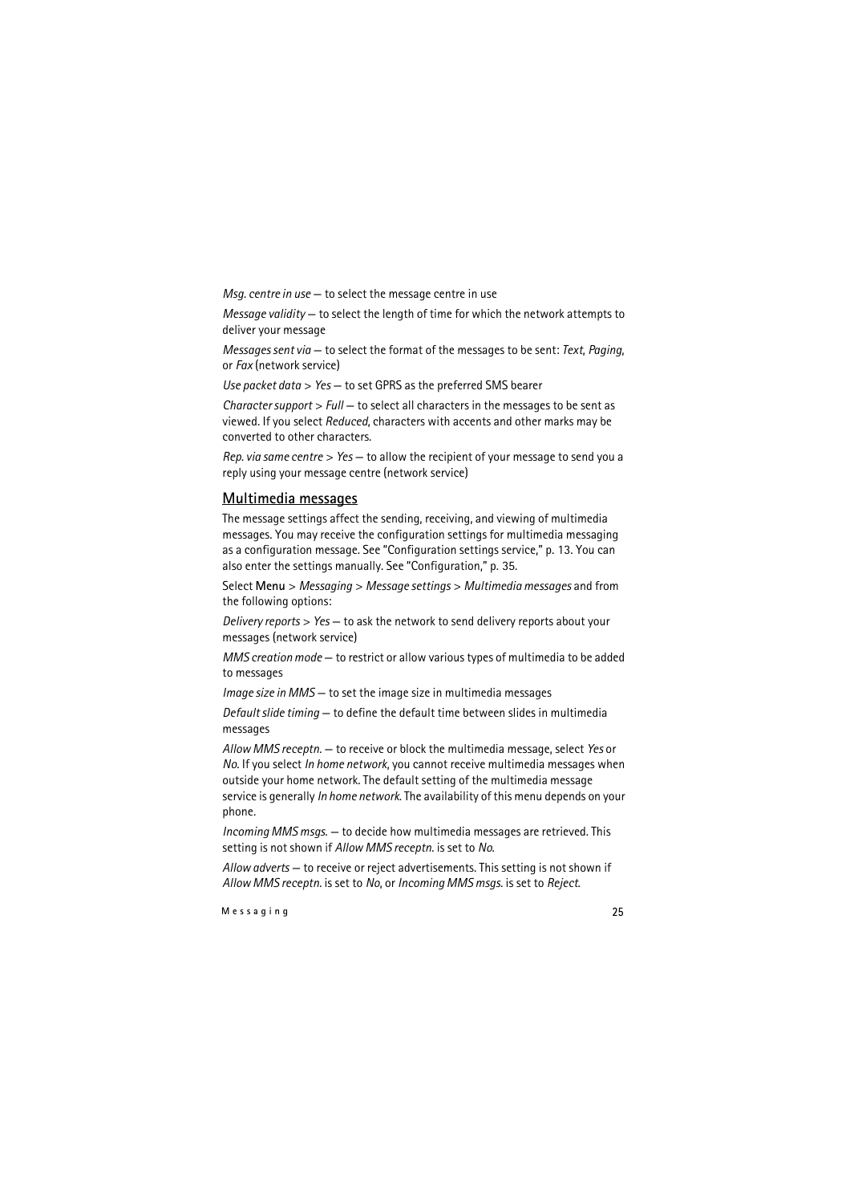*Msg. centre in use* — to select the message centre in use

*Message validity* — to select the length of time for which the network attempts to deliver your message

*Messages sent via* — to select the format of the messages to be sent: *Text*, *Paging*, or *Fax* (network service)

*Use packet data* > *Yes* — to set GPRS as the preferred SMS bearer

*Character support* > *Full* — to select all characters in the messages to be sent as viewed. If you select *Reduced*, characters with accents and other marks may be converted to other characters.

*Rep. via same centre* > *Yes* — to allow the recipient of your message to send you a reply using your message centre (network service)

## Multimedia messages

The message settings affect the sending, receiving, and viewing of multimedia messages. You may receive the configuration settings for multimedia messaging as a configuration message. See "Configuration settings service," p. 13. You can also enter the settings manually. See "Configuration," p. 35.

Select **Menu** > *Messaging* > *Message settings* > *Multimedia messages* and from the following options:

*Delivery reports* > *Yes* — to ask the network to send delivery reports about your messages (network service)

*MMS creation mode* — to restrict or allow various types of multimedia to be added to messages

*Image size in MMS* — to set the image size in multimedia messages

*Default slide timing* — to define the default time between slides in multimedia messages

*Allow MMS receptn.* — to receive or block the multimedia message, select *Yes* or *No*. If you select *In home network*, you cannot receive multimedia messages when outside your home network. The default setting of the multimedia message service is generally *In home network*. The availability of this menu depends on your phone.

*Incoming MMS msgs.* — to decide how multimedia messages are retrieved. This setting is not shown if *Allow MMS receptn.* is set to *No*.

*Allow adverts* — to receive or reject advertisements. This setting is not shown if *Allow MMS receptn.* is set to *No*, or *Incoming MMS msgs.* is set to *Reject*.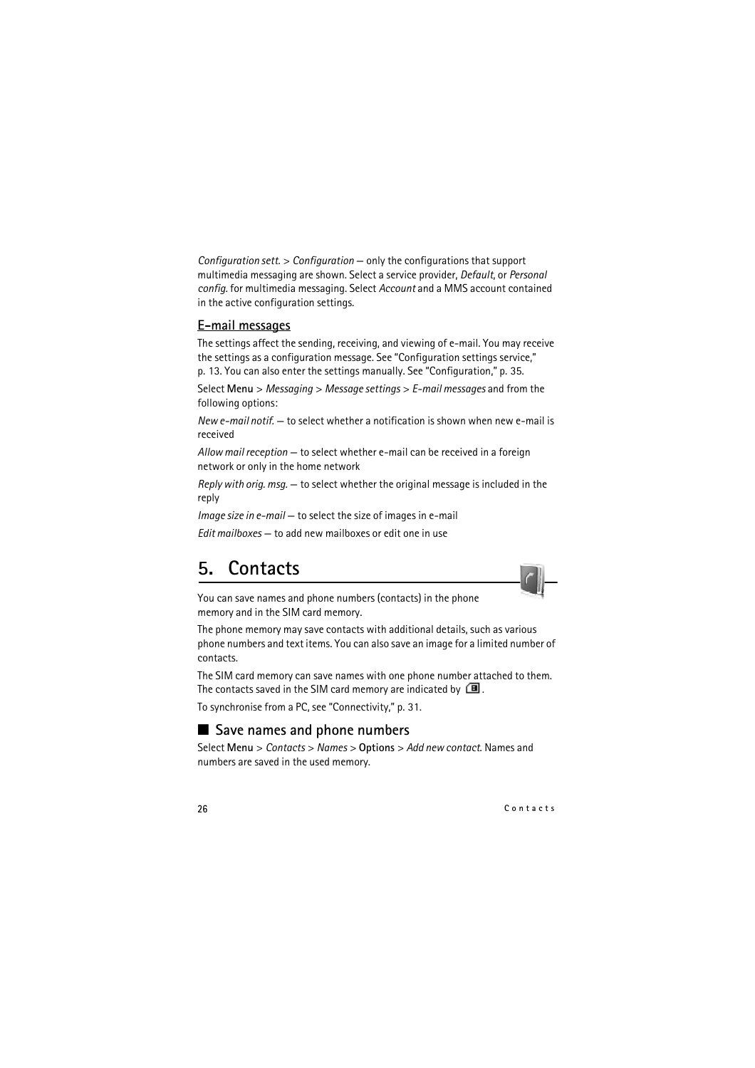*Configuration sett.* > *Configuration* — only the configurations that support multimedia messaging are shown. Select a service provider, *Default*, or *Personal config.* for multimedia messaging. Select *Account* and a MMS account contained in the active configuration settings.

### E-mail messages

The settings affect the sending, receiving, and viewing of e-mail. You may receive the settings as a configuration message. See "Configuration settings service," p. 13. You can also enter the settings manually. See "Configuration," p. 35.

Select Menu > *Messaging* > *Message settings* > *E-mail messages* and from the following options:

*New e-mail notif.* — to select whether a notification is shown when new e-mail is received

*Allow mail reception* — to select whether e-mail can be received in a foreign network or only in the home network

*Reply with orig. msg.* — to select whether the original message is included in the reply

*Image size in e-mail* — to select the size of images in e-mail

*Edit mailboxes* — to add new mailboxes or edit one in use

# 5. Contacts

You can save names and phone numbers (contacts) in the phone memory and in the SIM card memory.

The phone memory may save contacts with additional details, such as various phone numbers and text items. You can also save an image for a limited number of contacts.

The SIM card memory can save names with one phone number attached to them. The contacts saved in the SIM card memory are indicated by .

To synchronise from a PC, see "Connectivity," p. 31.

## Save names and phone numbers

Select Menu > *Contacts* > *Names* > Options > *Add new contact*. Names and numbers are saved in the used memory.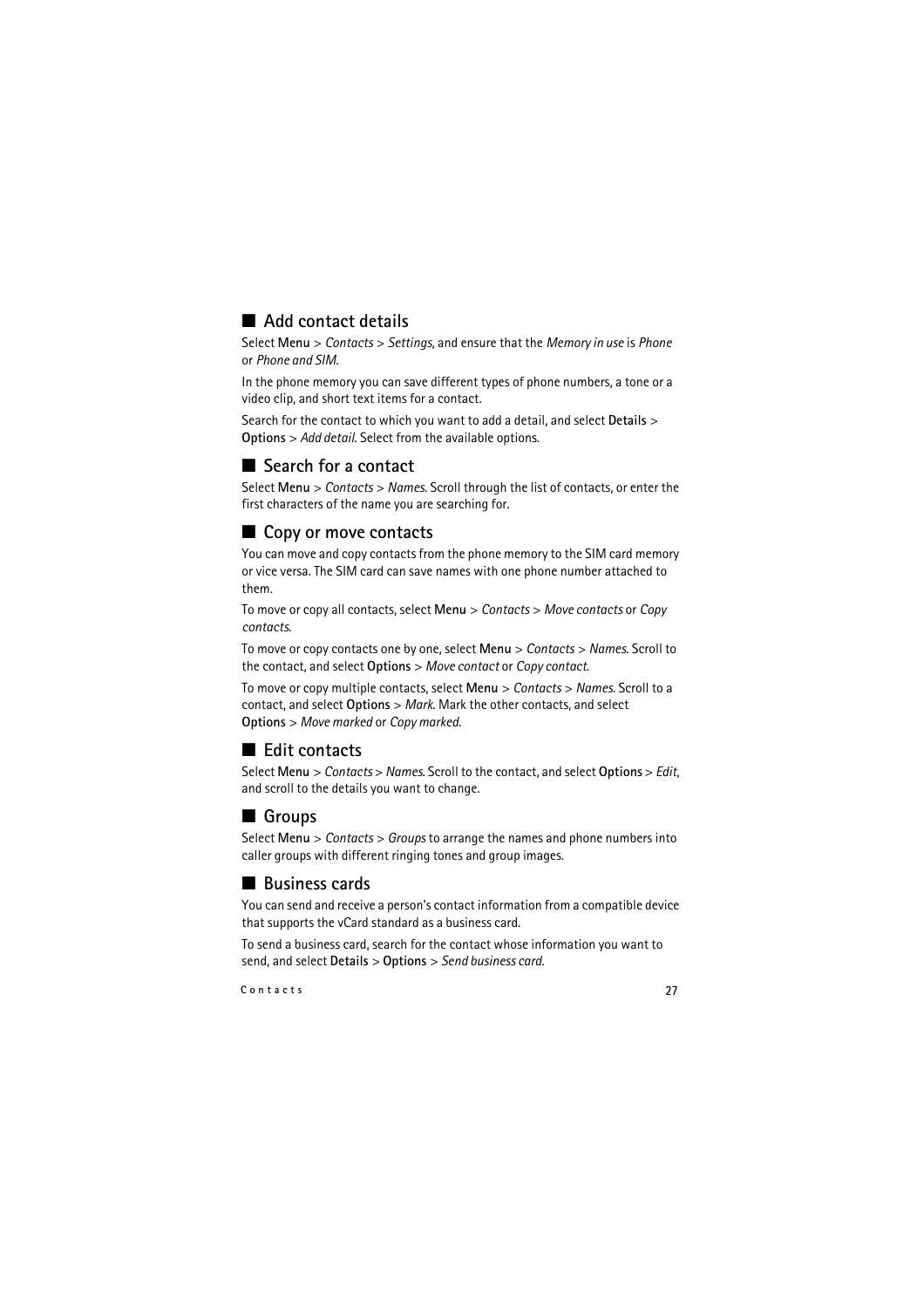## Add contact details

Select **Menu** > *Contacts* > *Settings*, and ensure that the *Memory in use* is *Phone* or *Phone and SIM*.

In the phone memory you can save different types of phone numbers, a tone or a video clip, and short text items for a contact.

Search for the contact to which you want to add a detail, and select **Details** > **Options** > *Add detail*. Select from the available options.

## Search for a contact

Select **Menu** > *Contacts* > *Names*. Scroll through the list of contacts, or enter the first characters of the name you are searching for.

## Copy or move contacts

You can move and copy contacts from the phone memory to the SIM card memory or vice versa. The SIM card can save names with one phone number attached to them.

To move or copy all contacts, select **Menu** > *Contacts* > *Move contacts* or *Copy contacts*.

To move or copy contacts one by one, select **Menu** > *Contacts* > *Names*. Scroll to the contact, and select **Options** > *Move contact* or *Copy contact*.

To move or copy multiple contacts, select **Menu** > *Contacts* > *Names*. Scroll to a contact, and select **Options** > *Mark*. Mark the other contacts, and select **Options** > *Move marked* or *Copy marked*.

## Edit contacts

Select **Menu** > *Contacts* > *Names*. Scroll to the contact, and select **Options** > *Edit*, and scroll to the details you want to change.

## Groups

Select **Menu** > *Contacts* > *Groups* to arrange the names and phone numbers into caller groups with different ringing tones and group images.

## Business cards

You can send and receive a person's contact information from a compatible device that supports the vCard standard as a business card.

To send a business card, search for the contact whose information you want to send, and select **Details** > **Options** > *Send business card*.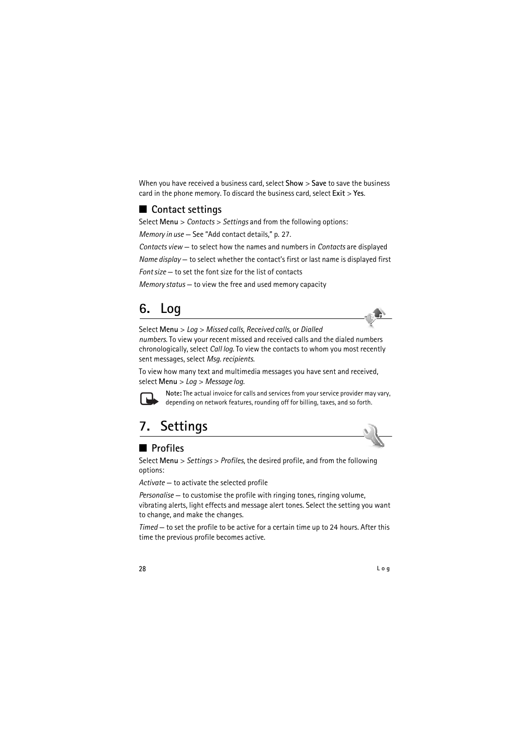When you have received a business card, select **Show** > **Save** to save the business card in the phone memory. To discard the business card, select **Exit** > **Yes**.

## Contact settings

Select **Menu** > *Contacts* > *Settings* and from the following options:

*Memory in use* — See "Add contact details," p. 27.

*Contacts view* — to select how the names and numbers in *Contacts* are displayed

*Name display* — to select whether the contact's first or last name is displayed first

*Font size* — to set the font size for the list of contacts

*Memory status* — to view the free and used memory capacity

# 6. Log

Select **Menu** > *Log* > *Missed calls*, *Received calls*, or *Dialled numbers*. To view your recent missed and received calls and the dialed numbers chronologically, select *Call log*. To view the contacts to whom you most recently sent messages, select *Msg. recipients*.

To view how many text and multimedia messages you have sent and received, select **Menu** > *Log* > *Message log*.

**Note:** The actual invoice for calls and services from your service provider may vary, depending on network features, rounding off for billing, taxes, and so forth.

# 7. Settings

## Profiles

Select **Menu** > *Settings* > *Profiles*, the desired profile, and from the following options:

*Activate* — to activate the selected profile

*Personalise* — to customise the profile with ringing tones, ringing volume, vibrating alerts, light effects and message alert tones. Select the setting you want to change, and make the changes.

*Timed* — to set the profile to be active for a certain time up to 24 hours. After this time the previous profile becomes active.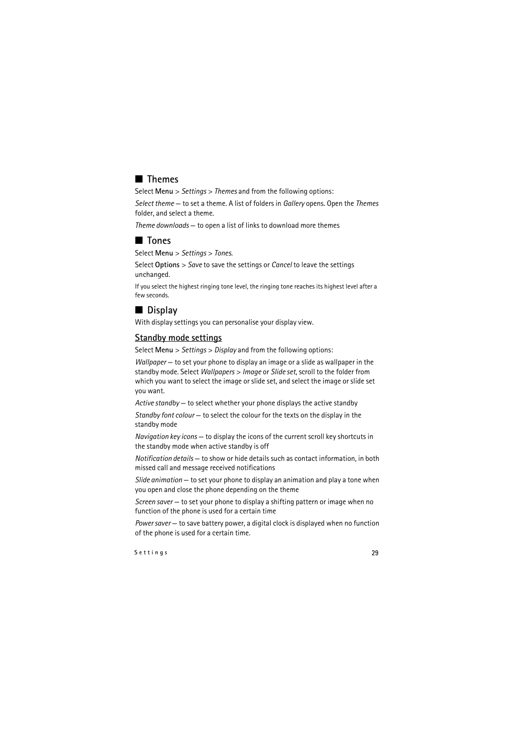## Themes

Select **Menu** > *Settings* > *Themes* and from the following options:

*Select theme* — to set a theme. A list of folders in *Gallery* opens. Open the *Themes* folder, and select a theme.

*Theme downloads* — to open a list of links to download more themes

## Tones

Select **Menu** > *Settings* > *Tones*.

Select **Options** > *Save* to save the settings or *Cancel* to leave the settings unchanged.

If you select the highest ringing tone level, the ringing tone reaches its highest level after a few seconds.

## Display

With display settings you can personalise your display view.

### Standby mode settings

Select **Menu** > *Settings* > *Display* and from the following options:

*Wallpaper* — to set your phone to display an image or a slide as wallpaper in the standby mode. Select *Wallpapers* > *Image* or *Slide set*, scroll to the folder from which you want to select the image or slide set, and select the image or slide set you want.

*Active standby* — to select whether your phone displays the active standby

*Standby font colour* — to select the colour for the texts on the display in the standby mode

*Navigation key icons* — to display the icons of the current scroll key shortcuts in the standby mode when active standby is off

*Notification details* — to show or hide details such as contact information, in both missed call and message received notifications

*Slide animation* — to set your phone to display an animation and play a tone when you open and close the phone depending on the theme

*Screen saver* — to set your phone to display a shifting pattern or image when no function of the phone is used for a certain time

*Power saver* — to save battery power, a digital clock is displayed when no function of the phone is used for a certain time.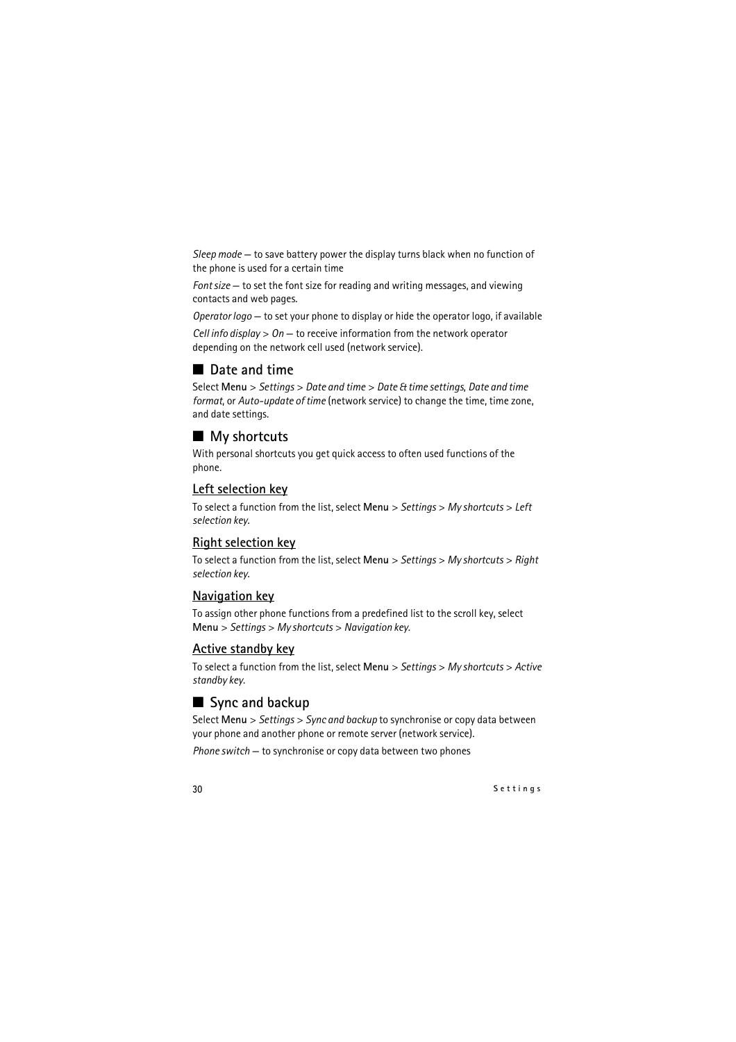*Sleep mode* — to save battery power the display turns black when no function of the phone is used for a certain time

*Font size* — to set the font size for reading and writing messages, and viewing contacts and web pages.

*Operator logo* — to set your phone to display or hide the operator logo, if available

*Cell info display* > *On* — to receive information from the network operator depending on the network cell used (network service).

## Date and time

Select **Menu** > *Settings* > *Date and time* > *Date & time settings*, *Date and time format*, or *Auto-update of time* (network service) to change the time, time zone, and date settings.

## My shortcuts

With personal shortcuts you get quick access to often used functions of the phone.

### Left selection key

To select a function from the list, select **Menu** > *Settings* > *My shortcuts* > *Left selection key*.

### Right selection key

To select a function from the list, select **Menu** > *Settings* > *My shortcuts* > *Right selection key*.

### Navigation key

To assign other phone functions from a predefined list to the scroll key, select **Menu** > *Settings* > *My shortcuts* > *Navigation key*.

### Active standby key

To select a function from the list, select **Menu** > *Settings* > *My shortcuts* > *Active standby key*.

## Sync and backup

Select **Menu** > *Settings* > *Sync and backup* to synchronise or copy data between your phone and another phone or remote server (network service).

*Phone switch* — to synchronise or copy data between two phones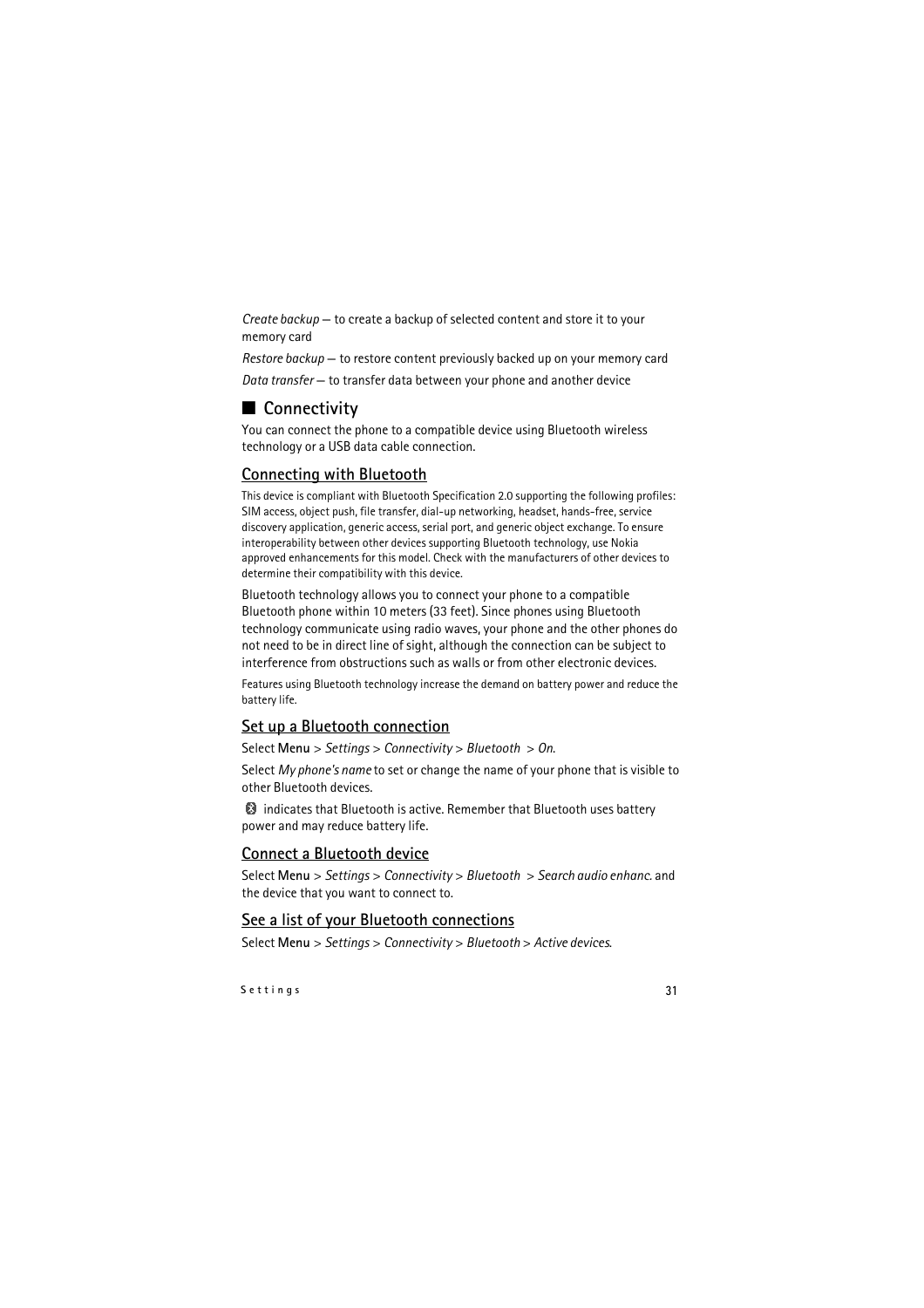*Create backup* — to create a backup of selected content and store it to your memory card

*Restore backup* — to restore content previously backed up on your memory card

*Data transfer* — to transfer data between your phone and another device

## Connectivity

You can connect the phone to a compatible device using Bluetooth wireless technology or a USB data cable connection.

### Connecting with Bluetooth

This device is compliant with Bluetooth Specification 2.0 supporting the following profiles: SIM access, object push, file transfer, dial-up networking, headset, hands-free, service discovery application, generic access, serial port, and generic object exchange. To ensure interoperability between other devices supporting Bluetooth technology, use Nokia approved enhancements for this model. Check with the manufacturers of other devices to determine their compatibility with this device.

Bluetooth technology allows you to connect your phone to a compatible Bluetooth phone within 10 meters (33 feet). Since phones using Bluetooth technology communicate using radio waves, your phone and the other phones do not need to be in direct line of sight, although the connection can be subject to interference from obstructions such as walls or from other electronic devices.

Features using Bluetooth technology increase the demand on battery power and reduce the battery life.

### Set up a Bluetooth connection

Select Menu > *Settings* > *Connectivity* > *Bluetooth* > *On*.

Select *My phone's name* to set or change the name of your phone that is visible to other Bluetooth devices.

indicates that Bluetooth is active. Remember that Bluetooth uses battery power and may reduce battery life.

### Connect a Bluetooth device

Select Menu > *Settings* > *Connectivity* > *Bluetooth* > *Search audio enhanc.* and the device that you want to connect to.

### See a list of your Bluetooth connections

Select Menu > *Settings* > *Connectivity* > *Bluetooth* > *Active devices*.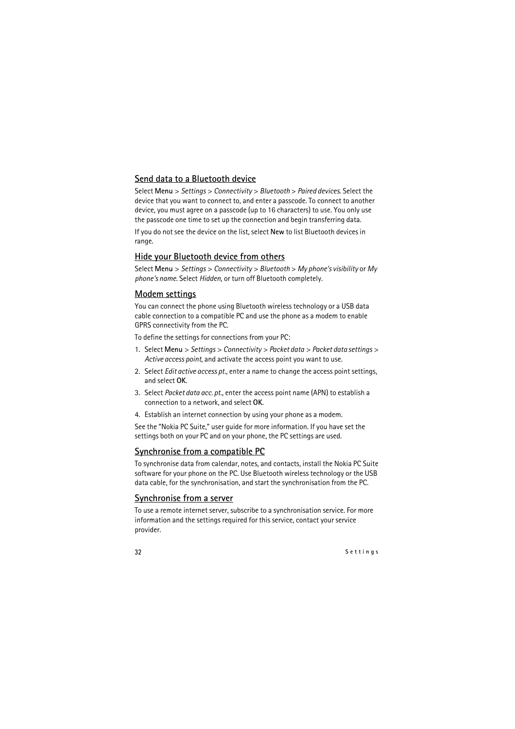## Send data to a Bluetooth device

Select **Menu** > *Settings* > *Connectivity* > *Bluetooth* > *Paired devices*. Select the device that you want to connect to, and enter a passcode. To connect to another device, you must agree on a passcode (up to 16 characters) to use. You only use the passcode one time to set up the connection and begin transferring data.

If you do not see the device on the list, select **New** to list Bluetooth devices in range.

## Hide your Bluetooth device from others

Select **Menu** > *Settings* > *Connectivity* > *Bluetooth* > *My phone's visibility* or *My phone's name*. Select *Hidden*, or turn off Bluetooth completely.

## Modem settings

You can connect the phone using Bluetooth wireless technology or a USB data cable connection to a compatible PC and use the phone as a modem to enable GPRS connectivity from the PC.

To define the settings for connections from your PC:

1. Select **Menu** > *Settings* > *Connectivity* > *Packet data* > *Packet data settings* > *Active access point*, and activate the access point you want to use.
2. Select *Edit active access pt.*, enter a name to change the access point settings, and select **OK**.
3. Select *Packet data acc. pt.*, enter the access point name (APN) to establish a connection to a network, and select **OK**.
4. Establish an internet connection by using your phone as a modem.

See the "Nokia PC Suite," user guide for more information. If you have set the settings both on your PC and on your phone, the PC settings are used.

## Synchronise from a compatible PC

To synchronise data from calendar, notes, and contacts, install the Nokia PC Suite software for your phone on the PC. Use Bluetooth wireless technology or the USB data cable, for the synchronisation, and start the synchronisation from the PC.

## Synchronise from a server

To use a remote internet server, subscribe to a synchronisation service. For more information and the settings required for this service, contact your service provider.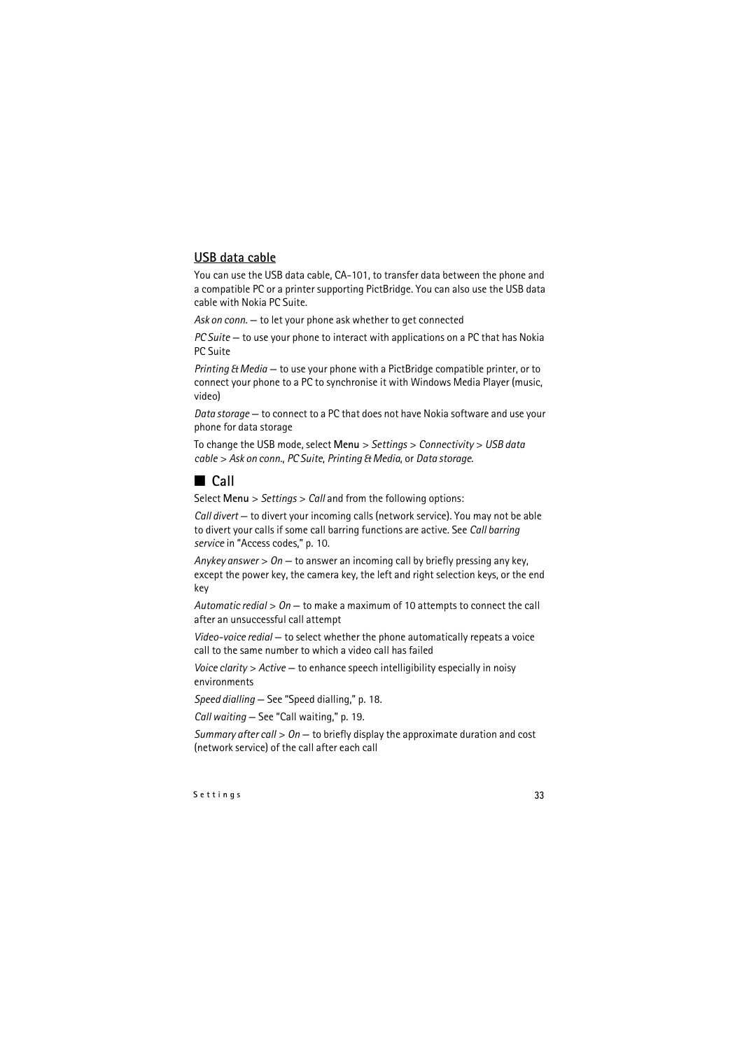## USB data cable

You can use the USB data cable, CA-101, to transfer data between the phone and a compatible PC or a printer supporting PictBridge. You can also use the USB data cable with Nokia PC Suite.

*Ask on conn.* — to let your phone ask whether to get connected

*PC Suite* — to use your phone to interact with applications on a PC that has Nokia PC Suite

*Printing & Media* — to use your phone with a PictBridge compatible printer, or to connect your phone to a PC to synchronise it with Windows Media Player (music, video)

*Data storage* — to connect to a PC that does not have Nokia software and use your phone for data storage

To change the USB mode, select Menu > *Settings* > *Connectivity* > *USB data cable* > *Ask on conn.*, *PC Suite*, *Printing & Media*, or *Data storage*.

# Call

Select Menu > *Settings* > *Call* and from the following options:

*Call divert* — to divert your incoming calls (network service). You may not be able to divert your calls if some call barring functions are active. See *Call barring service* in "Access codes," p. 10.

*Anykey answer* > *On* — to answer an incoming call by briefly pressing any key, except the power key, the camera key, the left and right selection keys, or the end key

*Automatic redial* > *On* — to make a maximum of 10 attempts to connect the call after an unsuccessful call attempt

*Video-voice redial* — to select whether the phone automatically repeats a voice call to the same number to which a video call has failed

*Voice clarity* > *Active* — to enhance speech intelligibility especially in noisy environments

*Speed dialling* — See "Speed dialling," p. 18.

*Call waiting* — See "Call waiting," p. 19.

*Summary after call* > *On* — to briefly display the approximate duration and cost (network service) of the call after each call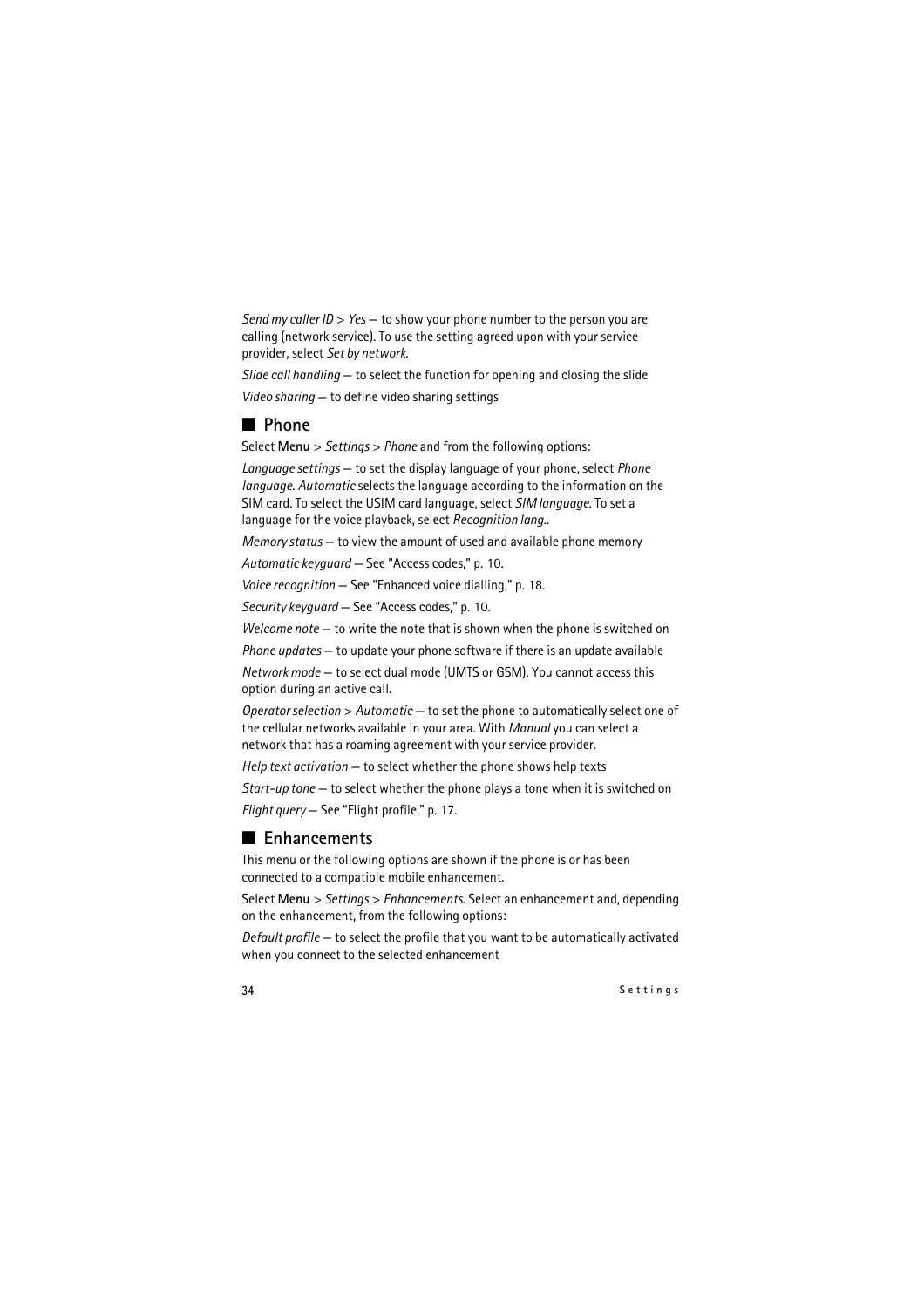*Send my caller ID* > *Yes* — to show your phone number to the person you are calling (network service). To use the setting agreed upon with your service provider, select *Set by network*.

*Slide call handling* — to select the function for opening and closing the slide

*Video sharing* — to define video sharing settings

## ■ Phone

Select **Menu** > *Settings* > *Phone* and from the following options:

*Language settings* — to set the display language of your phone, select *Phone language*. *Automatic* selects the language according to the information on the SIM card. To select the USIM card language, select *SIM language*. To set a language for the voice playback, select *Recognition lang.*.

*Memory status* — to view the amount of used and available phone memory

*Automatic keyguard* — See "Access codes," p. 10.

*Voice recognition* — See "Enhanced voice dialling," p. 18.

*Security keyguard* — See "Access codes," p. 10.

*Welcome note* — to write the note that is shown when the phone is switched on

*Phone updates* — to update your phone software if there is an update available

*Network mode* — to select dual mode (UMTS or GSM). You cannot access this option during an active call.

*Operator selection* > *Automatic* — to set the phone to automatically select one of the cellular networks available in your area. With *Manual* you can select a network that has a roaming agreement with your service provider.

*Help text activation* — to select whether the phone shows help texts

*Start-up tone* — to select whether the phone plays a tone when it is switched on

*Flight query* — See "Flight profile," p. 17.

## ■ Enhancements

This menu or the following options are shown if the phone is or has been connected to a compatible mobile enhancement.

Select **Menu** > *Settings* > *Enhancements*. Select an enhancement and, depending on the enhancement, from the following options:

*Default profile* — to select the profile that you want to be automatically activated when you connect to the selected enhancement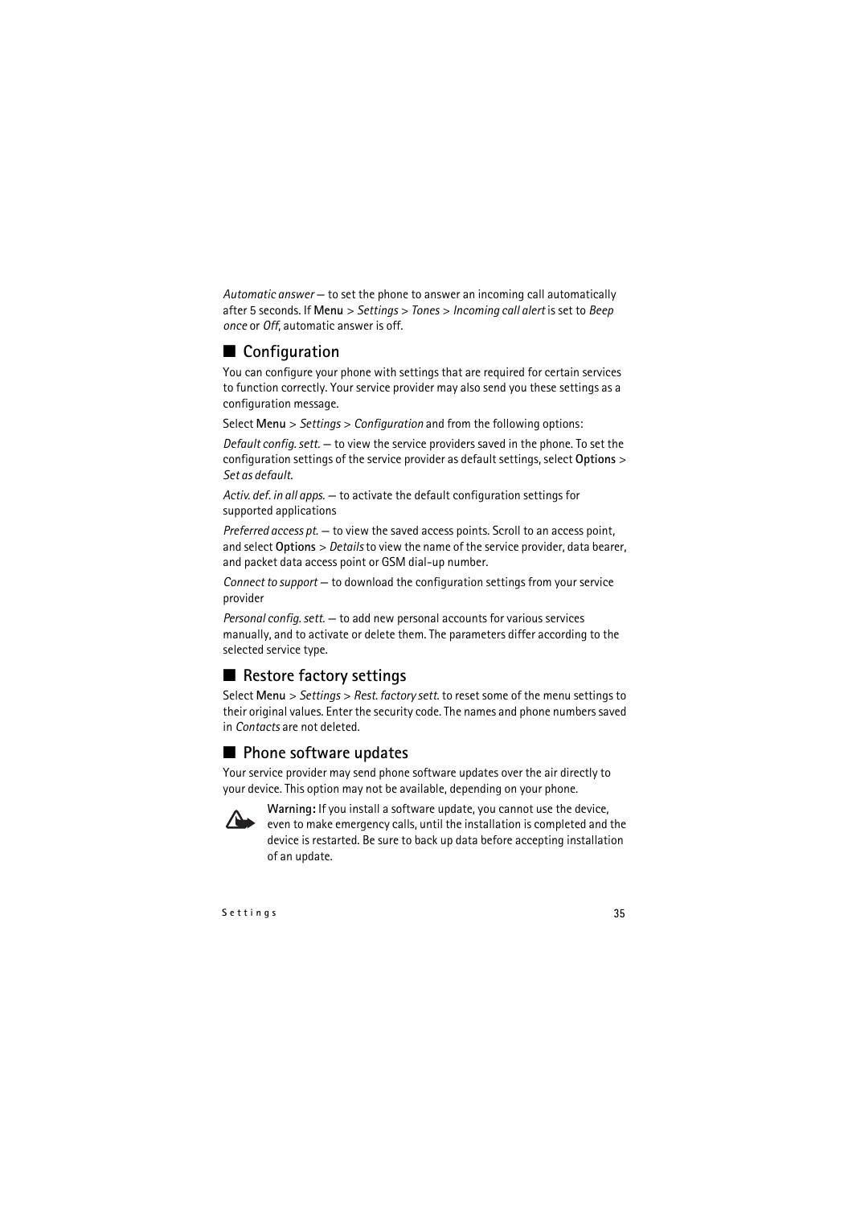*Automatic answer* — to set the phone to answer an incoming call automatically after 5 seconds. If **Menu** > *Settings* > *Tones* > *Incoming call alert* is set to *Beep once* or *Off*, automatic answer is off.

## Configuration

You can configure your phone with settings that are required for certain services to function correctly. Your service provider may also send you these settings as a configuration message.

Select **Menu** > *Settings* > *Configuration* and from the following options:

*Default config. sett.* — to view the service providers saved in the phone. To set the configuration settings of the service provider as default settings, select **Options** > *Set as default*.

*Activ. def. in all apps.* — to activate the default configuration settings for supported applications

*Preferred access pt.* — to view the saved access points. Scroll to an access point, and select **Options** > *Details* to view the name of the service provider, data bearer, and packet data access point or GSM dial-up number.

*Connect to support* — to download the configuration settings from your service provider

*Personal config. sett.* — to add new personal accounts for various services manually, and to activate or delete them. The parameters differ according to the selected service type.

## Restore factory settings

Select **Menu** > *Settings* > *Rest. factory sett.* to reset some of the menu settings to their original values. Enter the security code. The names and phone numbers saved in *Contacts* are not deleted.

## Phone software updates

Your service provider may send phone software updates over the air directly to your device. This option may not be available, depending on your phone.

**Warning:** If you install a software update, you cannot use the device, even to make emergency calls, until the installation is completed and the device is restarted. Be sure to back up data before accepting installation of an update.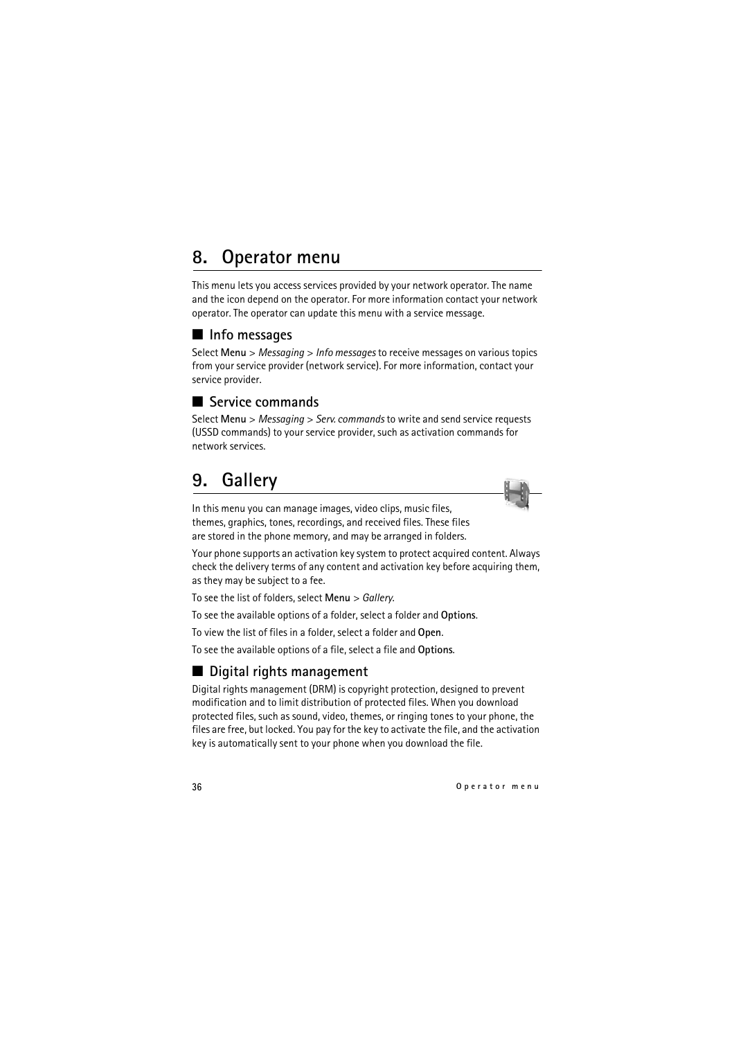# 8. Operator menu

This menu lets you access services provided by your network operator. The name and the icon depend on the operator. For more information contact your network operator. The operator can update this menu with a service message.

## Info messages

Select **Menu** > *Messaging* > *Info messages* to receive messages on various topics from your service provider (network service). For more information, contact your service provider.

## Service commands

Select **Menu** > *Messaging* > *Serv. commands* to write and send service requests (USSD commands) to your service provider, such as activation commands for network services.

# 9. Gallery

In this menu you can manage images, video clips, music files, themes, graphics, tones, recordings, and received files. These files are stored in the phone memory, and may be arranged in folders.

Your phone supports an activation key system to protect acquired content. Always check the delivery terms of any content and activation key before acquiring them, as they may be subject to a fee.

To see the list of folders, select **Menu** > *Gallery*.

To see the available options of a folder, select a folder and **Options**.

To view the list of files in a folder, select a folder and **Open**.

To see the available options of a file, select a file and **Options**.

## Digital rights management

Digital rights management (DRM) is copyright protection, designed to prevent modification and to limit distribution of protected files. When you download protected files, such as sound, video, themes, or ringing tones to your phone, the files are free, but locked. You pay for the key to activate the file, and the activation key is automatically sent to your phone when you download the file.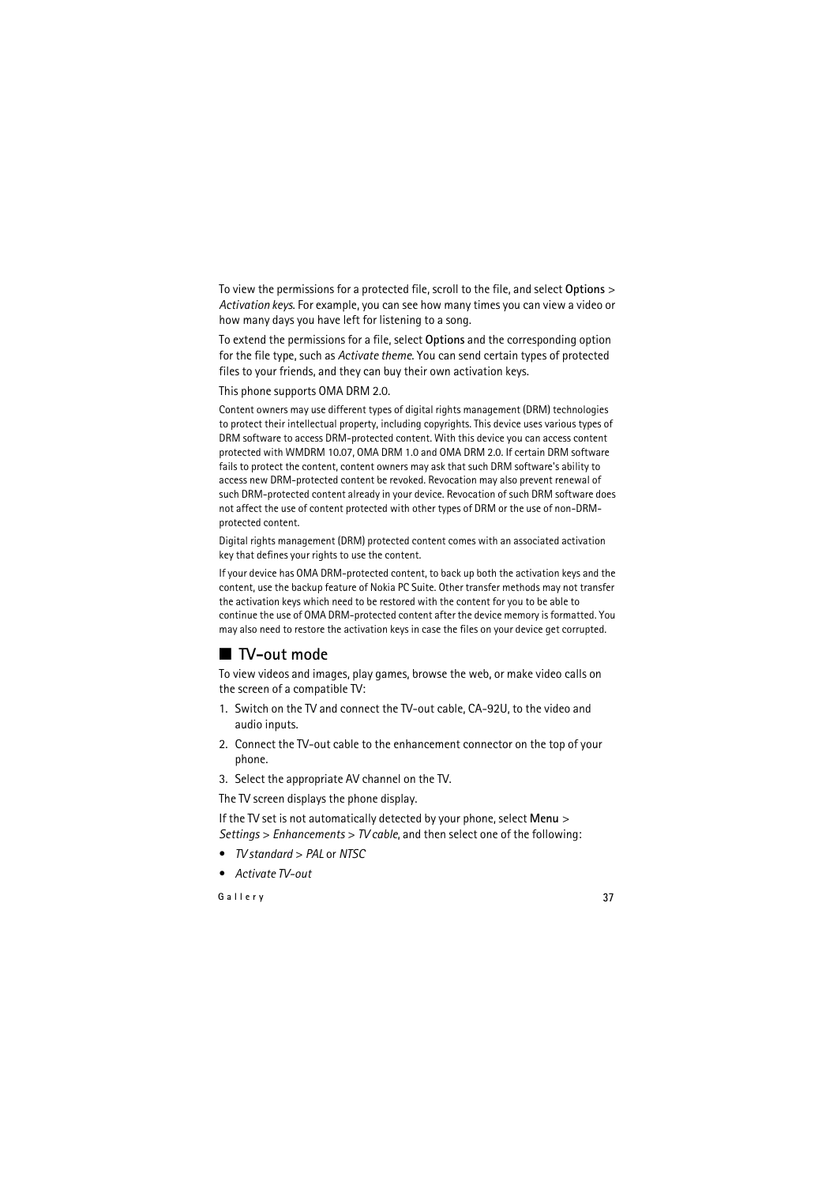To view the permissions for a protected file, scroll to the file, and select **Options** > *Activation keys*. For example, you can see how many times you can view a video or how many days you have left for listening to a song.

To extend the permissions for a file, select **Options** and the corresponding option for the file type, such as *Activate theme*. You can send certain types of protected files to your friends, and they can buy their own activation keys.

This phone supports OMA DRM 2.0.

Content owners may use different types of digital rights management (DRM) technologies to protect their intellectual property, including copyrights. This device uses various types of DRM software to access DRM-protected content. With this device you can access content protected with WMDRM 10.07, OMA DRM 1.0 and OMA DRM 2.0. If certain DRM software fails to protect the content, content owners may ask that such DRM software's ability to access new DRM-protected content be revoked. Revocation may also prevent renewal of such DRM-protected content already in your device. Revocation of such DRM software does not affect the use of content protected with other types of DRM or the use of non-DRM-protected content.

Digital rights management (DRM) protected content comes with an associated activation key that defines your rights to use the content.

If your device has OMA DRM-protected content, to back up both the activation keys and the content, use the backup feature of Nokia PC Suite. Other transfer methods may not transfer the activation keys which need to be restored with the content for you to be able to continue the use of OMA DRM-protected content after the device memory is formatted. You may also need to restore the activation keys in case the files on your device get corrupted.

## TV-out mode

To view videos and images, play games, browse the web, or make video calls on the screen of a compatible TV:

1. Switch on the TV and connect the TV-out cable, CA-92U, to the video and audio inputs.
2. Connect the TV-out cable to the enhancement connector on the top of your phone.
3. Select the appropriate AV channel on the TV.

The TV screen displays the phone display.

If the TV set is not automatically detected by your phone, select **Menu** > *Settings* > *Enhancements* > *TV cable*, and then select one of the following:

- *TV standard* > *PAL* or *NTSC*
- *Activate TV-out*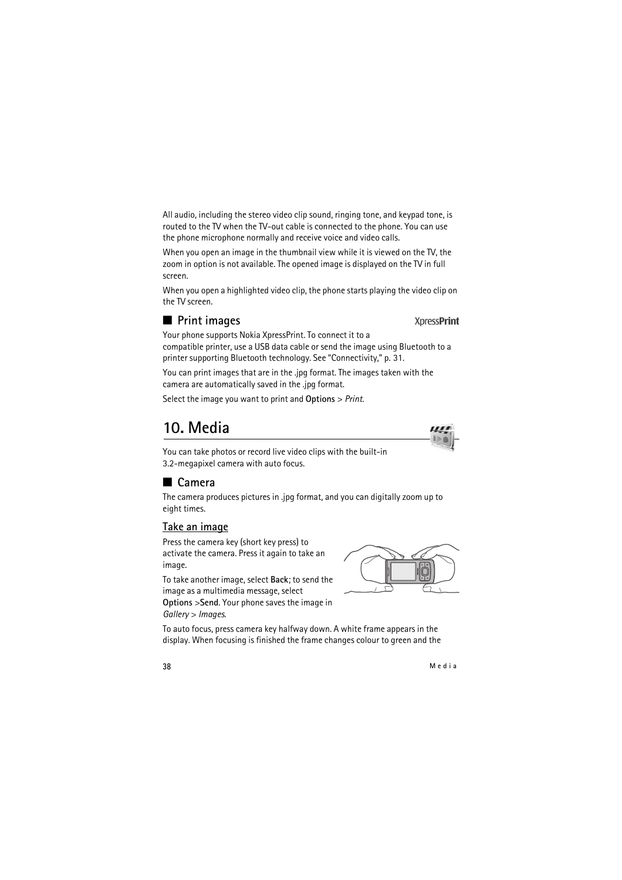All audio, including the stereo video clip sound, ringing tone, and keypad tone, is routed to the TV when the TV-out cable is connected to the phone. You can use the phone microphone normally and receive voice and video calls.

When you open an image in the thumbnail view while it is viewed on the TV, the zoom in option is not available. The opened image is displayed on the TV in full screen.

When you open a highlighted video clip, the phone starts playing the video clip on the TV screen.

## Print images

XpressPrint

Your phone supports Nokia XpressPrint. To connect it to a compatible printer, use a USB data cable or send the image using Bluetooth to a printer supporting Bluetooth technology. See "Connectivity," p. 31.

You can print images that are in the .jpg format. The images taken with the camera are automatically saved in the .jpg format.

Select the image you want to print and **Options** > *Print*.

# 10. Media

You can take photos or record live video clips with the built-in 3.2-megapixel camera with auto focus.

## Camera

The camera produces pictures in .jpg format, and you can digitally zoom up to eight times.

### Take an image

Press the camera key (short key press) to activate the camera. Press it again to take an image.

To take another image, select **Back**; to send the image as a multimedia message, select **Options** >**Send**. Your phone saves the image in *Gallery* > *Images*.

To auto focus, press camera key halfway down. A white frame appears in the display. When focusing is finished the frame changes colour to green and the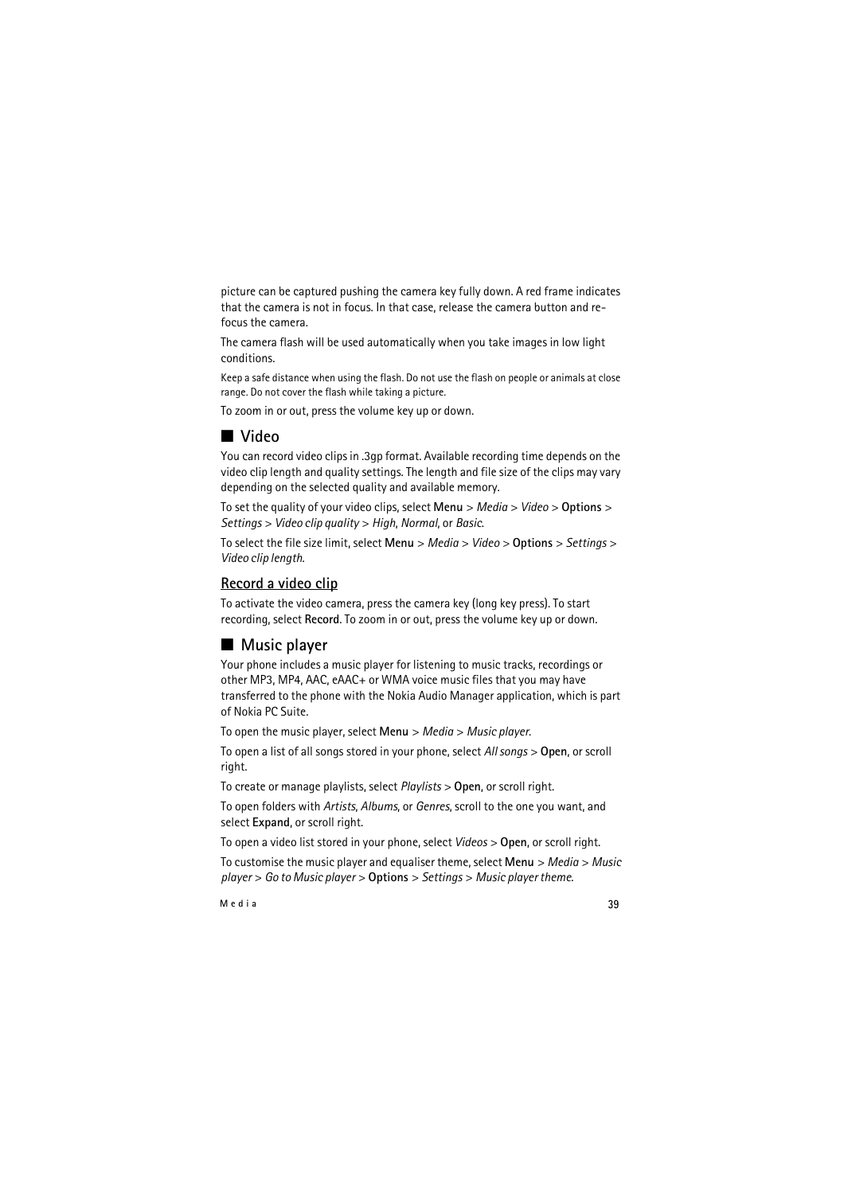picture can be captured pushing the camera key fully down. A red frame indicates that the camera is not in focus. In that case, release the camera button and re-focus the camera.

The camera flash will be used automatically when you take images in low light conditions.

Keep a safe distance when using the flash. Do not use the flash on people or animals at close range. Do not cover the flash while taking a picture.

To zoom in or out, press the volume key up or down.

## Video

You can record video clips in .3gp format. Available recording time depends on the video clip length and quality settings. The length and file size of the clips may vary depending on the selected quality and available memory.

To set the quality of your video clips, select **Menu** > *Media* > *Video* > **Options** > *Settings* > *Video clip quality* > *High*, *Normal*, or *Basic*.

To select the file size limit, select **Menu** > *Media* > *Video* > **Options** > *Settings* > *Video clip length*.

### Record a video clip

To activate the video camera, press the camera key (long key press). To start recording, select **Record**. To zoom in or out, press the volume key up or down.

## Music player

Your phone includes a music player for listening to music tracks, recordings or other MP3, MP4, AAC, eAAC+ or WMA voice music files that you may have transferred to the phone with the Nokia Audio Manager application, which is part of Nokia PC Suite.

To open the music player, select **Menu** > *Media* > *Music player*.

To open a list of all songs stored in your phone, select *All songs* > **Open**, or scroll right.

To create or manage playlists, select *Playlists* > **Open**, or scroll right.

To open folders with *Artists*, *Albums*, or *Genres*, scroll to the one you want, and select **Expand**, or scroll right.

To open a video list stored in your phone, select *Videos* > **Open**, or scroll right.

To customise the music player and equaliser theme, select **Menu** > *Media* > *Music player* > *Go to Music player* > **Options** > *Settings* > *Music player theme*.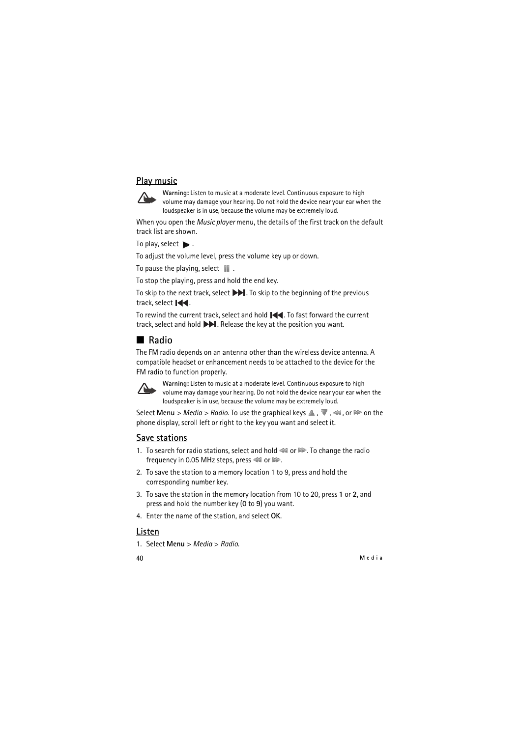### Play music

**Warning:** Listen to music at a moderate level. Continuous exposure to high volume may damage your hearing. Do not hold the device near your ear when the loudspeaker is in use, because the volume may be extremely loud.

When you open the *Music player* menu, the details of the first track on the default track list are shown.

To play, select ▶.

To adjust the volume level, press the volume key up or down.

To pause the playing, select ⏸.

To stop the playing, press and hold the end key.

To skip to the next track, select ⏭. To skip to the beginning of the previous track, select ⏮.

To rewind the current track, select and hold ⏮. To fast forward the current track, select and hold ⏭. Release the key at the position you want.

## Radio

The FM radio depends on an antenna other than the wireless device antenna. A compatible headset or enhancement needs to be attached to the device for the FM radio to function properly.

**Warning:** Listen to music at a moderate level. Continuous exposure to high volume may damage your hearing. Do not hold the device near your ear when the loudspeaker is in use, because the volume may be extremely loud.

Select **Menu** > *Media* > *Radio*. To use the graphical keys ▲, ▼, ◀◀, or ▶▶ on the phone display, scroll left or right to the key you want and select it.

### Save stations

1. To search for radio stations, select and hold ◀◀ or ▶▶. To change the radio frequency in 0.05 MHz steps, press ◀◀ or ▶▶.
2. To save the station to a memory location 1 to 9, press and hold the corresponding number key.
3. To save the station in the memory location from 10 to 20, press **1** or **2**, and press and hold the number key (**0** to **9**) you want.
4. Enter the name of the station, and select **OK**.

### Listen

1. Select **Menu** > *Media* > *Radio*.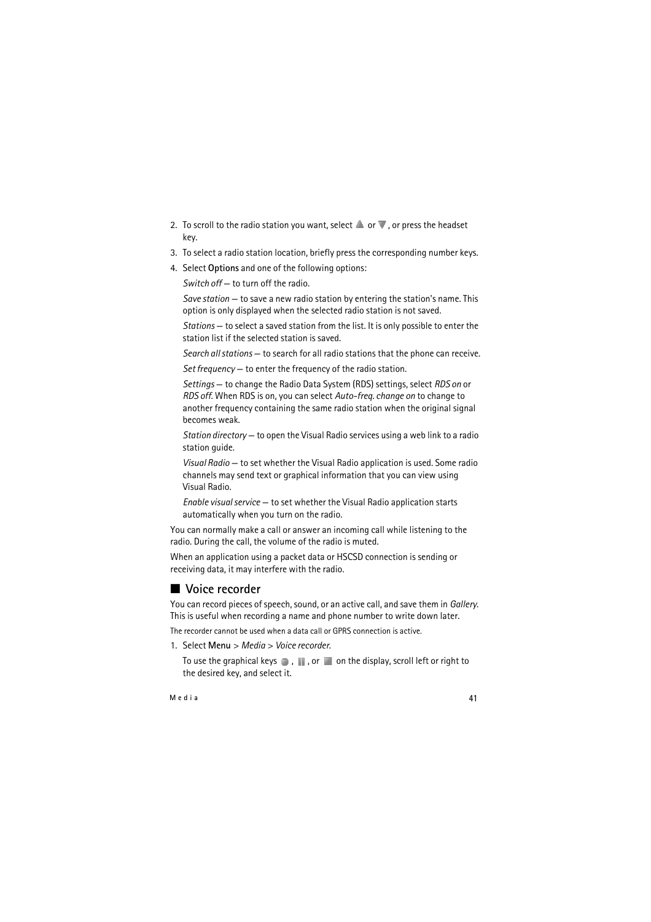2. To scroll to the radio station you want, select ▲ or ▼, or press the headset key.
3. To select a radio station location, briefly press the corresponding number keys.
4. Select **Options** and one of the following options:

   *Switch off* — to turn off the radio.

   *Save station* — to save a new radio station by entering the station's name. This option is only displayed when the selected radio station is not saved.

   *Stations* — to select a saved station from the list. It is only possible to enter the station list if the selected station is saved.

   *Search all stations* — to search for all radio stations that the phone can receive.

   *Set frequency* — to enter the frequency of the radio station.

   *Settings* — to change the Radio Data System (RDS) settings, select *RDS on* or *RDS off*. When RDS is on, you can select *Auto-freq. change on* to change to another frequency containing the same radio station when the original signal becomes weak.

   *Station directory* — to open the Visual Radio services using a web link to a radio station guide.

   *Visual Radio* — to set whether the Visual Radio application is used. Some radio channels may send text or graphical information that you can view using Visual Radio.

   *Enable visual service* — to set whether the Visual Radio application starts automatically when you turn on the radio.

You can normally make a call or answer an incoming call while listening to the radio. During the call, the volume of the radio is muted.

When an application using a packet data or HSCSD connection is sending or receiving data, it may interfere with the radio.

## Voice recorder

You can record pieces of speech, sound, or an active call, and save them in *Gallery*. This is useful when recording a name and phone number to write down later.

The recorder cannot be used when a data call or GPRS connection is active.

1. Select **Menu** > *Media* > *Voice recorder*.

   To use the graphical keys ●, ||, or ■ on the display, scroll left or right to the desired key, and select it.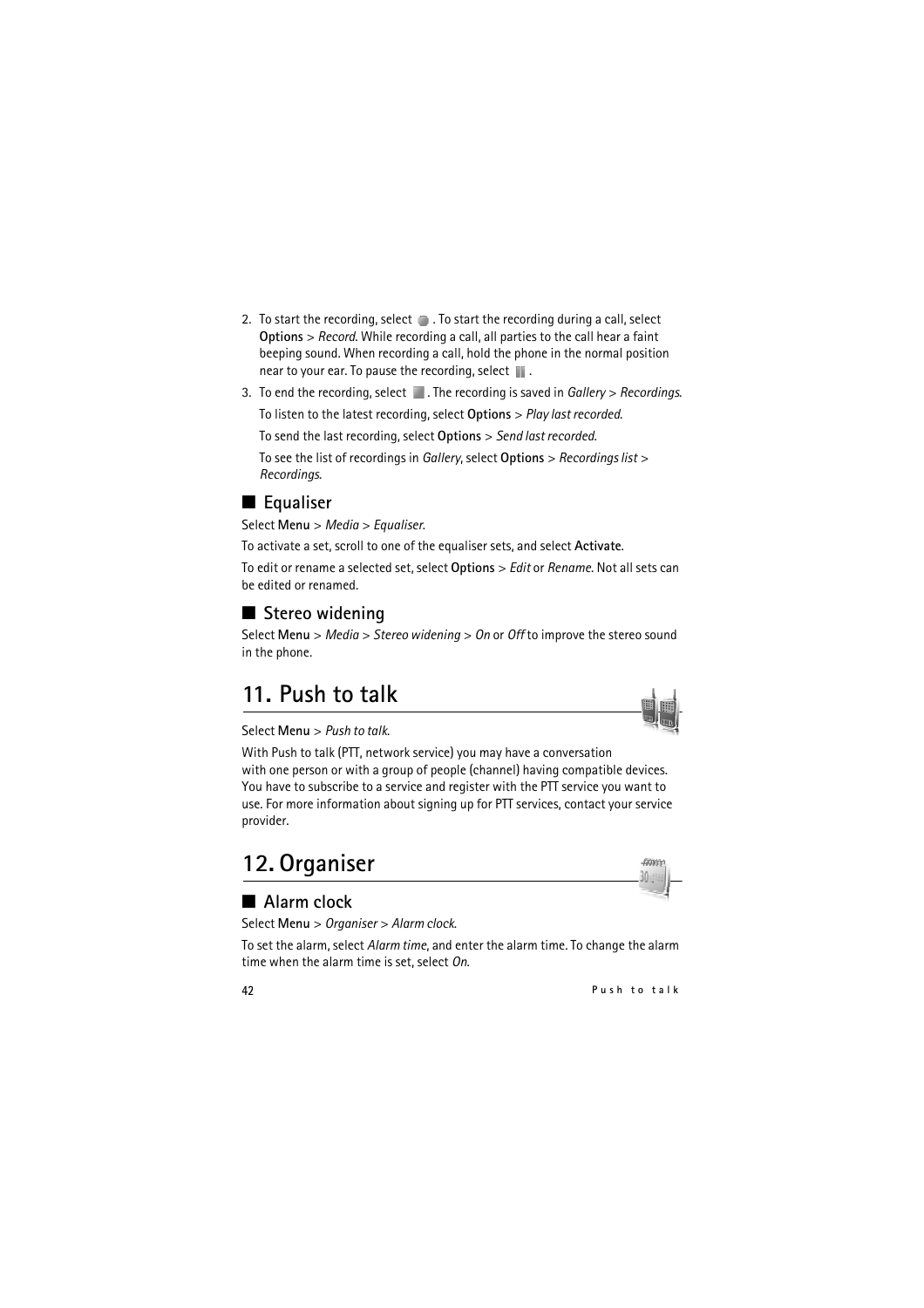2. To start the recording, select ●. To start the recording during a call, select **Options** > *Record*. While recording a call, all parties to the call hear a faint beeping sound. When recording a call, hold the phone in the normal position near to your ear. To pause the recording, select ▮▮.
3. To end the recording, select ■. The recording is saved in *Gallery* > *Recordings*.

   To listen to the latest recording, select **Options** > *Play last recorded*.

   To send the last recording, select **Options** > *Send last recorded*.

   To see the list of recordings in *Gallery*, select **Options** > *Recordings list* > *Recordings*.

## ■ Equaliser

Select **Menu** > *Media* > *Equaliser*.

To activate a set, scroll to one of the equaliser sets, and select **Activate**.

To edit or rename a selected set, select **Options** > *Edit* or *Rename*. Not all sets can be edited or renamed.

## ■ Stereo widening

Select **Menu** > *Media* > *Stereo widening* > *On* or *Off* to improve the stereo sound in the phone.

# 11. Push to talk

Select **Menu** > *Push to talk*.

With Push to talk (PTT, network service) you may have a conversation with one person or with a group of people (channel) having compatible devices. You have to subscribe to a service and register with the PTT service you want to use. For more information about signing up for PTT services, contact your service provider.

# 12. Organiser

## ■ Alarm clock

Select **Menu** > *Organiser* > *Alarm clock*.

To set the alarm, select *Alarm time*, and enter the alarm time. To change the alarm time when the alarm time is set, select *On*.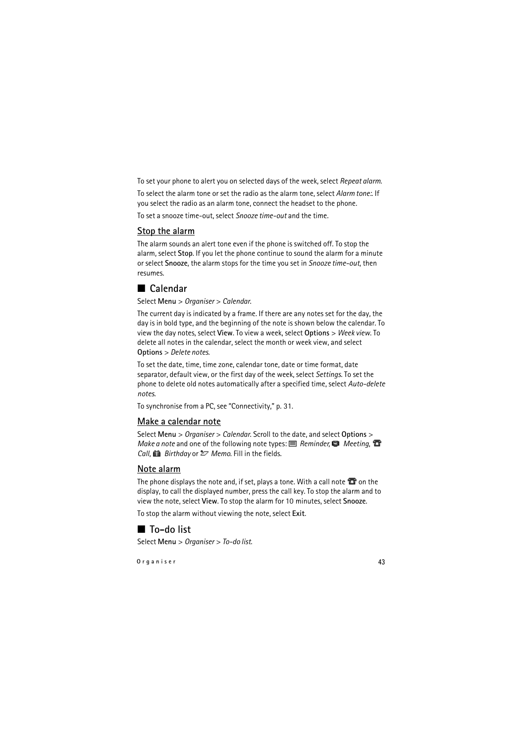To set your phone to alert you on selected days of the week, select *Repeat alarm*.

To select the alarm tone or set the radio as the alarm tone, select *Alarm tone:*. If you select the radio as an alarm tone, connect the headset to the phone.

To set a snooze time-out, select *Snooze time-out* and the time.

### Stop the alarm

The alarm sounds an alert tone even if the phone is switched off. To stop the alarm, select **Stop**. If you let the phone continue to sound the alarm for a minute or select **Snooze**, the alarm stops for the time you set in *Snooze time-out*, then resumes.

## Calendar

Select **Menu** > *Organiser* > *Calendar*.

The current day is indicated by a frame. If there are any notes set for the day, the day is in bold type, and the beginning of the note is shown below the calendar. To view the day notes, select **View**. To view a week, select **Options** > *Week view*. To delete all notes in the calendar, select the month or week view, and select **Options** > *Delete notes*.

To set the date, time, time zone, calendar tone, date or time format, date separator, default view, or the first day of the week, select *Settings*. To set the phone to delete old notes automatically after a specified time, select *Auto-delete notes*.

To synchronise from a PC, see "Connectivity," p. 31.

### Make a calendar note

Select **Menu** > *Organiser* > *Calendar*. Scroll to the date, and select **Options** > *Make a note* and one of the following note types: *Reminder*, *Meeting*, *Call*, *Birthday* or *Memo*. Fill in the fields.

### Note alarm

The phone displays the note and, if set, plays a tone. With a call note on the display, to call the displayed number, press the call key. To stop the alarm and to view the note, select **View**. To stop the alarm for 10 minutes, select **Snooze**.

To stop the alarm without viewing the note, select **Exit**.

## To-do list

Select **Menu** > *Organiser* > *To-do list*.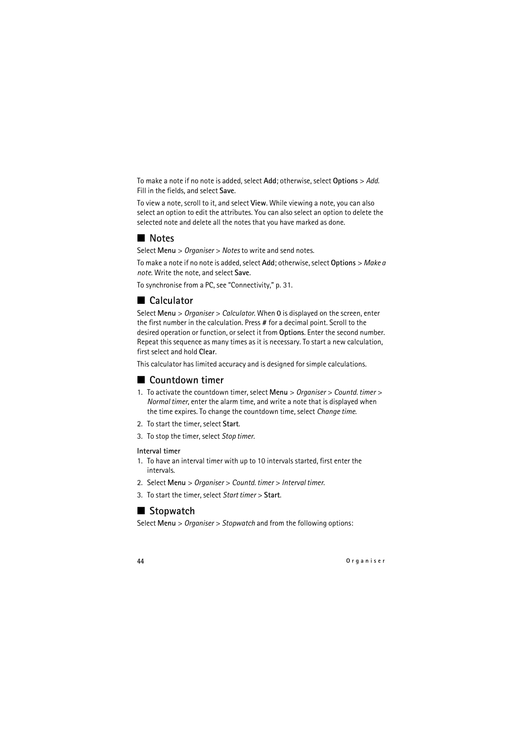To make a note if no note is added, select **Add**; otherwise, select **Options** > *Add*. Fill in the fields, and select **Save**.

To view a note, scroll to it, and select **View**. While viewing a note, you can also select an option to edit the attributes. You can also select an option to delete the selected note and delete all the notes that you have marked as done.

## Notes

Select **Menu** > *Organiser* > *Notes* to write and send notes.

To make a note if no note is added, select **Add**; otherwise, select **Options** > *Make a note*. Write the note, and select **Save**.

To synchronise from a PC, see "Connectivity," p. 31.

## Calculator

Select **Menu** > *Organiser* > *Calculator*. When **0** is displayed on the screen, enter the first number in the calculation. Press **#** for a decimal point. Scroll to the desired operation or function, or select it from **Options**. Enter the second number. Repeat this sequence as many times as it is necessary. To start a new calculation, first select and hold **Clear**.

This calculator has limited accuracy and is designed for simple calculations.

## Countdown timer

1. To activate the countdown timer, select **Menu** > *Organiser* > *Countd. timer* > *Normal timer*, enter the alarm time, and write a note that is displayed when the time expires. To change the countdown time, select *Change time*.
2. To start the timer, select **Start**.
3. To stop the timer, select *Stop timer*.

**Interval timer**

1. To have an interval timer with up to 10 intervals started, first enter the intervals.
2. Select **Menu** > *Organiser* > *Countd. timer* > *Interval timer*.
3. To start the timer, select *Start timer* > **Start**.

## Stopwatch

Select **Menu** > *Organiser* > *Stopwatch* and from the following options: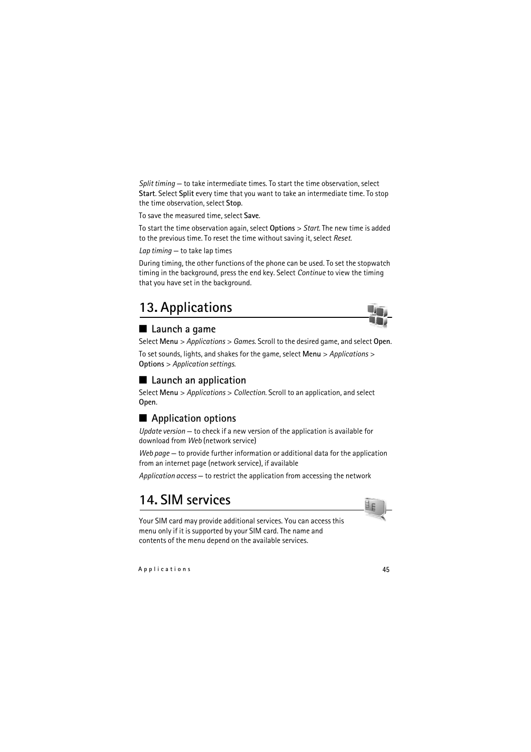*Split timing* — to take intermediate times. To start the time observation, select **Start**. Select **Split** every time that you want to take an intermediate time. To stop the time observation, select **Stop**.

To save the measured time, select **Save**.

To start the time observation again, select **Options** > *Start*. The new time is added to the previous time. To reset the time without saving it, select *Reset*.

*Lap timing* — to take lap times

During timing, the other functions of the phone can be used. To set the stopwatch timing in the background, press the end key. Select *Continue* to view the timing that you have set in the background.

# 13. Applications

## ■ Launch a game

Select **Menu** > *Applications* > *Games*. Scroll to the desired game, and select **Open**.

To set sounds, lights, and shakes for the game, select **Menu** > *Applications* > **Options** > *Application settings*.

## ■ Launch an application

Select **Menu** > *Applications* > *Collection*. Scroll to an application, and select **Open**.

## ■ Application options

*Update version* — to check if a new version of the application is available for download from *Web* (network service)

*Web page* — to provide further information or additional data for the application from an internet page (network service), if available

*Application access* — to restrict the application from accessing the network

# 14. SIM services

Your SIM card may provide additional services. You can access this menu only if it is supported by your SIM card. The name and contents of the menu depend on the available services.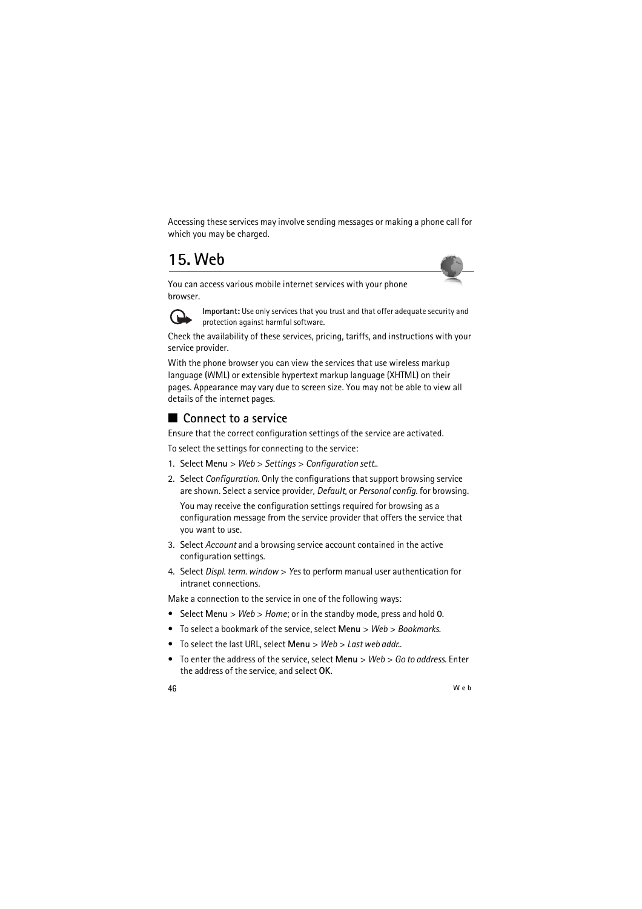Accessing these services may involve sending messages or making a phone call for which you may be charged.

# 15. Web

You can access various mobile internet services with your phone browser.

**Important:** Use only services that you trust and that offer adequate security and protection against harmful software.

Check the availability of these services, pricing, tariffs, and instructions with your service provider.

With the phone browser you can view the services that use wireless markup language (WML) or extensible hypertext markup language (XHTML) on their pages. Appearance may vary due to screen size. You may not be able to view all details of the internet pages.

## Connect to a service

Ensure that the correct configuration settings of the service are activated.

To select the settings for connecting to the service:

1. Select **Menu** > *Web* > *Settings* > *Configuration sett.*.
2. Select *Configuration*. Only the configurations that support browsing service are shown. Select a service provider, *Default*, or *Personal config.* for browsing.

   You may receive the configuration settings required for browsing as a configuration message from the service provider that offers the service that you want to use.
3. Select *Account* and a browsing service account contained in the active configuration settings.
4. Select *Displ. term. window* > *Yes* to perform manual user authentication for intranet connections.

Make a connection to the service in one of the following ways:

- Select **Menu** > *Web* > *Home*; or in the standby mode, press and hold **0**.
- To select a bookmark of the service, select **Menu** > *Web* > *Bookmarks*.
- To select the last URL, select **Menu** > *Web* > *Last web addr.*.
- To enter the address of the service, select **Menu** > *Web* > *Go to address*. Enter the address of the service, and select **OK**.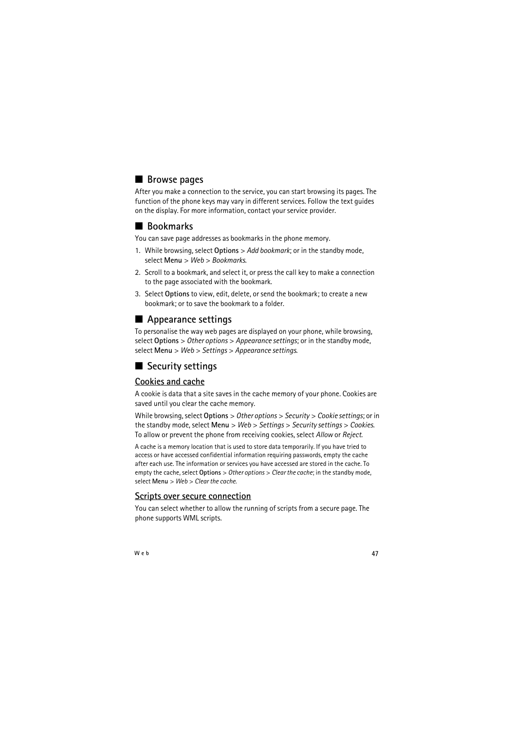## Browse pages

After you make a connection to the service, you can start browsing its pages. The function of the phone keys may vary in different services. Follow the text guides on the display. For more information, contact your service provider.

## Bookmarks

You can save page addresses as bookmarks in the phone memory.

1. While browsing, select **Options** > *Add bookmark*; or in the standby mode, select **Menu** > *Web* > *Bookmarks*.
2. Scroll to a bookmark, and select it, or press the call key to make a connection to the page associated with the bookmark.
3. Select **Options** to view, edit, delete, or send the bookmark; to create a new bookmark; or to save the bookmark to a folder.

## Appearance settings

To personalise the way web pages are displayed on your phone, while browsing, select **Options** > *Other options* > *Appearance settings*; or in the standby mode, select **Menu** > *Web* > *Settings* > *Appearance settings*.

## Security settings

### Cookies and cache

A cookie is data that a site saves in the cache memory of your phone. Cookies are saved until you clear the cache memory.

While browsing, select **Options** > *Other options* > *Security* > *Cookie settings*; or in the standby mode, select **Menu** > *Web* > *Settings* > *Security settings* > *Cookies*. To allow or prevent the phone from receiving cookies, select *Allow* or *Reject*.

A cache is a memory location that is used to store data temporarily. If you have tried to access or have accessed confidential information requiring passwords, empty the cache after each use. The information or services you have accessed are stored in the cache. To empty the cache, select **Options** > *Other options* > *Clear the cache*; in the standby mode, select **Menu** > *Web* > *Clear the cache*.

### Scripts over secure connection

You can select whether to allow the running of scripts from a secure page. The phone supports WML scripts.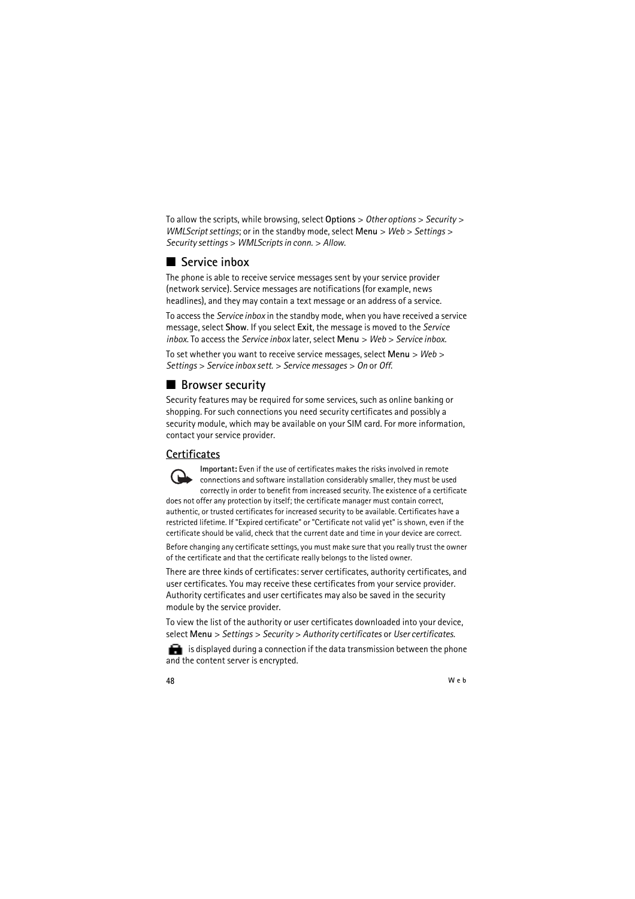To allow the scripts, while browsing, select **Options** > *Other options* > *Security* > *WMLScript settings*; or in the standby mode, select **Menu** > *Web* > *Settings* > *Security settings* > *WMLScripts in conn.* > *Allow*.

## Service inbox

The phone is able to receive service messages sent by your service provider (network service). Service messages are notifications (for example, news headlines), and they may contain a text message or an address of a service.

To access the *Service inbox* in the standby mode, when you have received a service message, select **Show**. If you select **Exit**, the message is moved to the *Service inbox*. To access the *Service inbox* later, select **Menu** > *Web* > *Service inbox*.

To set whether you want to receive service messages, select **Menu** > *Web* > *Settings* > *Service inbox sett.* > *Service messages* > *On* or *Off*.

## Browser security

Security features may be required for some services, such as online banking or shopping. For such connections you need security certificates and possibly a security module, which may be available on your SIM card. For more information, contact your service provider.

### Certificates

**Important:** Even if the use of certificates makes the risks involved in remote connections and software installation considerably smaller, they must be used correctly in order to benefit from increased security. The existence of a certificate does not offer any protection by itself; the certificate manager must contain correct, authentic, or trusted certificates for increased security to be available. Certificates have a restricted lifetime. If "Expired certificate" or "Certificate not valid yet" is shown, even if the certificate should be valid, check that the current date and time in your device are correct.

Before changing any certificate settings, you must make sure that you really trust the owner of the certificate and that the certificate really belongs to the listed owner.

There are three kinds of certificates: server certificates, authority certificates, and user certificates. You may receive these certificates from your service provider. Authority certificates and user certificates may also be saved in the security module by the service provider.

To view the list of the authority or user certificates downloaded into your device, select **Menu** > *Settings* > *Security* > *Authority certificates* or *User certificates*.

is displayed during a connection if the data transmission between the phone and the content server is encrypted.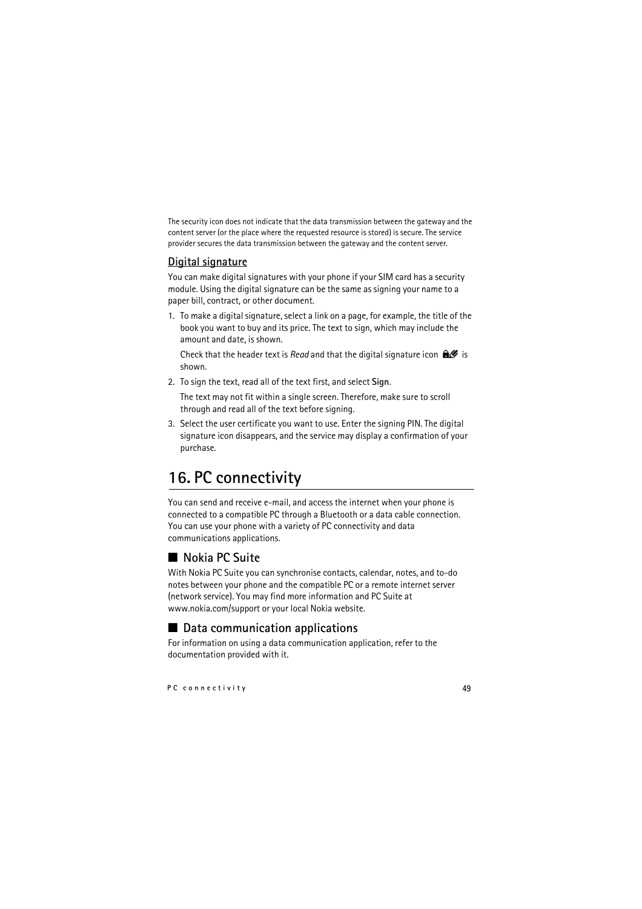The security icon does not indicate that the data transmission between the gateway and the content server (or the place where the requested resource is stored) is secure. The service provider secures the data transmission between the gateway and the content server.

### Digital signature

You can make digital signatures with your phone if your SIM card has a security module. Using the digital signature can be the same as signing your name to a paper bill, contract, or other document.

1. To make a digital signature, select a link on a page, for example, the title of the book you want to buy and its price. The text to sign, which may include the amount and date, is shown.

   Check that the header text is *Read* and that the digital signature icon is shown.

2. To sign the text, read all of the text first, and select **Sign**.

   The text may not fit within a single screen. Therefore, make sure to scroll through and read all of the text before signing.

3. Select the user certificate you want to use. Enter the signing PIN. The digital signature icon disappears, and the service may display a confirmation of your purchase.

# 16. PC connectivity

You can send and receive e-mail, and access the internet when your phone is connected to a compatible PC through a Bluetooth or a data cable connection. You can use your phone with a variety of PC connectivity and data communications applications.

## Nokia PC Suite

With Nokia PC Suite you can synchronise contacts, calendar, notes, and to-do notes between your phone and the compatible PC or a remote internet server (network service). You may find more information and PC Suite at www.nokia.com/support or your local Nokia website.

## Data communication applications

For information on using a data communication application, refer to the documentation provided with it.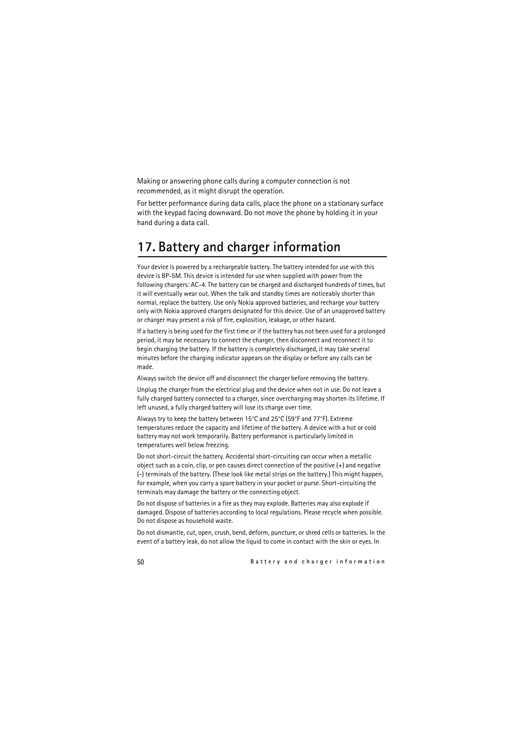Making or answering phone calls during a computer connection is not recommended, as it might disrupt the operation.

For better performance during data calls, place the phone on a stationary surface with the keypad facing downward. Do not move the phone by holding it in your hand during a data call.

# 17. Battery and charger information

Your device is powered by a rechargeable battery. The battery intended for use with this device is BP-5M. This device is intended for use when supplied with power from the following chargers: AC-4. The battery can be charged and discharged hundreds of times, but it will eventually wear out. When the talk and standby times are noticeably shorter than normal, replace the battery. Use only Nokia approved batteries, and recharge your battery only with Nokia approved chargers designated for this device. Use of an unapproved battery or charger may present a risk of fire, explosition, leakage, or other hazard.

If a battery is being used for the first time or if the battery has not been used for a prolonged period, it may be necessary to connect the charger, then disconnect and reconnect it to begin charging the battery. If the battery is completely discharged, it may take several minutes before the charging indicator appears on the display or before any calls can be made.

Always switch the device off and disconnect the charger before removing the battery.

Unplug the charger from the electrical plug and the device when not in use. Do not leave a fully charged battery connected to a charger, since overcharging may shorten its lifetime. If left unused, a fully charged battery will lose its charge over time.

Always try to keep the battery between 15°C and 25°C (59°F and 77°F). Extreme temperatures reduce the capacity and lifetime of the battery. A device with a hot or cold battery may not work temporarily. Battery performance is particularly limited in temperatures well below freezing.

Do not short-circuit the battery. Accidental short-circuiting can occur when a metallic object such as a coin, clip, or pen causes direct connection of the positive (+) and negative (-) terminals of the battery. (These look like metal strips on the battery.) This might happen, for example, when you carry a spare battery in your pocket or purse. Short-circuiting the terminals may damage the battery or the connecting object.

Do not dispose of batteries in a fire as they may explode. Batteries may also explode if damaged. Dispose of batteries according to local regulations. Please recycle when possible. Do not dispose as household waste.

Do not dismantle, cut, open, crush, bend, deform, puncture, or shred cells or batteries. In the event of a battery leak, do not allow the liquid to come in contact with the skin or eyes. In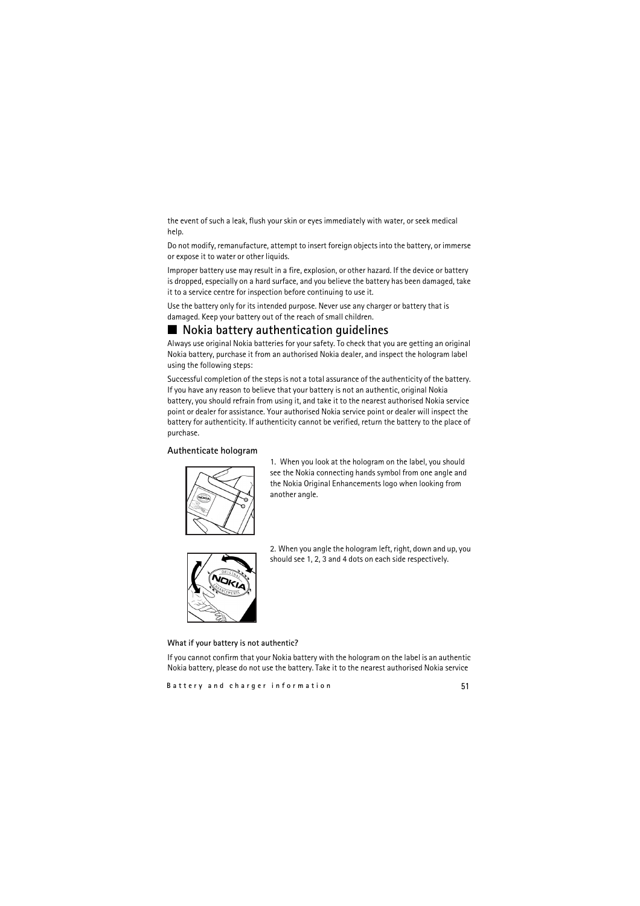the event of such a leak, flush your skin or eyes immediately with water, or seek medical help.

Do not modify, remanufacture, attempt to insert foreign objects into the battery, or immerse or expose it to water or other liquids.

Improper battery use may result in a fire, explosion, or other hazard. If the device or battery is dropped, especially on a hard surface, and you believe the battery has been damaged, take it to a service centre for inspection before continuing to use it.

Use the battery only for its intended purpose. Never use any charger or battery that is damaged. Keep your battery out of the reach of small children.

## Nokia battery authentication guidelines

Always use original Nokia batteries for your safety. To check that you are getting an original Nokia battery, purchase it from an authorised Nokia dealer, and inspect the hologram label using the following steps:

Successful completion of the steps is not a total assurance of the authenticity of the battery. If you have any reason to believe that your battery is not an authentic, original Nokia battery, you should refrain from using it, and take it to the nearest authorised Nokia service point or dealer for assistance. Your authorised Nokia service point or dealer will inspect the battery for authenticity. If authenticity cannot be verified, return the battery to the place of purchase.

### Authenticate hologram

1. When you look at the hologram on the label, you should see the Nokia connecting hands symbol from one angle and the Nokia Original Enhancements logo when looking from another angle.

2. When you angle the hologram left, right, down and up, you should see 1, 2, 3 and 4 dots on each side respectively.

#### What if your battery is not authentic?

If you cannot confirm that your Nokia battery with the hologram on the label is an authentic Nokia battery, please do not use the battery. Take it to the nearest authorised Nokia service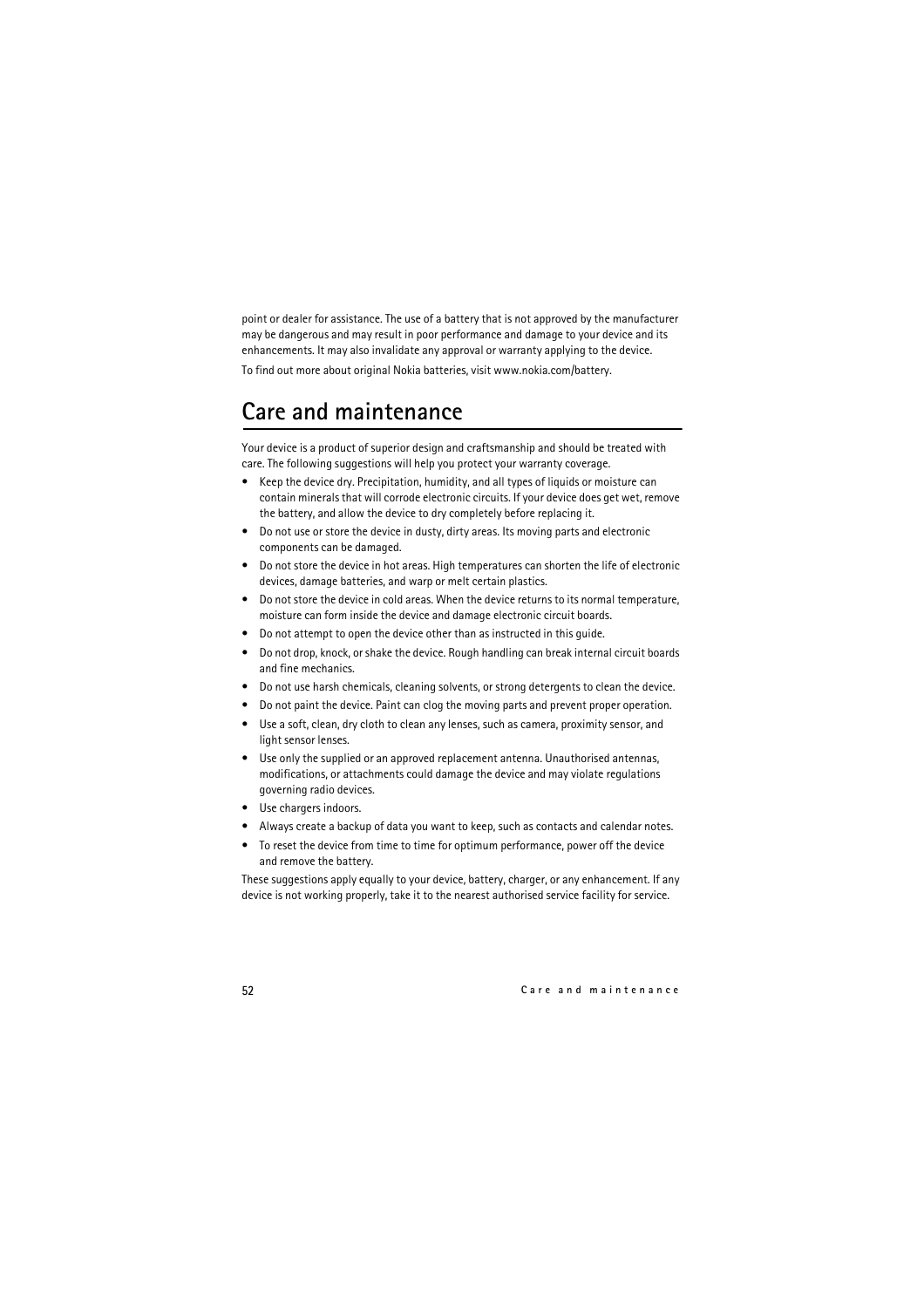point or dealer for assistance. The use of a battery that is not approved by the manufacturer may be dangerous and may result in poor performance and damage to your device and its enhancements. It may also invalidate any approval or warranty applying to the device.

To find out more about original Nokia batteries, visit www.nokia.com/battery.

# Care and maintenance

Your device is a product of superior design and craftsmanship and should be treated with care. The following suggestions will help you protect your warranty coverage.

- Keep the device dry. Precipitation, humidity, and all types of liquids or moisture can contain minerals that will corrode electronic circuits. If your device does get wet, remove the battery, and allow the device to dry completely before replacing it.
- Do not use or store the device in dusty, dirty areas. Its moving parts and electronic components can be damaged.
- Do not store the device in hot areas. High temperatures can shorten the life of electronic devices, damage batteries, and warp or melt certain plastics.
- Do not store the device in cold areas. When the device returns to its normal temperature, moisture can form inside the device and damage electronic circuit boards.
- Do not attempt to open the device other than as instructed in this guide.
- Do not drop, knock, or shake the device. Rough handling can break internal circuit boards and fine mechanics.
- Do not use harsh chemicals, cleaning solvents, or strong detergents to clean the device.
- Do not paint the device. Paint can clog the moving parts and prevent proper operation.
- Use a soft, clean, dry cloth to clean any lenses, such as camera, proximity sensor, and light sensor lenses.
- Use only the supplied or an approved replacement antenna. Unauthorised antennas, modifications, or attachments could damage the device and may violate regulations governing radio devices.
- Use chargers indoors.
- Always create a backup of data you want to keep, such as contacts and calendar notes.
- To reset the device from time to time for optimum performance, power off the device and remove the battery.

These suggestions apply equally to your device, battery, charger, or any enhancement. If any device is not working properly, take it to the nearest authorised service facility for service.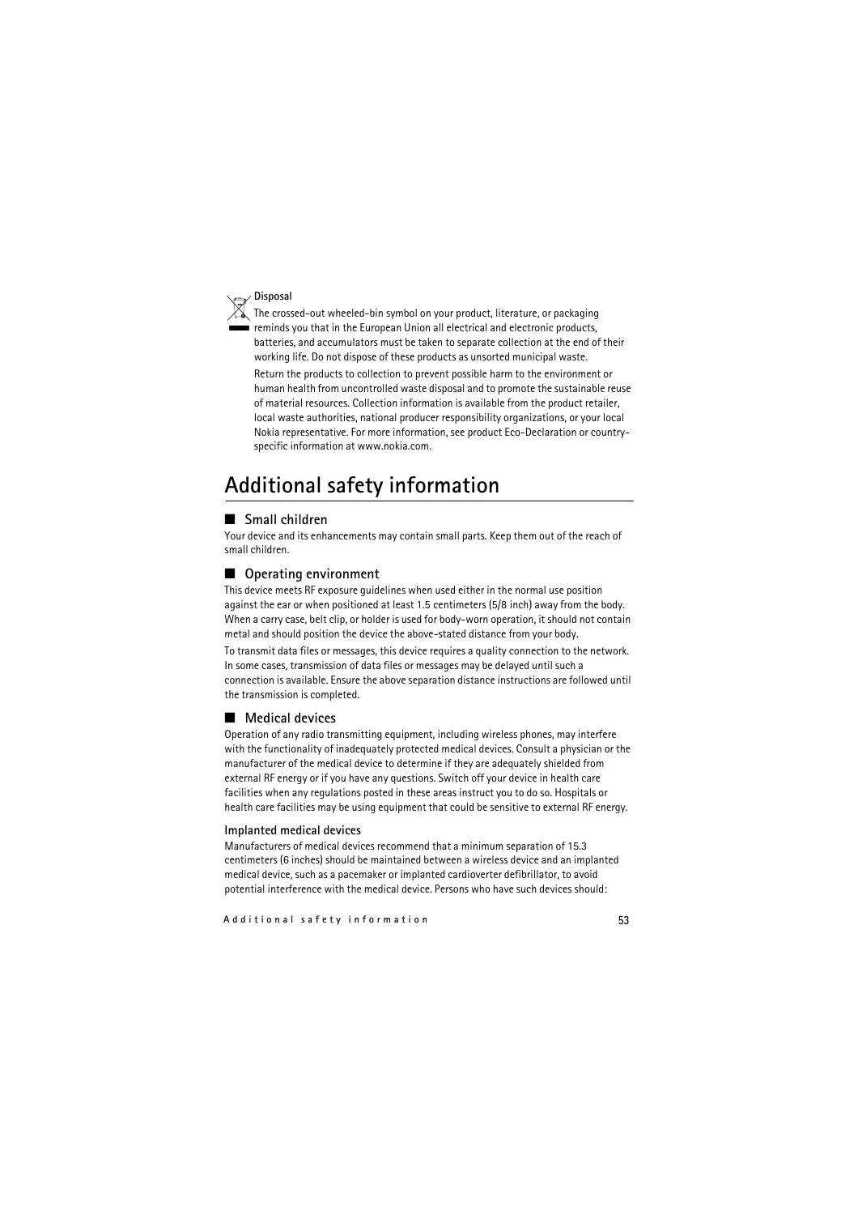**Disposal**

The crossed-out wheeled-bin symbol on your product, literature, or packaging reminds you that in the European Union all electrical and electronic products, batteries, and accumulators must be taken to separate collection at the end of their working life. Do not dispose of these products as unsorted municipal waste.

Return the products to collection to prevent possible harm to the environment or human health from uncontrolled waste disposal and to promote the sustainable reuse of material resources. Collection information is available from the product retailer, local waste authorities, national producer responsibility organizations, or your local Nokia representative. For more information, see product Eco-Declaration or country-specific information at www.nokia.com.

# Additional safety information

## Small children

Your device and its enhancements may contain small parts. Keep them out of the reach of small children.

## Operating environment

This device meets RF exposure guidelines when used either in the normal use position against the ear or when positioned at least 1.5 centimeters (5/8 inch) away from the body. When a carry case, belt clip, or holder is used for body-worn operation, it should not contain metal and should position the device the above-stated distance from your body.

To transmit data files or messages, this device requires a quality connection to the network. In some cases, transmission of data files or messages may be delayed until such a connection is available. Ensure the above separation distance instructions are followed until the transmission is completed.

## Medical devices

Operation of any radio transmitting equipment, including wireless phones, may interfere with the functionality of inadequately protected medical devices. Consult a physician or the manufacturer of the medical device to determine if they are adequately shielded from external RF energy or if you have any questions. Switch off your device in health care facilities when any regulations posted in these areas instruct you to do so. Hospitals or health care facilities may be using equipment that could be sensitive to external RF energy.

### Implanted medical devices

Manufacturers of medical devices recommend that a minimum separation of 15.3 centimeters (6 inches) should be maintained between a wireless device and an implanted medical device, such as a pacemaker or implanted cardioverter defibrillator, to avoid potential interference with the medical device. Persons who have such devices should: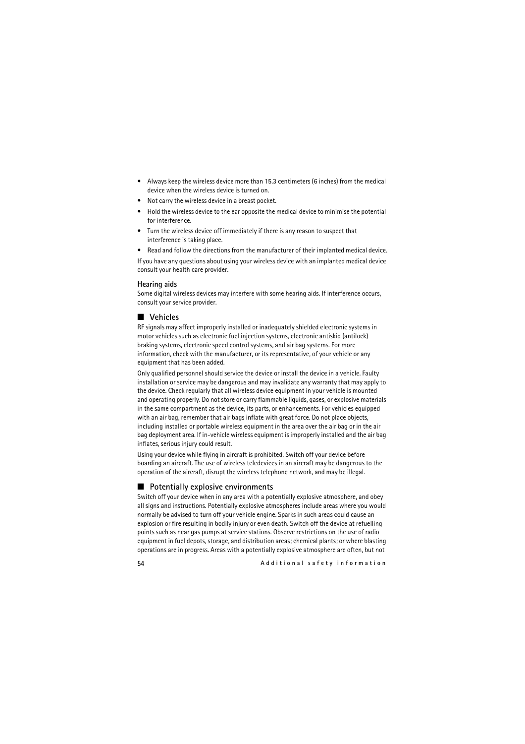- Always keep the wireless device more than 15.3 centimeters (6 inches) from the medical device when the wireless device is turned on.
- Not carry the wireless device in a breast pocket.
- Hold the wireless device to the ear opposite the medical device to minimise the potential for interference.
- Turn the wireless device off immediately if there is any reason to suspect that interference is taking place.
- Read and follow the directions from the manufacturer of their implanted medical device.

If you have any questions about using your wireless device with an implanted medical device consult your health care provider.

### Hearing aids

Some digital wireless devices may interfere with some hearing aids. If interference occurs, consult your service provider.

## Vehicles

RF signals may affect improperly installed or inadequately shielded electronic systems in motor vehicles such as electronic fuel injection systems, electronic antiskid (antilock) braking systems, electronic speed control systems, and air bag systems. For more information, check with the manufacturer, or its representative, of your vehicle or any equipment that has been added.

Only qualified personnel should service the device or install the device in a vehicle. Faulty installation or service may be dangerous and may invalidate any warranty that may apply to the device. Check regularly that all wireless device equipment in your vehicle is mounted and operating properly. Do not store or carry flammable liquids, gases, or explosive materials in the same compartment as the device, its parts, or enhancements. For vehicles equipped with an air bag, remember that air bags inflate with great force. Do not place objects, including installed or portable wireless equipment in the area over the air bag or in the air bag deployment area. If in-vehicle wireless equipment is improperly installed and the air bag inflates, serious injury could result.

Using your device while flying in aircraft is prohibited. Switch off your device before boarding an aircraft. The use of wireless teledevices in an aircraft may be dangerous to the operation of the aircraft, disrupt the wireless telephone network, and may be illegal.

## Potentially explosive environments

Switch off your device when in any area with a potentially explosive atmosphere, and obey all signs and instructions. Potentially explosive atmospheres include areas where you would normally be advised to turn off your vehicle engine. Sparks in such areas could cause an explosion or fire resulting in bodily injury or even death. Switch off the device at refuelling points such as near gas pumps at service stations. Observe restrictions on the use of radio equipment in fuel depots, storage, and distribution areas; chemical plants; or where blasting operations are in progress. Areas with a potentially explosive atmosphere are often, but not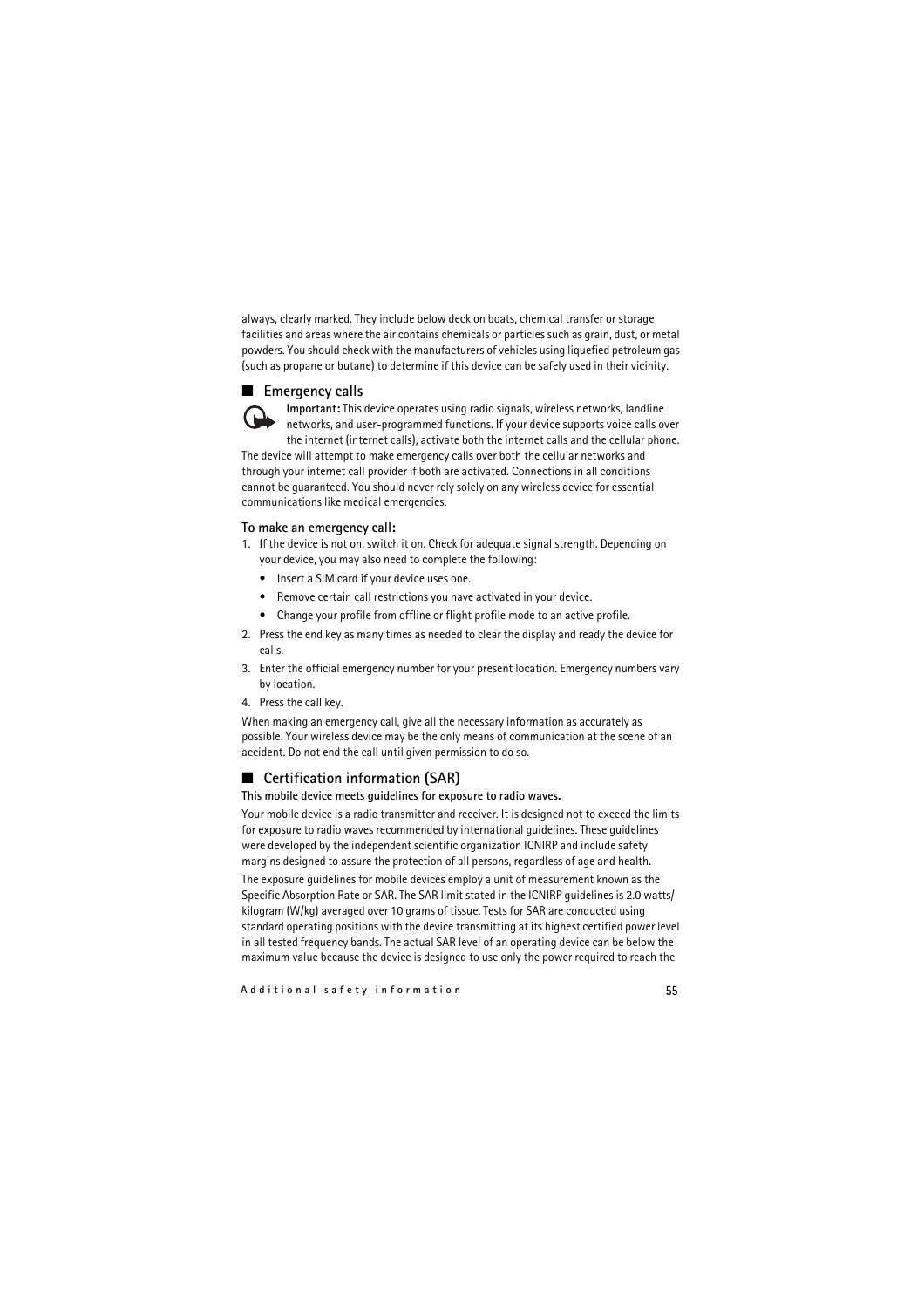always, clearly marked. They include below deck on boats, chemical transfer or storage facilities and areas where the air contains chemicals or particles such as grain, dust, or metal powders. You should check with the manufacturers of vehicles using liquefied petroleum gas (such as propane or butane) to determine if this device can be safely used in their vicinity.

## Emergency calls

**Important:** This device operates using radio signals, wireless networks, landline networks, and user-programmed functions. If your device supports voice calls over the internet (internet calls), activate both the internet calls and the cellular phone. The device will attempt to make emergency calls over both the cellular networks and through your internet call provider if both are activated. Connections in all conditions cannot be guaranteed. You should never rely solely on any wireless device for essential communications like medical emergencies.

**To make an emergency call:**

1. If the device is not on, switch it on. Check for adequate signal strength. Depending on your device, you may also need to complete the following:
   - Insert a SIM card if your device uses one.
   - Remove certain call restrictions you have activated in your device.
   - Change your profile from offline or flight profile mode to an active profile.
2. Press the end key as many times as needed to clear the display and ready the device for calls.
3. Enter the official emergency number for your present location. Emergency numbers vary by location.
4. Press the call key.

When making an emergency call, give all the necessary information as accurately as possible. Your wireless device may be the only means of communication at the scene of an accident. Do not end the call until given permission to do so.

## Certification information (SAR)

**This mobile device meets guidelines for exposure to radio waves.**

Your mobile device is a radio transmitter and receiver. It is designed not to exceed the limits for exposure to radio waves recommended by international guidelines. These guidelines were developed by the independent scientific organization ICNIRP and include safety margins designed to assure the protection of all persons, regardless of age and health.

The exposure guidelines for mobile devices employ a unit of measurement known as the Specific Absorption Rate or SAR. The SAR limit stated in the ICNIRP guidelines is 2.0 watts/kilogram (W/kg) averaged over 10 grams of tissue. Tests for SAR are conducted using standard operating positions with the device transmitting at its highest certified power level in all tested frequency bands. The actual SAR level of an operating device can be below the maximum value because the device is designed to use only the power required to reach the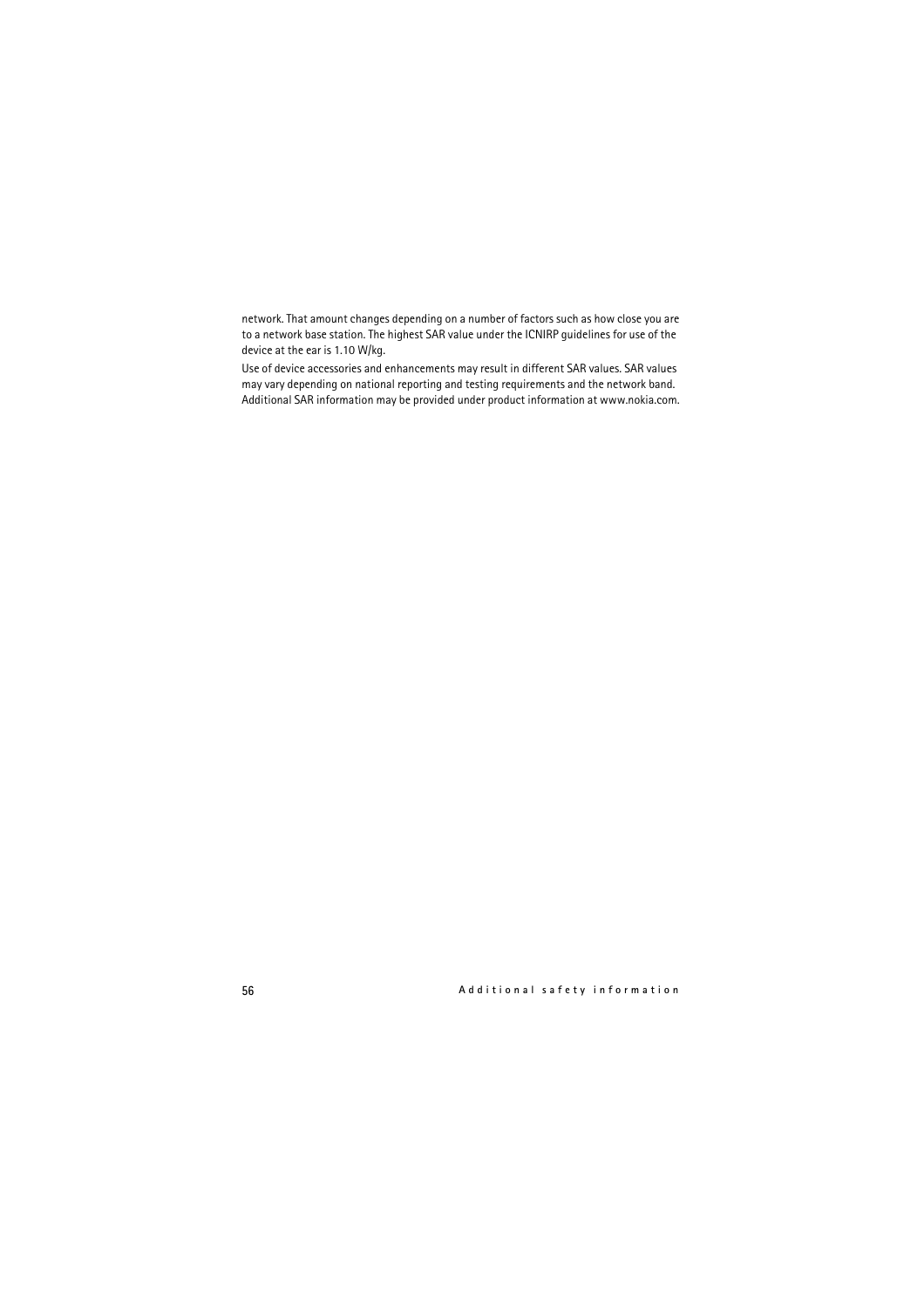network. That amount changes depending on a number of factors such as how close you are to a network base station. The highest SAR value under the ICNIRP guidelines for use of the device at the ear is 1.10 W/kg.

Use of device accessories and enhancements may result in different SAR values. SAR values may vary depending on national reporting and testing requirements and the network band. Additional SAR information may be provided under product information at www.nokia.com.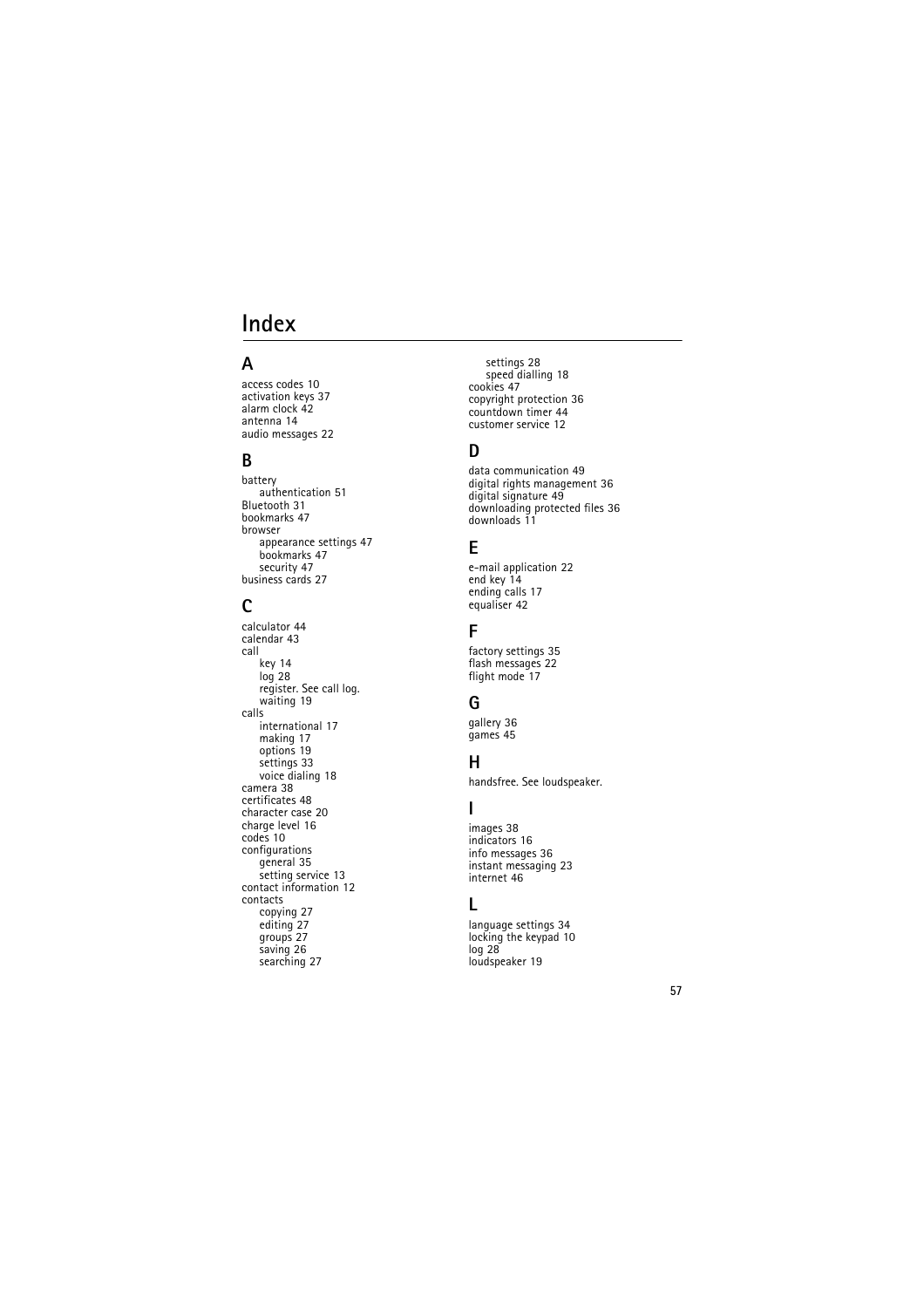# Index

## A

access codes 10
activation keys 37
alarm clock 42
antenna 14
audio messages 22

## B

battery
- authentication 51

Bluetooth 31
bookmarks 47
browser
- appearance settings 47
- bookmarks 47
- security 47

business cards 27

## C

calculator 44
calendar 43
call
- key 14
- log 28
- register. See call log.
- waiting 19

calls
- international 17
- making 17
- options 19
- settings 33
- voice dialing 18

camera 38
certificates 48
character case 20
charge level 16
codes 10
configurations
- general 35
- setting service 13

contact information 12
contacts
- copying 27
- editing 27
- groups 27
- saving 26
- searching 27
- settings 28
- speed dialling 18

cookies 47
copyright protection 36
countdown timer 44
customer service 12

## D

data communication 49
digital rights management 36
digital signature 49
downloading protected files 36
downloads 11

## E

e-mail application 22
end key 14
ending calls 17
equaliser 42

## F

factory settings 35
flash messages 22
flight mode 17

## G

gallery 36
games 45

## H

handsfree. See loudspeaker.

## I

images 38
indicators 16
info messages 36
instant messaging 23
internet 46

## L

language settings 34
locking the keypad 10
log 28
loudspeaker 19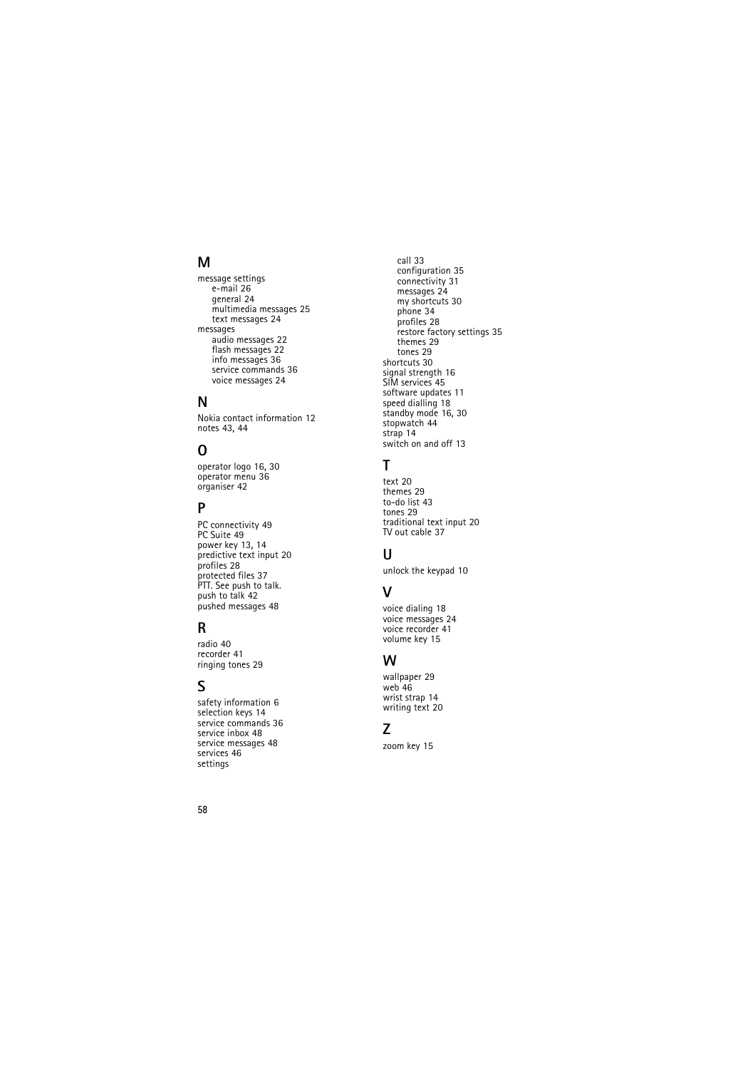## M

message settings
- e-mail 26
- general 24
- multimedia messages 25
- text messages 24

messages
- audio messages 22
- flash messages 22
- info messages 36
- service commands 36
- voice messages 24

## N

Nokia contact information 12
notes 43, 44

## O

operator logo 16, 30
operator menu 36
organiser 42

## P

PC connectivity 49
PC Suite 49
power key 13, 14
predictive text input 20
profiles 28
protected files 37
PTT. See push to talk.
push to talk 42
pushed messages 48

## R

radio 40
recorder 41
ringing tones 29

## S

safety information 6
selection keys 14
service commands 36
service inbox 48
service messages 48
services 46
settings
- call 33
- configuration 35
- connectivity 31
- messages 24
- my shortcuts 30
- phone 34
- profiles 28
- restore factory settings 35
- themes 29
- tones 29

shortcuts 30
signal strength 16
SIM services 45
software updates 11
speed dialling 18
standby mode 16, 30
stopwatch 44
strap 14
switch on and off 13

## T

text 20
themes 29
to-do list 43
tones 29
traditional text input 20
TV out cable 37

## U

unlock the keypad 10

## V

voice dialing 18
voice messages 24
voice recorder 41
volume key 15

## W

wallpaper 29
web 46
wrist strap 14
writing text 20

## Z

zoom key 15